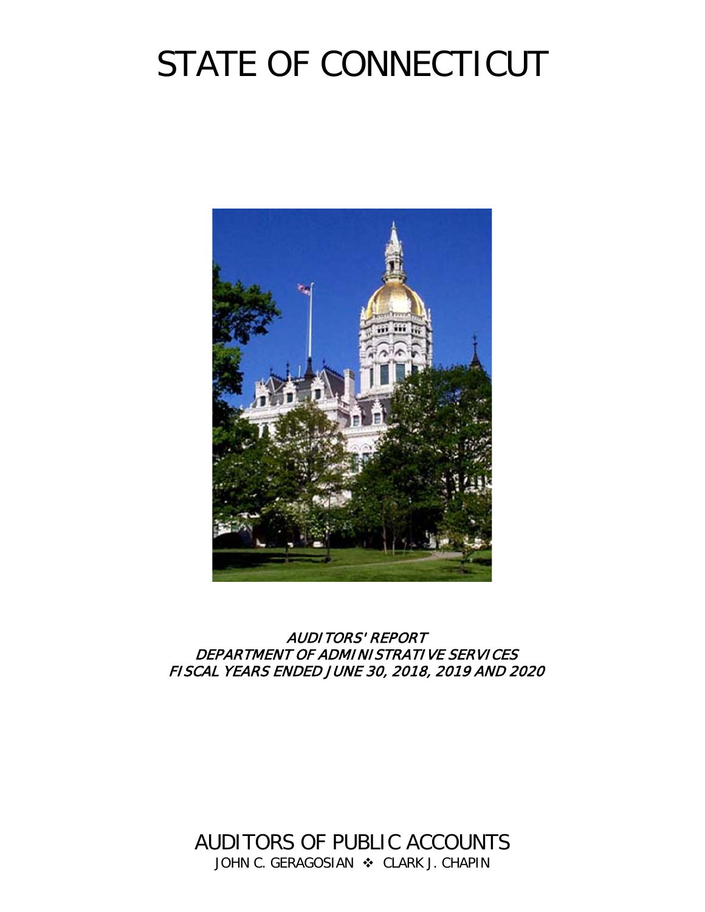# STATE OF CONNECTICUT

***AUDITORS' REPORT***
***DEPARTMENT OF ADMINISTRATIVE SERVICES***
***FISCAL YEARS ENDED JUNE 30, 2018, 2019 AND 2020***

AUDITORS OF PUBLIC ACCOUNTS

JOHN C. GERAGOSIAN ❖ CLARK J. CHAPIN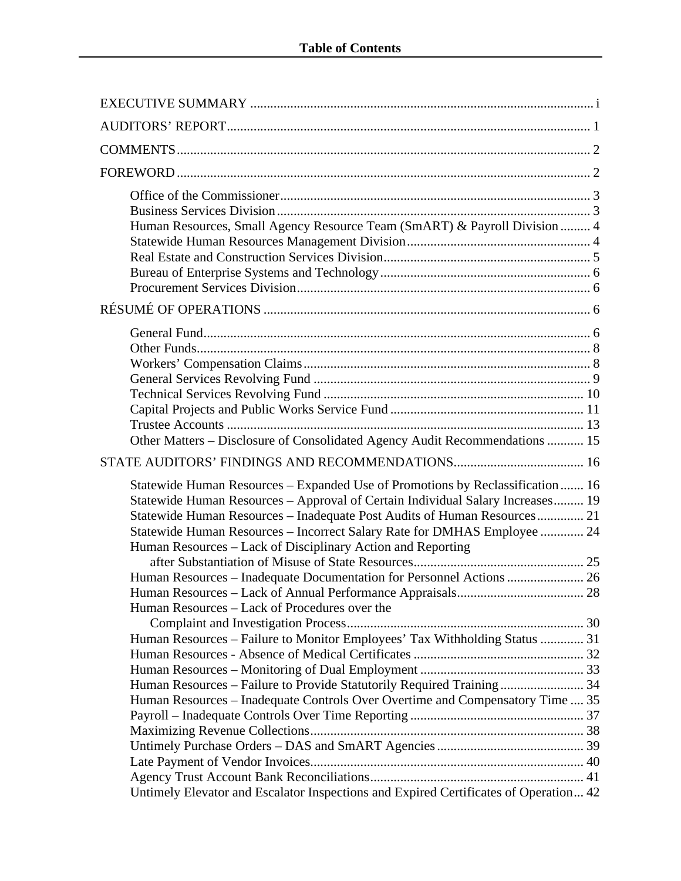# Table of Contents

EXECUTIVE SUMMARY ........................................................................................................ i

AUDITORS' REPORT.............................................................................................................. 1

COMMENTS............................................................................................................................. 2

FOREWORD ............................................................................................................................. 2

- Office of the Commissioner ............................................................................................ 3
- Business Services Division ............................................................................................. 3
- Human Resources, Small Agency Resource Team (SmART) & Payroll Division ......... 4
- Statewide Human Resources Management Division ....................................................... 4
- Real Estate and Construction Services Division .............................................................. 5
- Bureau of Enterprise Systems and Technology .............................................................. 6
- Procurement Services Division ....................................................................................... 6

RÉSUMÉ OF OPERATIONS .................................................................................................. 6

- General Fund .................................................................................................................... 6
- Other Funds ...................................................................................................................... 8
- Workers' Compensation Claims ...................................................................................... 8
- General Services Revolving Fund ................................................................................... 9
- Technical Services Revolving Fund ............................................................................... 10
- Capital Projects and Public Works Service Fund .......................................................... 11
- Trustee Accounts ........................................................................................................... 13
- Other Matters – Disclosure of Consolidated Agency Audit Recommendations ........... 15

STATE AUDITORS' FINDINGS AND RECOMMENDATIONS ....................................... 16

- Statewide Human Resources – Expanded Use of Promotions by Reclassification ....... 16
- Statewide Human Resources – Approval of Certain Individual Salary Increases ......... 19
- Statewide Human Resources – Inadequate Post Audits of Human Resources .............. 21
- Statewide Human Resources – Incorrect Salary Rate for DMHAS Employee ............. 24
- Human Resources – Lack of Disciplinary Action and Reporting after Substantiation of Misuse of State Resources .................................................. 25
- Human Resources – Inadequate Documentation for Personnel Actions ....................... 26
- Human Resources – Lack of Annual Performance Appraisals ...................................... 28
- Human Resources – Lack of Procedures over the Complaint and Investigation Process ...................................................................... 30
- Human Resources – Failure to Monitor Employees' Tax Withholding Status ............. 31
- Human Resources - Absence of Medical Certificates ................................................... 32
- Human Resources – Monitoring of Dual Employment ................................................. 33
- Human Resources – Failure to Provide Statutorily Required Training ......................... 34
- Human Resources – Inadequate Controls Over Overtime and Compensatory Time .... 35
- Payroll – Inadequate Controls Over Time Reporting .................................................... 37
- Maximizing Revenue Collections .................................................................................. 38
- Untimely Purchase Orders – DAS and SmART Agencies ............................................ 39
- Late Payment of Vendor Invoices .................................................................................. 40
- Agency Trust Account Bank Reconciliations ................................................................ 41
- Untimely Elevator and Escalator Inspections and Expired Certificates of Operation ... 42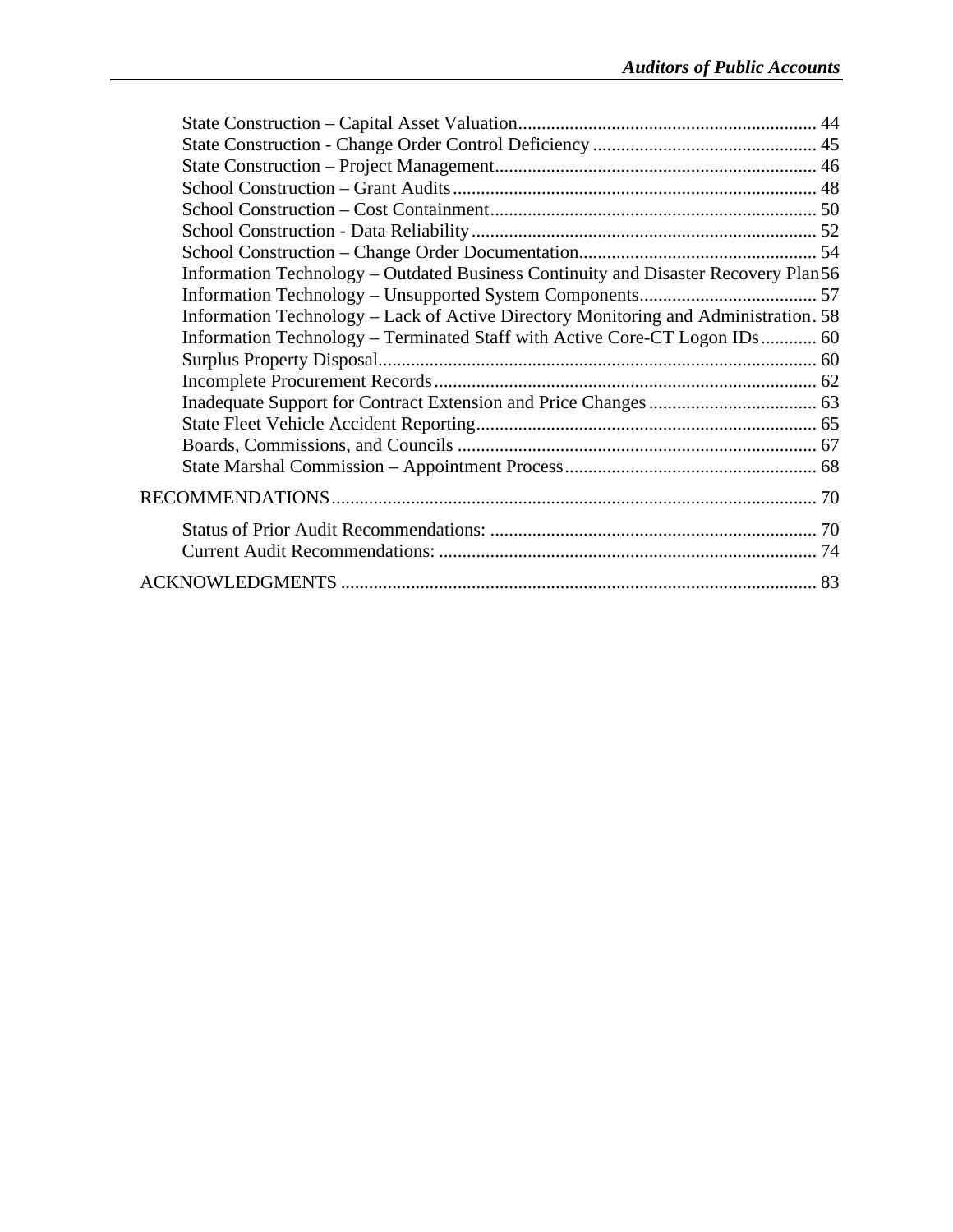State Construction – Capital Asset Valuation ............................................................... 44
State Construction - Change Order Control Deficiency ................................................ 45
State Construction – Project Management..................................................................... 46
School Construction – Grant Audits.............................................................................. 48
School Construction – Cost Containment...................................................................... 50
School Construction - Data Reliability.......................................................................... 52
School Construction – Change Order Documentation................................................... 54
Information Technology – Outdated Business Continuity and Disaster Recovery Plan 56
Information Technology – Unsupported System Components...................................... 57
Information Technology – Lack of Active Directory Monitoring and Administration. 58
Information Technology – Terminated Staff with Active Core-CT Logon IDs............ 60
Surplus Property Disposal.............................................................................................. 60
Incomplete Procurement Records.................................................................................. 62
Inadequate Support for Contract Extension and Price Changes.................................... 63
State Fleet Vehicle Accident Reporting......................................................................... 65
Boards, Commissions, and Councils ............................................................................. 67
State Marshal Commission – Appointment Process...................................................... 68

RECOMMENDATIONS........................................................................................................ 70

Status of Prior Audit Recommendations: ...................................................................... 70
Current Audit Recommendations: ................................................................................. 74

ACKNOWLEDGMENTS ...................................................................................................... 83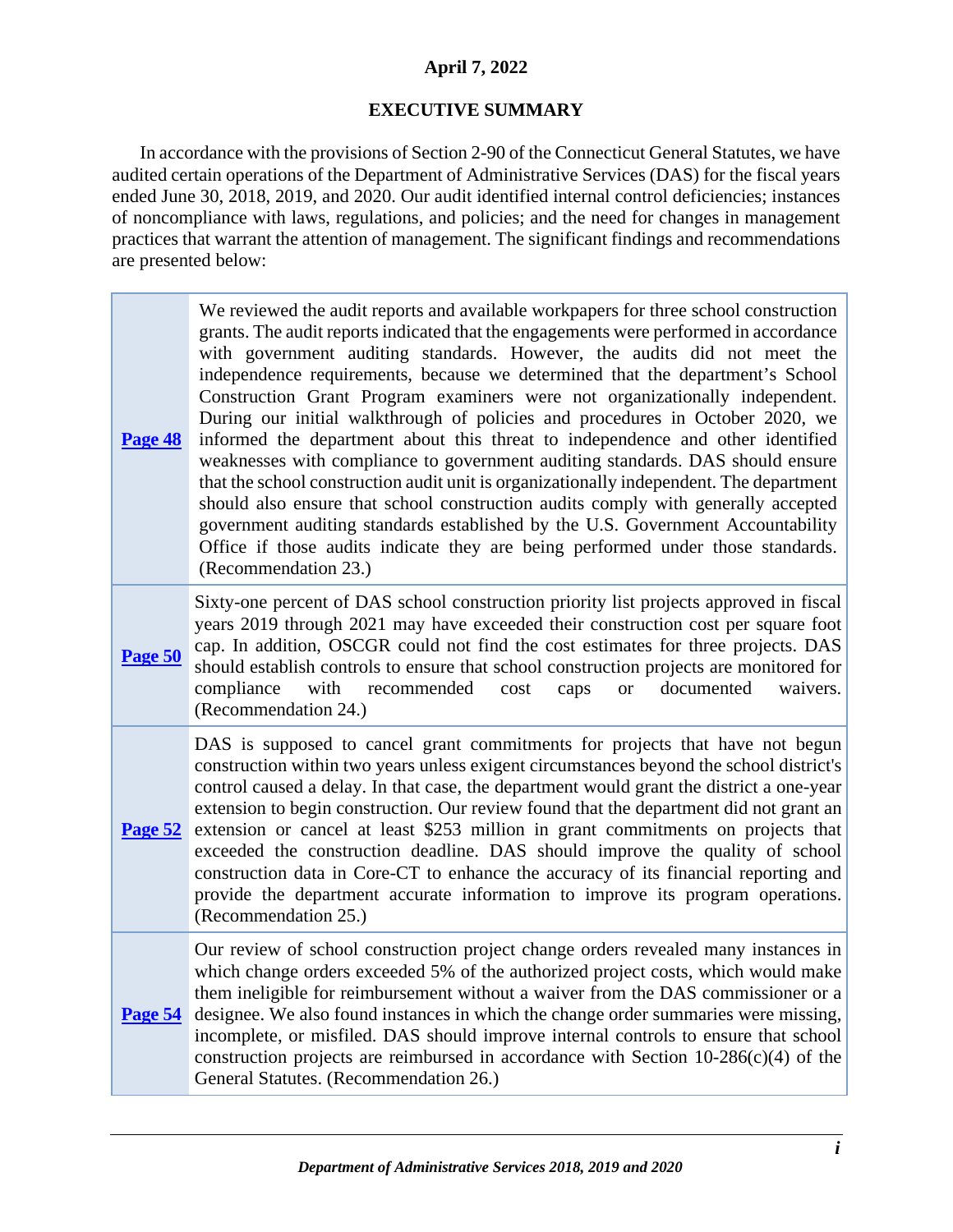**April 7, 2022**

## EXECUTIVE SUMMARY

In accordance with the provisions of Section 2-90 of the Connecticut General Statutes, we have audited certain operations of the Department of Administrative Services (DAS) for the fiscal years ended June 30, 2018, 2019, and 2020. Our audit identified internal control deficiencies; instances of noncompliance with laws, regulations, and policies; and the need for changes in management practices that warrant the attention of management. The significant findings and recommendations are presented below:

| | |
|---|---|
| **Page 48** | We reviewed the audit reports and available workpapers for three school construction grants. The audit reports indicated that the engagements were performed in accordance with government auditing standards. However, the audits did not meet the independence requirements, because we determined that the department's School Construction Grant Program examiners were not organizationally independent. During our initial walkthrough of policies and procedures in October 2020, we informed the department about this threat to independence and other identified weaknesses with compliance to government auditing standards. DAS should ensure that the school construction audit unit is organizationally independent. The department should also ensure that school construction audits comply with generally accepted government auditing standards established by the U.S. Government Accountability Office if those audits indicate they are being performed under those standards. (Recommendation 23.) |
| **Page 50** | Sixty-one percent of DAS school construction priority list projects approved in fiscal years 2019 through 2021 may have exceeded their construction cost per square foot cap. In addition, OSCGR could not find the cost estimates for three projects. DAS should establish controls to ensure that school construction projects are monitored for compliance with recommended cost caps or documented waivers. (Recommendation 24.) |
| **Page 52** | DAS is supposed to cancel grant commitments for projects that have not begun construction within two years unless exigent circumstances beyond the school district's control caused a delay. In that case, the department would grant the district a one-year extension to begin construction. Our review found that the department did not grant an extension or cancel at least $253 million in grant commitments on projects that exceeded the construction deadline. DAS should improve the quality of school construction data in Core-CT to enhance the accuracy of its financial reporting and provide the department accurate information to improve its program operations. (Recommendation 25.) |
| **Page 54** | Our review of school construction project change orders revealed many instances in which change orders exceeded 5% of the authorized project costs, which would make them ineligible for reimbursement without a waiver from the DAS commissioner or a designee. We also found instances in which the change order summaries were missing, incomplete, or misfiled. DAS should improve internal controls to ensure that school construction projects are reimbursed in accordance with Section 10-286(c)(4) of the General Statutes. (Recommendation 26.) |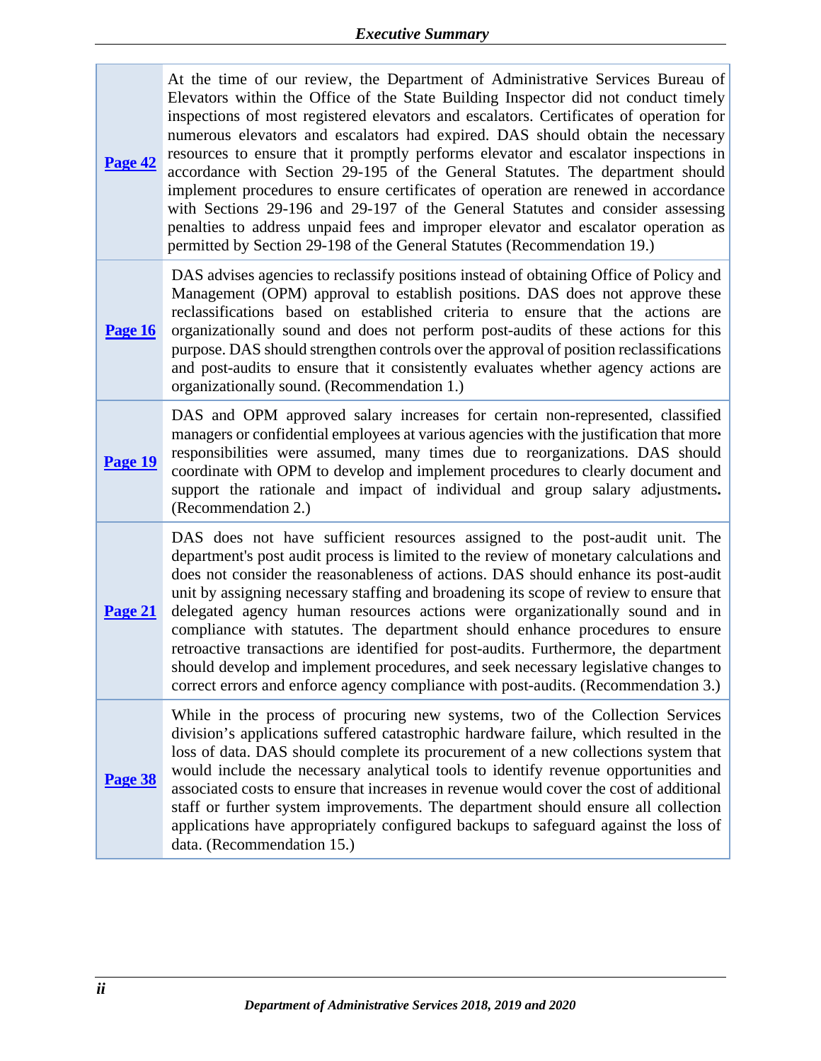| | |
|---|---|
| **Page 42** | At the time of our review, the Department of Administrative Services Bureau of Elevators within the Office of the State Building Inspector did not conduct timely inspections of most registered elevators and escalators. Certificates of operation for numerous elevators and escalators had expired. DAS should obtain the necessary resources to ensure that it promptly performs elevator and escalator inspections in accordance with Section 29-195 of the General Statutes. The department should implement procedures to ensure certificates of operation are renewed in accordance with Sections 29-196 and 29-197 of the General Statutes and consider assessing penalties to address unpaid fees and improper elevator and escalator operation as permitted by Section 29-198 of the General Statutes (Recommendation 19.) |
| **Page 16** | DAS advises agencies to reclassify positions instead of obtaining Office of Policy and Management (OPM) approval to establish positions. DAS does not approve these reclassifications based on established criteria to ensure that the actions are organizationally sound and does not perform post-audits of these actions for this purpose. DAS should strengthen controls over the approval of position reclassifications and post-audits to ensure that it consistently evaluates whether agency actions are organizationally sound. (Recommendation 1.) |
| **Page 19** | DAS and OPM approved salary increases for certain non-represented, classified managers or confidential employees at various agencies with the justification that more responsibilities were assumed, many times due to reorganizations. DAS should coordinate with OPM to develop and implement procedures to clearly document and support the rationale and impact of individual and group salary adjustments**.** (Recommendation 2.) |
| **Page 21** | DAS does not have sufficient resources assigned to the post-audit unit. The department's post audit process is limited to the review of monetary calculations and does not consider the reasonableness of actions. DAS should enhance its post-audit unit by assigning necessary staffing and broadening its scope of review to ensure that delegated agency human resources actions were organizationally sound and in compliance with statutes. The department should enhance procedures to ensure retroactive transactions are identified for post-audits. Furthermore, the department should develop and implement procedures, and seek necessary legislative changes to correct errors and enforce agency compliance with post-audits. (Recommendation 3.) |
| **Page 38** | While in the process of procuring new systems, two of the Collection Services division's applications suffered catastrophic hardware failure, which resulted in the loss of data. DAS should complete its procurement of a new collections system that would include the necessary analytical tools to identify revenue opportunities and associated costs to ensure that increases in revenue would cover the cost of additional staff or further system improvements. The department should ensure all collection applications have appropriately configured backups to safeguard against the loss of data. (Recommendation 15.) |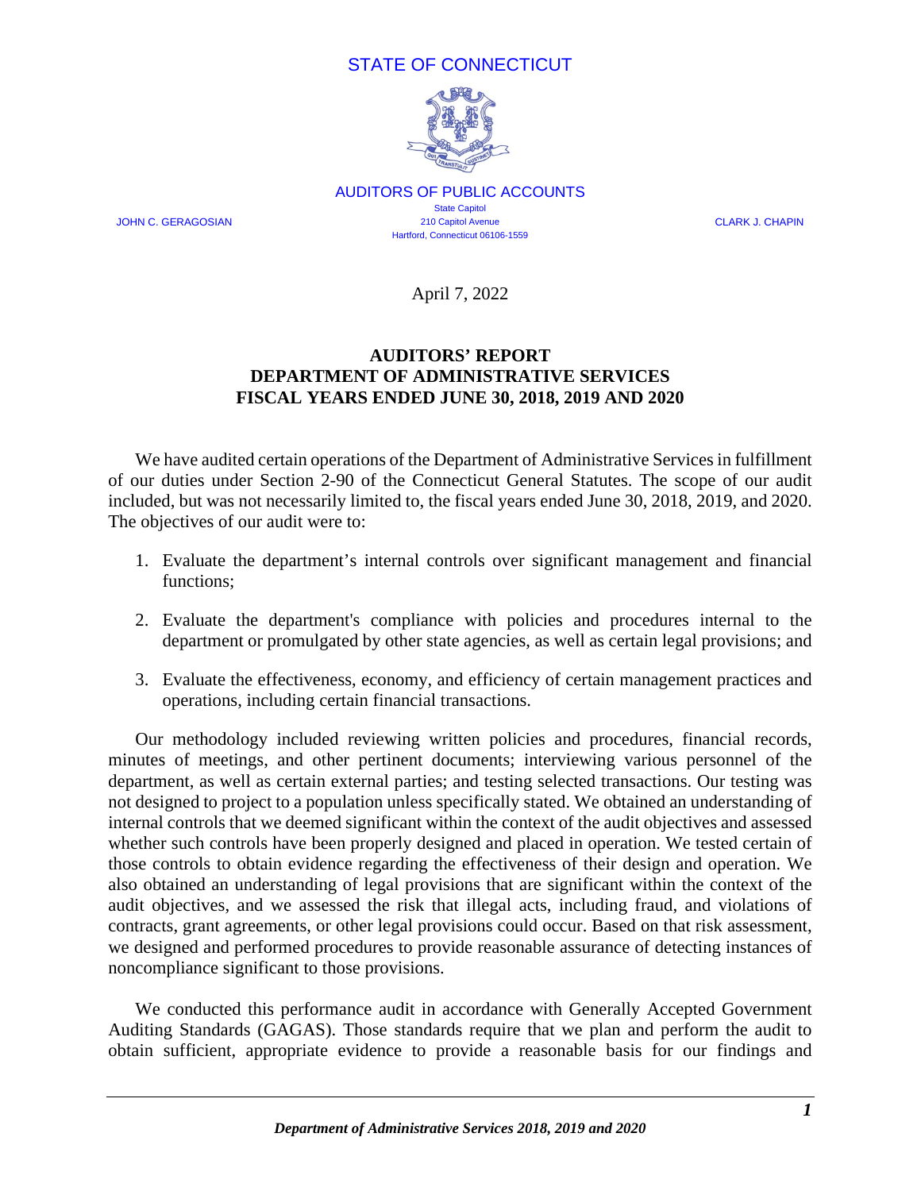STATE OF CONNECTICUT

AUDITORS OF PUBLIC ACCOUNTS

State Capitol
210 Capitol Avenue
Hartford, Connecticut 06106-1559

JOHN C. GERAGOSIAN CLARK J. CHAPIN

April 7, 2022

**AUDITORS' REPORT**
**DEPARTMENT OF ADMINISTRATIVE SERVICES**
**FISCAL YEARS ENDED JUNE 30, 2018, 2019 AND 2020**

We have audited certain operations of the Department of Administrative Services in fulfillment of our duties under Section 2-90 of the Connecticut General Statutes. The scope of our audit included, but was not necessarily limited to, the fiscal years ended June 30, 2018, 2019, and 2020. The objectives of our audit were to:

1. Evaluate the department's internal controls over significant management and financial functions;

2. Evaluate the department's compliance with policies and procedures internal to the department or promulgated by other state agencies, as well as certain legal provisions; and

3. Evaluate the effectiveness, economy, and efficiency of certain management practices and operations, including certain financial transactions.

Our methodology included reviewing written policies and procedures, financial records, minutes of meetings, and other pertinent documents; interviewing various personnel of the department, as well as certain external parties; and testing selected transactions. Our testing was not designed to project to a population unless specifically stated. We obtained an understanding of internal controls that we deemed significant within the context of the audit objectives and assessed whether such controls have been properly designed and placed in operation. We tested certain of those controls to obtain evidence regarding the effectiveness of their design and operation. We also obtained an understanding of legal provisions that are significant within the context of the audit objectives, and we assessed the risk that illegal acts, including fraud, and violations of contracts, grant agreements, or other legal provisions could occur. Based on that risk assessment, we designed and performed procedures to provide reasonable assurance of detecting instances of noncompliance significant to those provisions.

We conducted this performance audit in accordance with Generally Accepted Government Auditing Standards (GAGAS). Those standards require that we plan and perform the audit to obtain sufficient, appropriate evidence to provide a reasonable basis for our findings and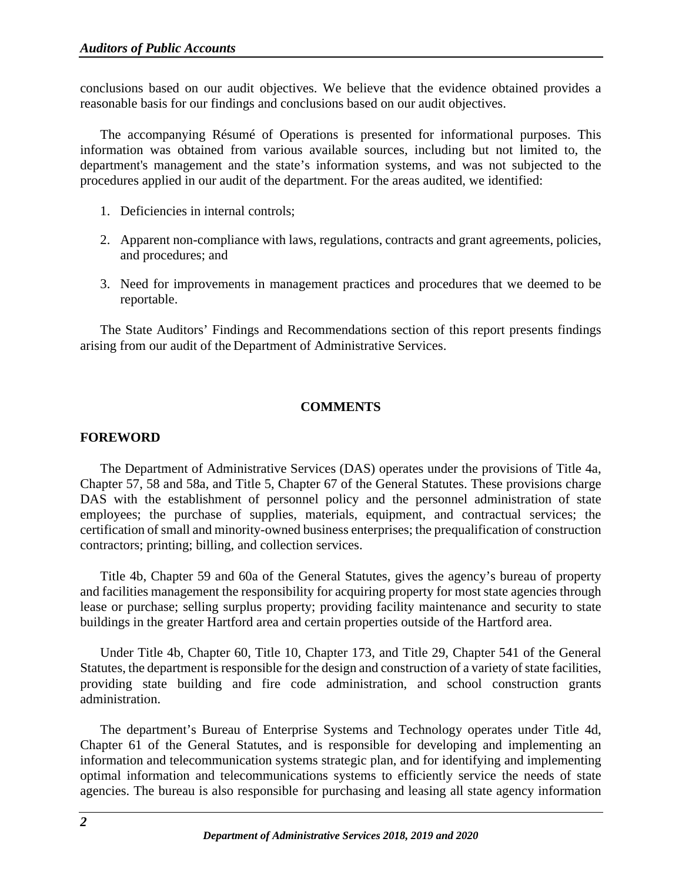conclusions based on our audit objectives. We believe that the evidence obtained provides a reasonable basis for our findings and conclusions based on our audit objectives.

The accompanying Résumé of Operations is presented for informational purposes. This information was obtained from various available sources, including but not limited to, the department's management and the state's information systems, and was not subjected to the procedures applied in our audit of the department. For the areas audited, we identified:

1. Deficiencies in internal controls;
2. Apparent non-compliance with laws, regulations, contracts and grant agreements, policies, and procedures; and
3. Need for improvements in management practices and procedures that we deemed to be reportable.

The State Auditors' Findings and Recommendations section of this report presents findings arising from our audit of the Department of Administrative Services.

## COMMENTS

### FOREWORD

The Department of Administrative Services (DAS) operates under the provisions of Title 4a, Chapter 57, 58 and 58a, and Title 5, Chapter 67 of the General Statutes. These provisions charge DAS with the establishment of personnel policy and the personnel administration of state employees; the purchase of supplies, materials, equipment, and contractual services; the certification of small and minority-owned business enterprises; the prequalification of construction contractors; printing; billing, and collection services.

Title 4b, Chapter 59 and 60a of the General Statutes, gives the agency's bureau of property and facilities management the responsibility for acquiring property for most state agencies through lease or purchase; selling surplus property; providing facility maintenance and security to state buildings in the greater Hartford area and certain properties outside of the Hartford area.

Under Title 4b, Chapter 60, Title 10, Chapter 173, and Title 29, Chapter 541 of the General Statutes, the department is responsible for the design and construction of a variety of state facilities, providing state building and fire code administration, and school construction grants administration.

The department's Bureau of Enterprise Systems and Technology operates under Title 4d, Chapter 61 of the General Statutes, and is responsible for developing and implementing an information and telecommunication systems strategic plan, and for identifying and implementing optimal information and telecommunications systems to efficiently service the needs of state agencies. The bureau is also responsible for purchasing and leasing all state agency information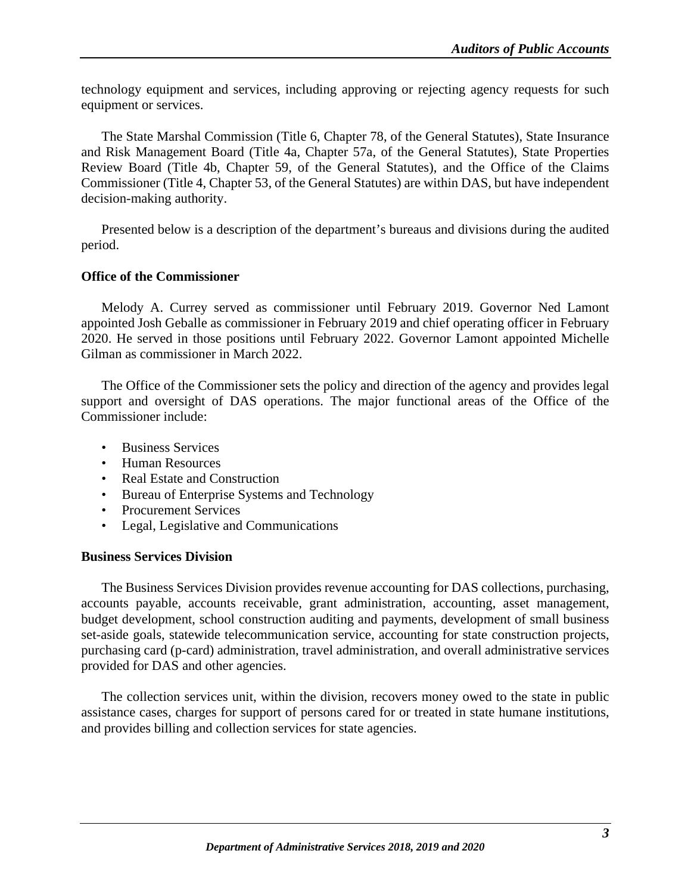technology equipment and services, including approving or rejecting agency requests for such equipment or services.

The State Marshal Commission (Title 6, Chapter 78, of the General Statutes), State Insurance and Risk Management Board (Title 4a, Chapter 57a, of the General Statutes), State Properties Review Board (Title 4b, Chapter 59, of the General Statutes), and the Office of the Claims Commissioner (Title 4, Chapter 53, of the General Statutes) are within DAS, but have independent decision-making authority.

Presented below is a description of the department's bureaus and divisions during the audited period.

**Office of the Commissioner**

Melody A. Currey served as commissioner until February 2019. Governor Ned Lamont appointed Josh Geballe as commissioner in February 2019 and chief operating officer in February 2020. He served in those positions until February 2022. Governor Lamont appointed Michelle Gilman as commissioner in March 2022.

The Office of the Commissioner sets the policy and direction of the agency and provides legal support and oversight of DAS operations. The major functional areas of the Office of the Commissioner include:

- Business Services
- Human Resources
- Real Estate and Construction
- Bureau of Enterprise Systems and Technology
- Procurement Services
- Legal, Legislative and Communications

**Business Services Division**

The Business Services Division provides revenue accounting for DAS collections, purchasing, accounts payable, accounts receivable, grant administration, accounting, asset management, budget development, school construction auditing and payments, development of small business set-aside goals, statewide telecommunication service, accounting for state construction projects, purchasing card (p-card) administration, travel administration, and overall administrative services provided for DAS and other agencies.

The collection services unit, within the division, recovers money owed to the state in public assistance cases, charges for support of persons cared for or treated in state humane institutions, and provides billing and collection services for state agencies.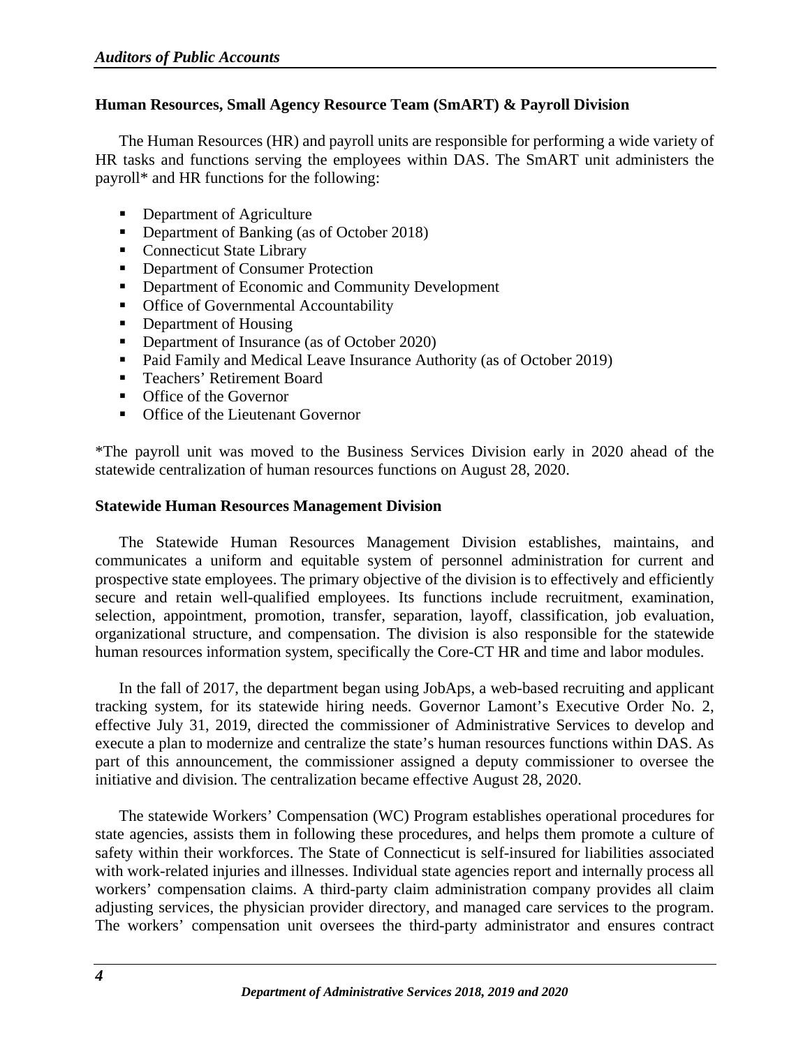### Human Resources, Small Agency Resource Team (SmART) & Payroll Division

The Human Resources (HR) and payroll units are responsible for performing a wide variety of HR tasks and functions serving the employees within DAS. The SmART unit administers the payroll* and HR functions for the following:

- Department of Agriculture
- Department of Banking (as of October 2018)
- Connecticut State Library
- Department of Consumer Protection
- Department of Economic and Community Development
- Office of Governmental Accountability
- Department of Housing
- Department of Insurance (as of October 2020)
- Paid Family and Medical Leave Insurance Authority (as of October 2019)
- Teachers' Retirement Board
- Office of the Governor
- Office of the Lieutenant Governor

*The payroll unit was moved to the Business Services Division early in 2020 ahead of the statewide centralization of human resources functions on August 28, 2020.

### Statewide Human Resources Management Division

The Statewide Human Resources Management Division establishes, maintains, and communicates a uniform and equitable system of personnel administration for current and prospective state employees. The primary objective of the division is to effectively and efficiently secure and retain well-qualified employees. Its functions include recruitment, examination, selection, appointment, promotion, transfer, separation, layoff, classification, job evaluation, organizational structure, and compensation. The division is also responsible for the statewide human resources information system, specifically the Core-CT HR and time and labor modules.

In the fall of 2017, the department began using JobAps, a web-based recruiting and applicant tracking system, for its statewide hiring needs. Governor Lamont's Executive Order No. 2, effective July 31, 2019, directed the commissioner of Administrative Services to develop and execute a plan to modernize and centralize the state's human resources functions within DAS. As part of this announcement, the commissioner assigned a deputy commissioner to oversee the initiative and division. The centralization became effective August 28, 2020.

The statewide Workers' Compensation (WC) Program establishes operational procedures for state agencies, assists them in following these procedures, and helps them promote a culture of safety within their workforces. The State of Connecticut is self-insured for liabilities associated with work-related injuries and illnesses. Individual state agencies report and internally process all workers' compensation claims. A third-party claim administration company provides all claim adjusting services, the physician provider directory, and managed care services to the program. The workers' compensation unit oversees the third-party administrator and ensures contract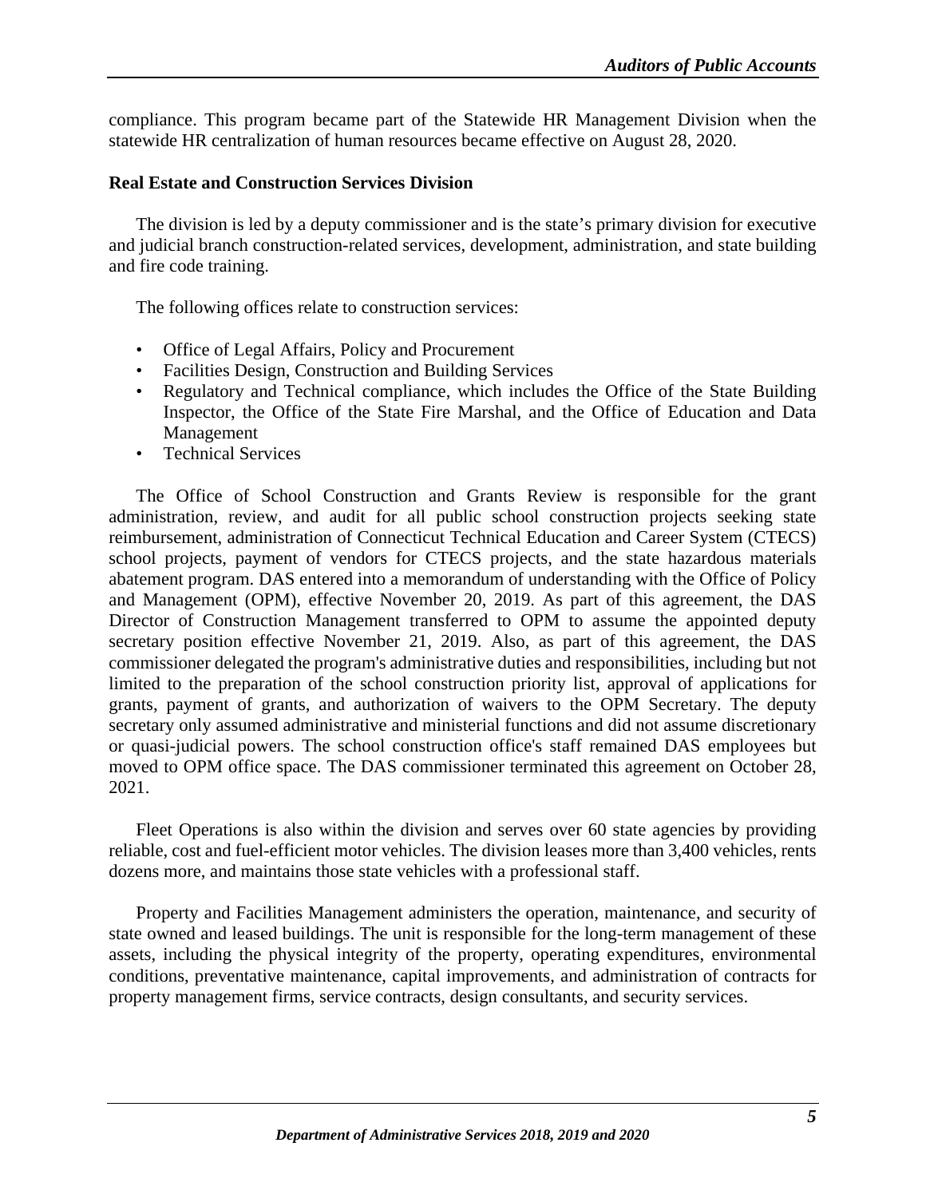compliance. This program became part of the Statewide HR Management Division when the statewide HR centralization of human resources became effective on August 28, 2020.

**Real Estate and Construction Services Division**

The division is led by a deputy commissioner and is the state's primary division for executive and judicial branch construction-related services, development, administration, and state building and fire code training.

The following offices relate to construction services:

- Office of Legal Affairs, Policy and Procurement
- Facilities Design, Construction and Building Services
- Regulatory and Technical compliance, which includes the Office of the State Building Inspector, the Office of the State Fire Marshal, and the Office of Education and Data Management
- Technical Services

The Office of School Construction and Grants Review is responsible for the grant administration, review, and audit for all public school construction projects seeking state reimbursement, administration of Connecticut Technical Education and Career System (CTECS) school projects, payment of vendors for CTECS projects, and the state hazardous materials abatement program. DAS entered into a memorandum of understanding with the Office of Policy and Management (OPM), effective November 20, 2019. As part of this agreement, the DAS Director of Construction Management transferred to OPM to assume the appointed deputy secretary position effective November 21, 2019. Also, as part of this agreement, the DAS commissioner delegated the program's administrative duties and responsibilities, including but not limited to the preparation of the school construction priority list, approval of applications for grants, payment of grants, and authorization of waivers to the OPM Secretary. The deputy secretary only assumed administrative and ministerial functions and did not assume discretionary or quasi-judicial powers. The school construction office's staff remained DAS employees but moved to OPM office space. The DAS commissioner terminated this agreement on October 28, 2021.

Fleet Operations is also within the division and serves over 60 state agencies by providing reliable, cost and fuel-efficient motor vehicles. The division leases more than 3,400 vehicles, rents dozens more, and maintains those state vehicles with a professional staff.

Property and Facilities Management administers the operation, maintenance, and security of state owned and leased buildings. The unit is responsible for the long-term management of these assets, including the physical integrity of the property, operating expenditures, environmental conditions, preventative maintenance, capital improvements, and administration of contracts for property management firms, service contracts, design consultants, and security services.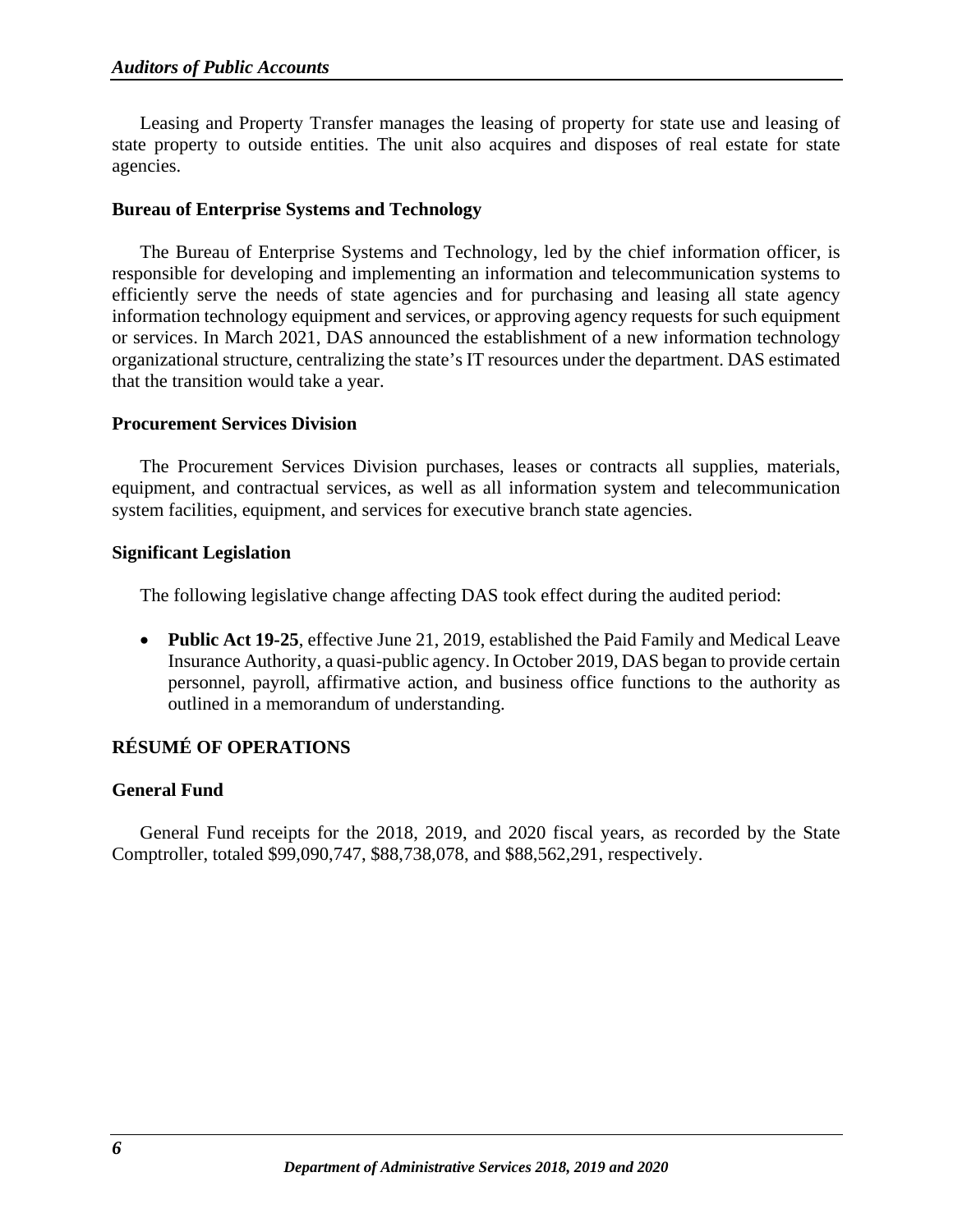Leasing and Property Transfer manages the leasing of property for state use and leasing of state property to outside entities. The unit also acquires and disposes of real estate for state agencies.

### Bureau of Enterprise Systems and Technology

The Bureau of Enterprise Systems and Technology, led by the chief information officer, is responsible for developing and implementing an information and telecommunication systems to efficiently serve the needs of state agencies and for purchasing and leasing all state agency information technology equipment and services, or approving agency requests for such equipment or services. In March 2021, DAS announced the establishment of a new information technology organizational structure, centralizing the state's IT resources under the department. DAS estimated that the transition would take a year.

### Procurement Services Division

The Procurement Services Division purchases, leases or contracts all supplies, materials, equipment, and contractual services, as well as all information system and telecommunication system facilities, equipment, and services for executive branch state agencies.

### Significant Legislation

The following legislative change affecting DAS took effect during the audited period:

- **Public Act 19-25**, effective June 21, 2019, established the Paid Family and Medical Leave Insurance Authority, a quasi-public agency. In October 2019, DAS began to provide certain personnel, payroll, affirmative action, and business office functions to the authority as outlined in a memorandum of understanding.

## RÉSUMÉ OF OPERATIONS

### General Fund

General Fund receipts for the 2018, 2019, and 2020 fiscal years, as recorded by the State Comptroller, totaled $99,090,747, $88,738,078, and $88,562,291, respectively.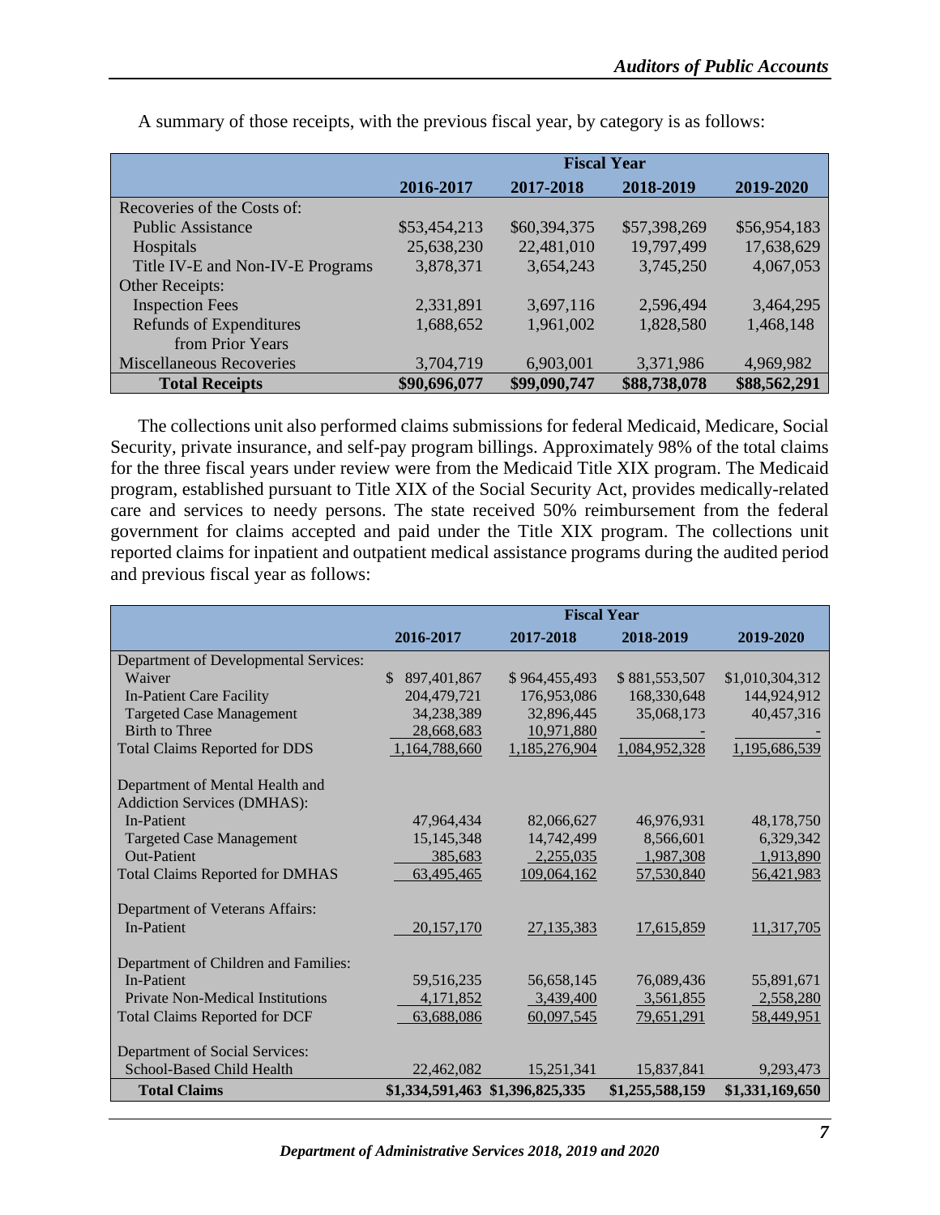A summary of those receipts, with the previous fiscal year, by category is as follows:

| | Fiscal Year | | | |
|---|---|---|---|---|
| | 2016-2017 | 2017-2018 | 2018-2019 | 2019-2020 |
| Recoveries of the Costs of: | | | | |
| Public Assistance | $53,454,213 | $60,394,375 | $57,398,269 | $56,954,183 |
| Hospitals | 25,638,230 | 22,481,010 | 19,797,499 | 17,638,629 |
| Title IV-E and Non-IV-E Programs | 3,878,371 | 3,654,243 | 3,745,250 | 4,067,053 |
| Other Receipts: | | | | |
| Inspection Fees | 2,331,891 | 3,697,116 | 2,596,494 | 3,464,295 |
| Refunds of Expenditures from Prior Years | 1,688,652 | 1,961,002 | 1,828,580 | 1,468,148 |
| Miscellaneous Recoveries | 3,704,719 | 6,903,001 | 3,371,986 | 4,969,982 |
| **Total Receipts** | **$90,696,077** | **$99,090,747** | **$88,738,078** | **$88,562,291** |

The collections unit also performed claims submissions for federal Medicaid, Medicare, Social Security, private insurance, and self-pay program billings. Approximately 98% of the total claims for the three fiscal years under review were from the Medicaid Title XIX program. The Medicaid program, established pursuant to Title XIX of the Social Security Act, provides medically-related care and services to needy persons. The state received 50% reimbursement from the federal government for claims accepted and paid under the Title XIX program. The collections unit reported claims for inpatient and outpatient medical assistance programs during the audited period and previous fiscal year as follows:

| | Fiscal Year | | | |
|---|---|---|---|---|
| | 2016-2017 | 2017-2018 | 2018-2019 | 2019-2020 |
| Department of Developmental Services: | | | | |
| Waiver | $ 897,401,867 | $ 964,455,493 | $ 881,553,507 | $1,010,304,312 |
| In-Patient Care Facility | 204,479,721 | 176,953,086 | 168,330,648 | 144,924,912 |
| Targeted Case Management | 34,238,389 | 32,896,445 | 35,068,173 | 40,457,316 |
| Birth to Three | 28,668,683 | 10,971,880 | - | - |
| Total Claims Reported for DDS | 1,164,788,660 | 1,185,276,904 | 1,084,952,328 | 1,195,686,539 |
| | | | | |
| Department of Mental Health and Addiction Services (DMHAS): | | | | |
| In-Patient | 47,964,434 | 82,066,627 | 46,976,931 | 48,178,750 |
| Targeted Case Management | 15,145,348 | 14,742,499 | 8,566,601 | 6,329,342 |
| Out-Patient | 385,683 | 2,255,035 | 1,987,308 | 1,913,890 |
| Total Claims Reported for DMHAS | 63,495,465 | 109,064,162 | 57,530,840 | 56,421,983 |
| | | | | |
| Department of Veterans Affairs: | | | | |
| In-Patient | 20,157,170 | 27,135,383 | 17,615,859 | 11,317,705 |
| | | | | |
| Department of Children and Families: | | | | |
| In-Patient | 59,516,235 | 56,658,145 | 76,089,436 | 55,891,671 |
| Private Non-Medical Institutions | 4,171,852 | 3,439,400 | 3,561,855 | 2,558,280 |
| Total Claims Reported for DCF | 63,688,086 | 60,097,545 | 79,651,291 | 58,449,951 |
| | | | | |
| Department of Social Services: | | | | |
| School-Based Child Health | 22,462,082 | 15,251,341 | 15,837,841 | 9,293,473 |
| **Total Claims** | **$1,334,591,463** | **$1,396,825,335** | **$1,255,588,159** | **$1,331,169,650** |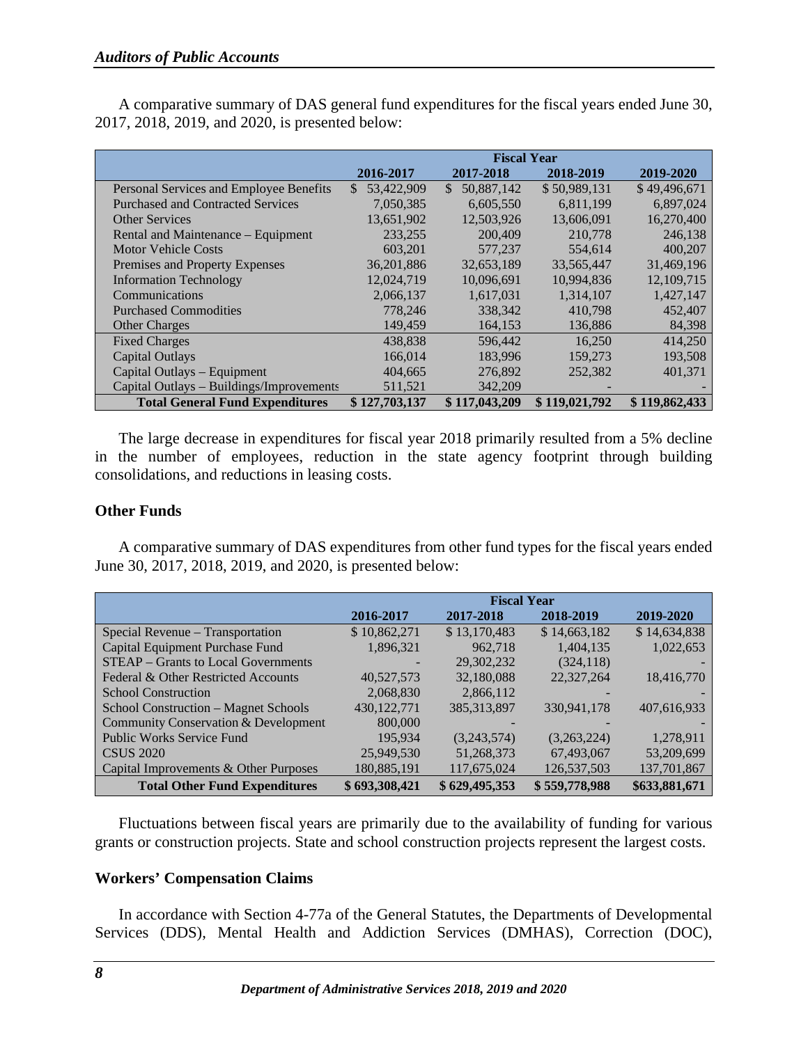A comparative summary of DAS general fund expenditures for the fiscal years ended June 30, 2017, 2018, 2019, and 2020, is presented below:

| | Fiscal Year | | | |
|---|---|---|---|---|
| | 2016-2017 | 2017-2018 | 2018-2019 | 2019-2020 |
| Personal Services and Employee Benefits | $ 53,422,909 | $ 50,887,142 | $ 50,989,131 | $ 49,496,671 |
| Purchased and Contracted Services | 7,050,385 | 6,605,550 | 6,811,199 | 6,897,024 |
| Other Services | 13,651,902 | 12,503,926 | 13,606,091 | 16,270,400 |
| Rental and Maintenance – Equipment | 233,255 | 200,409 | 210,778 | 246,138 |
| Motor Vehicle Costs | 603,201 | 577,237 | 554,614 | 400,207 |
| Premises and Property Expenses | 36,201,886 | 32,653,189 | 33,565,447 | 31,469,196 |
| Information Technology | 12,024,719 | 10,096,691 | 10,994,836 | 12,109,715 |
| Communications | 2,066,137 | 1,617,031 | 1,314,107 | 1,427,147 |
| Purchased Commodities | 778,246 | 338,342 | 410,798 | 452,407 |
| Other Charges | 149,459 | 164,153 | 136,886 | 84,398 |
| Fixed Charges | 438,838 | 596,442 | 16,250 | 414,250 |
| Capital Outlays | 166,014 | 183,996 | 159,273 | 193,508 |
| Capital Outlays – Equipment | 404,665 | 276,892 | 252,382 | 401,371 |
| Capital Outlays – Buildings/Improvements | 511,521 | 342,209 | - | - |
| **Total General Fund Expenditures** | **$ 127,703,137** | **$ 117,043,209** | **$ 119,021,792** | **$ 119,862,433** |

The large decrease in expenditures for fiscal year 2018 primarily resulted from a 5% decline in the number of employees, reduction in the state agency footprint through building consolidations, and reductions in leasing costs.

### Other Funds

A comparative summary of DAS expenditures from other fund types for the fiscal years ended June 30, 2017, 2018, 2019, and 2020, is presented below:

| | Fiscal Year | | | |
|---|---|---|---|---|
| | 2016-2017 | 2017-2018 | 2018-2019 | 2019-2020 |
| Special Revenue – Transportation | $ 10,862,271 | $ 13,170,483 | $ 14,663,182 | $ 14,634,838 |
| Capital Equipment Purchase Fund | 1,896,321 | 962,718 | 1,404,135 | 1,022,653 |
| STEAP – Grants to Local Governments | - | 29,302,232 | (324,118) | - |
| Federal & Other Restricted Accounts | 40,527,573 | 32,180,088 | 22,327,264 | 18,416,770 |
| School Construction | 2,068,830 | 2,866,112 | - | - |
| School Construction – Magnet Schools | 430,122,771 | 385,313,897 | 330,941,178 | 407,616,933 |
| Community Conservation & Development | 800,000 | - | - | - |
| Public Works Service Fund | 195,934 | (3,243,574) | (3,263,224) | 1,278,911 |
| CSUS 2020 | 25,949,530 | 51,268,373 | 67,493,067 | 53,209,699 |
| Capital Improvements & Other Purposes | 180,885,191 | 117,675,024 | 126,537,503 | 137,701,867 |
| **Total Other Fund Expenditures** | **$ 693,308,421** | **$ 629,495,353** | **$ 559,778,988** | **$633,881,671** |

Fluctuations between fiscal years are primarily due to the availability of funding for various grants or construction projects. State and school construction projects represent the largest costs.

### Workers' Compensation Claims

In accordance with Section 4-77a of the General Statutes, the Departments of Developmental Services (DDS), Mental Health and Addiction Services (DMHAS), Correction (DOC),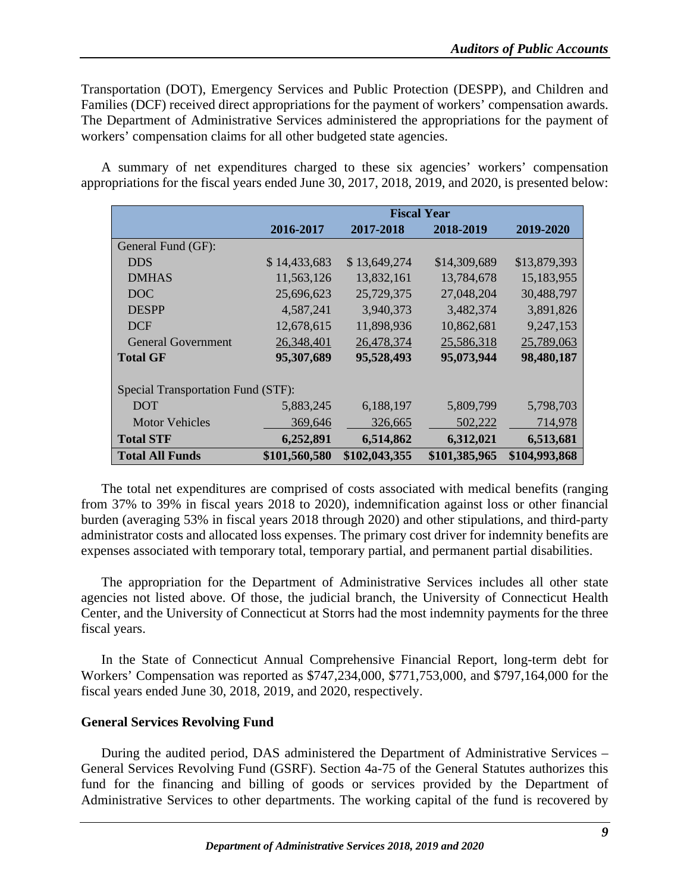Transportation (DOT), Emergency Services and Public Protection (DESPP), and Children and Families (DCF) received direct appropriations for the payment of workers' compensation awards. The Department of Administrative Services administered the appropriations for the payment of workers' compensation claims for all other budgeted state agencies.

A summary of net expenditures charged to these six agencies' workers' compensation appropriations for the fiscal years ended June 30, 2017, 2018, 2019, and 2020, is presented below:

| | Fiscal Year | | | |
|---|---|---|---|---|
| | 2016-2017 | 2017-2018 | 2018-2019 | 2019-2020 |
| General Fund (GF): | | | | |
| DDS | $ 14,433,683 | $ 13,649,274 | $14,309,689 | $13,879,393 |
| DMHAS | 11,563,126 | 13,832,161 | 13,784,678 | 15,183,955 |
| DOC | 25,696,623 | 25,729,375 | 27,048,204 | 30,488,797 |
| DESPP | 4,587,241 | 3,940,373 | 3,482,374 | 3,891,826 |
| DCF | 12,678,615 | 11,898,936 | 10,862,681 | 9,247,153 |
| General Government | 26,348,401 | 26,478,374 | 25,586,318 | 25,789,063 |
| **Total GF** | **95,307,689** | **95,528,493** | **95,073,944** | **98,480,187** |
| | | | | |
| Special Transportation Fund (STF): | | | | |
| DOT | 5,883,245 | 6,188,197 | 5,809,799 | 5,798,703 |
| Motor Vehicles | 369,646 | 326,665 | 502,222 | 714,978 |
| **Total STF** | **6,252,891** | **6,514,862** | **6,312,021** | **6,513,681** |
| **Total All Funds** | **$101,560,580** | **$102,043,355** | **$101,385,965** | **$104,993,868** |

The total net expenditures are comprised of costs associated with medical benefits (ranging from 37% to 39% in fiscal years 2018 to 2020), indemnification against loss or other financial burden (averaging 53% in fiscal years 2018 through 2020) and other stipulations, and third-party administrator costs and allocated loss expenses. The primary cost driver for indemnity benefits are expenses associated with temporary total, temporary partial, and permanent partial disabilities.

The appropriation for the Department of Administrative Services includes all other state agencies not listed above. Of those, the judicial branch, the University of Connecticut Health Center, and the University of Connecticut at Storrs had the most indemnity payments for the three fiscal years.

In the State of Connecticut Annual Comprehensive Financial Report, long-term debt for Workers' Compensation was reported as $747,234,000, $771,753,000, and $797,164,000 for the fiscal years ended June 30, 2018, 2019, and 2020, respectively.

**General Services Revolving Fund**

During the audited period, DAS administered the Department of Administrative Services – General Services Revolving Fund (GSRF). Section 4a-75 of the General Statutes authorizes this fund for the financing and billing of goods or services provided by the Department of Administrative Services to other departments. The working capital of the fund is recovered by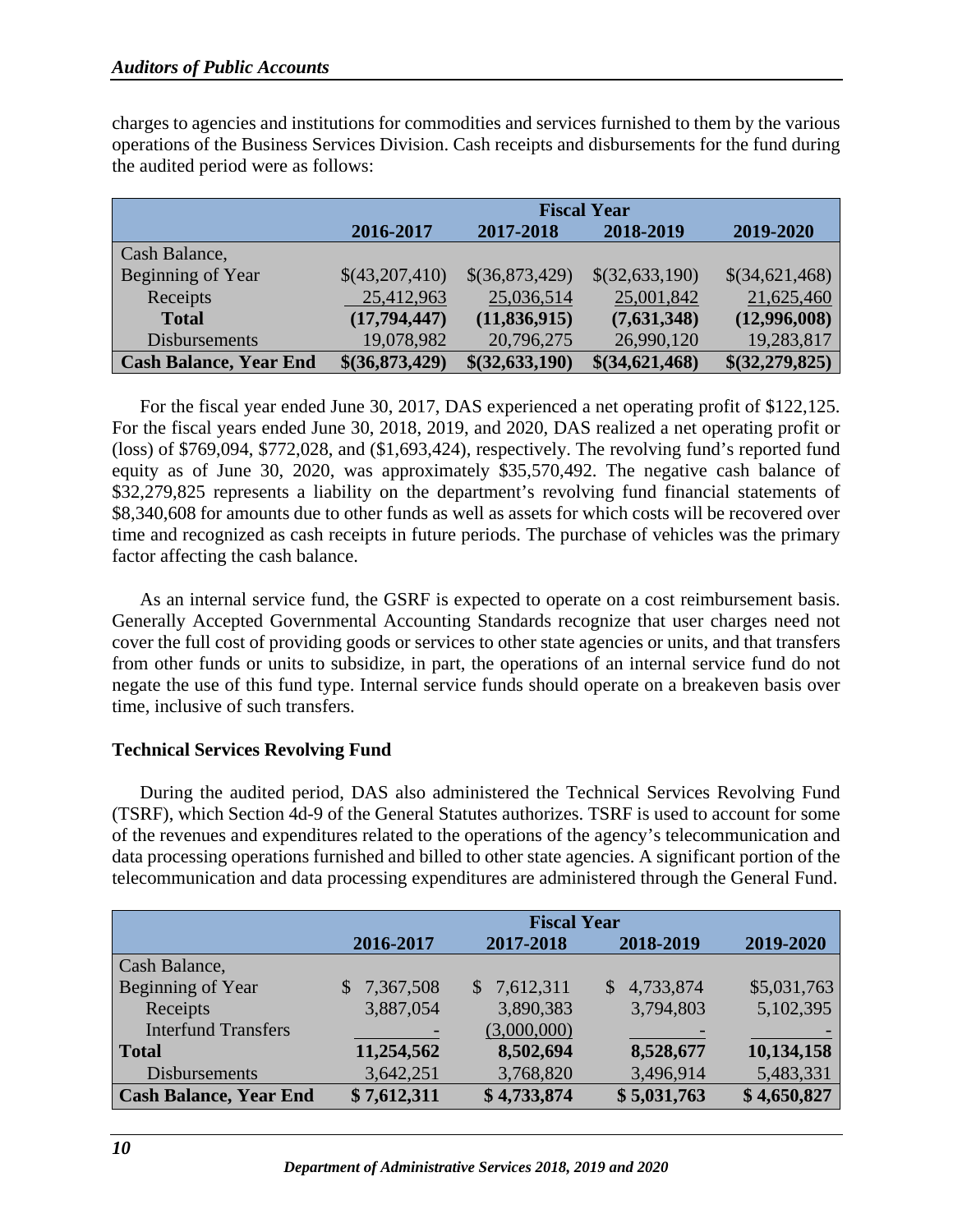charges to agencies and institutions for commodities and services furnished to them by the various operations of the Business Services Division. Cash receipts and disbursements for the fund during the audited period were as follows:

| | Fiscal Year | | | |
|---|---|---|---|---|
| | **2016-2017** | **2017-2018** | **2018-2019** | **2019-2020** |
| Cash Balance, | | | | |
| Beginning of Year | $(43,207,410) | $(36,873,429) | $(32,633,190) | $(34,621,468) |
| Receipts | 25,412,963 | 25,036,514 | 25,001,842 | 21,625,460 |
| **Total** | **(17,794,447)** | **(11,836,915)** | **(7,631,348)** | **(12,996,008)** |
| Disbursements | 19,078,982 | 20,796,275 | 26,990,120 | 19,283,817 |
| **Cash Balance, Year End** | **$(36,873,429)** | **$(32,633,190)** | **$(34,621,468)** | **$(32,279,825)** |

For the fiscal year ended June 30, 2017, DAS experienced a net operating profit of $122,125. For the fiscal years ended June 30, 2018, 2019, and 2020, DAS realized a net operating profit or (loss) of $769,094, $772,028, and ($1,693,424), respectively. The revolving fund's reported fund equity as of June 30, 2020, was approximately $35,570,492. The negative cash balance of $32,279,825 represents a liability on the department's revolving fund financial statements of $8,340,608 for amounts due to other funds as well as assets for which costs will be recovered over time and recognized as cash receipts in future periods. The purchase of vehicles was the primary factor affecting the cash balance.

As an internal service fund, the GSRF is expected to operate on a cost reimbursement basis. Generally Accepted Governmental Accounting Standards recognize that user charges need not cover the full cost of providing goods or services to other state agencies or units, and that transfers from other funds or units to subsidize, in part, the operations of an internal service fund do not negate the use of this fund type. Internal service funds should operate on a breakeven basis over time, inclusive of such transfers.

**Technical Services Revolving Fund**

During the audited period, DAS also administered the Technical Services Revolving Fund (TSRF), which Section 4d-9 of the General Statutes authorizes. TSRF is used to account for some of the revenues and expenditures related to the operations of the agency's telecommunication and data processing operations furnished and billed to other state agencies. A significant portion of the telecommunication and data processing expenditures are administered through the General Fund.

| | Fiscal Year | | | |
|---|---|---|---|---|
| | **2016-2017** | **2017-2018** | **2018-2019** | **2019-2020** |
| Cash Balance, | | | | |
| Beginning of Year | $ 7,367,508 | $ 7,612,311 | $ 4,733,874 | $5,031,763 |
| Receipts | 3,887,054 | 3,890,383 | 3,794,803 | 5,102,395 |
| Interfund Transfers | - | (3,000,000) | - | - |
| **Total** | **11,254,562** | **8,502,694** | **8,528,677** | **10,134,158** |
| Disbursements | 3,642,251 | 3,768,820 | 3,496,914 | 5,483,331 |
| **Cash Balance, Year End** | **$ 7,612,311** | **$ 4,733,874** | **$ 5,031,763** | **$ 4,650,827** |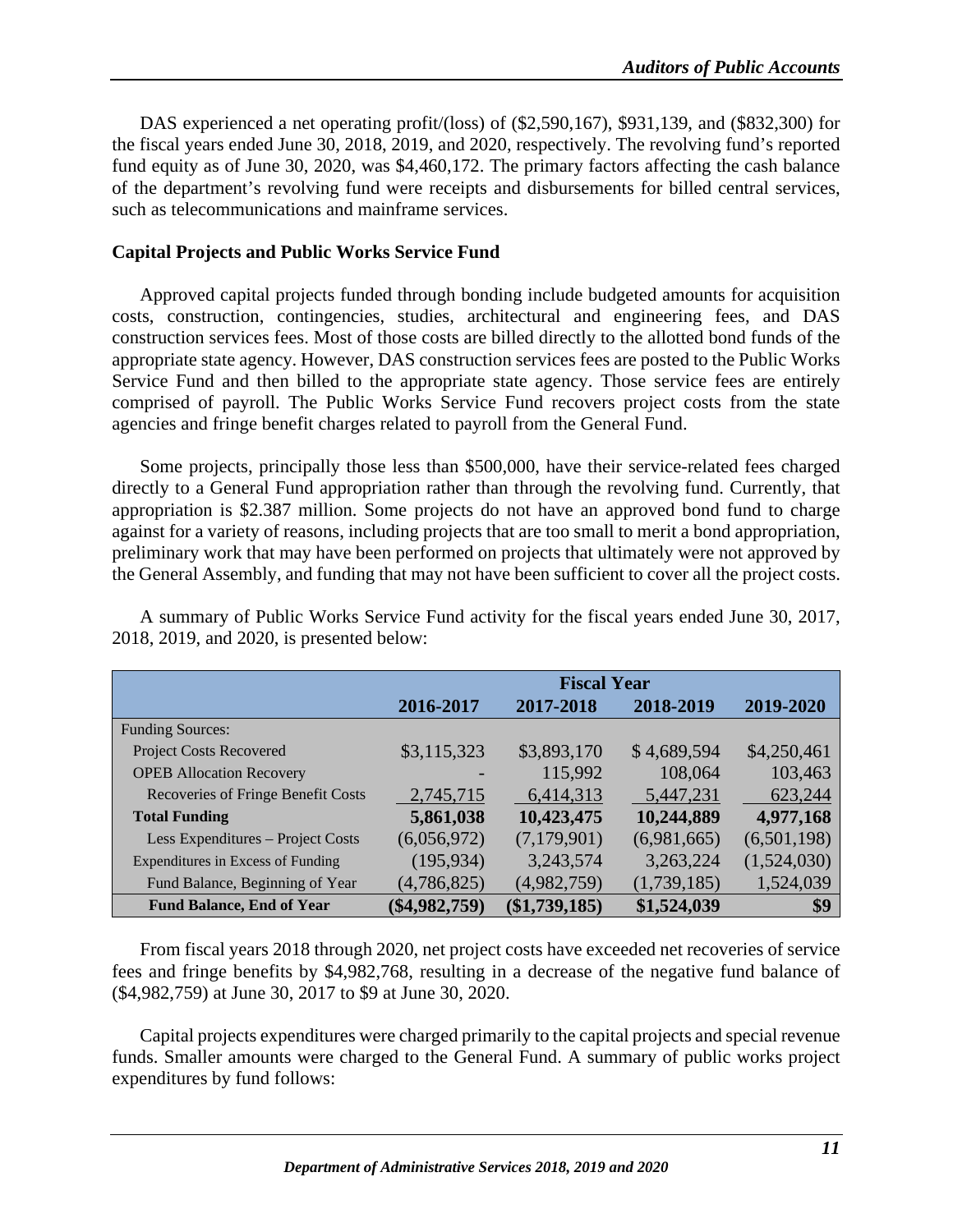DAS experienced a net operating profit/(loss) of ($2,590,167), $931,139, and ($832,300) for the fiscal years ended June 30, 2018, 2019, and 2020, respectively. The revolving fund's reported fund equity as of June 30, 2020, was $4,460,172. The primary factors affecting the cash balance of the department's revolving fund were receipts and disbursements for billed central services, such as telecommunications and mainframe services.

**Capital Projects and Public Works Service Fund**

Approved capital projects funded through bonding include budgeted amounts for acquisition costs, construction, contingencies, studies, architectural and engineering fees, and DAS construction services fees. Most of those costs are billed directly to the allotted bond funds of the appropriate state agency. However, DAS construction services fees are posted to the Public Works Service Fund and then billed to the appropriate state agency. Those service fees are entirely comprised of payroll. The Public Works Service Fund recovers project costs from the state agencies and fringe benefit charges related to payroll from the General Fund.

Some projects, principally those less than $500,000, have their service-related fees charged directly to a General Fund appropriation rather than through the revolving fund. Currently, that appropriation is $2.387 million. Some projects do not have an approved bond fund to charge against for a variety of reasons, including projects that are too small to merit a bond appropriation, preliminary work that may have been performed on projects that ultimately were not approved by the General Assembly, and funding that may not have been sufficient to cover all the project costs.

A summary of Public Works Service Fund activity for the fiscal years ended June 30, 2017, 2018, 2019, and 2020, is presented below:

| | **Fiscal Year** | | | |
|---|---|---|---|---|
| | **2016-2017** | **2017-2018** | **2018-2019** | **2019-2020** |
| Funding Sources: | | | | |
| Project Costs Recovered | $3,115,323 | $3,893,170 | $ 4,689,594 | $4,250,461 |
| OPEB Allocation Recovery | - | 115,992 | 108,064 | 103,463 |
| Recoveries of Fringe Benefit Costs | 2,745,715 | 6,414,313 | 5,447,231 | 623,244 |
| **Total Funding** | **5,861,038** | **10,423,475** | **10,244,889** | **4,977,168** |
| Less Expenditures – Project Costs | (6,056,972) | (7,179,901) | (6,981,665) | (6,501,198) |
| Expenditures in Excess of Funding | (195,934) | 3,243,574 | 3,263,224 | (1,524,030) |
| Fund Balance, Beginning of Year | (4,786,825) | (4,982,759) | (1,739,185) | 1,524,039 |
| **Fund Balance, End of Year** | **($4,982,759)** | **($1,739,185)** | **$1,524,039** | **$9** |

From fiscal years 2018 through 2020, net project costs have exceeded net recoveries of service fees and fringe benefits by $4,982,768, resulting in a decrease of the negative fund balance of ($4,982,759) at June 30, 2017 to $9 at June 30, 2020.

Capital projects expenditures were charged primarily to the capital projects and special revenue funds. Smaller amounts were charged to the General Fund. A summary of public works project expenditures by fund follows: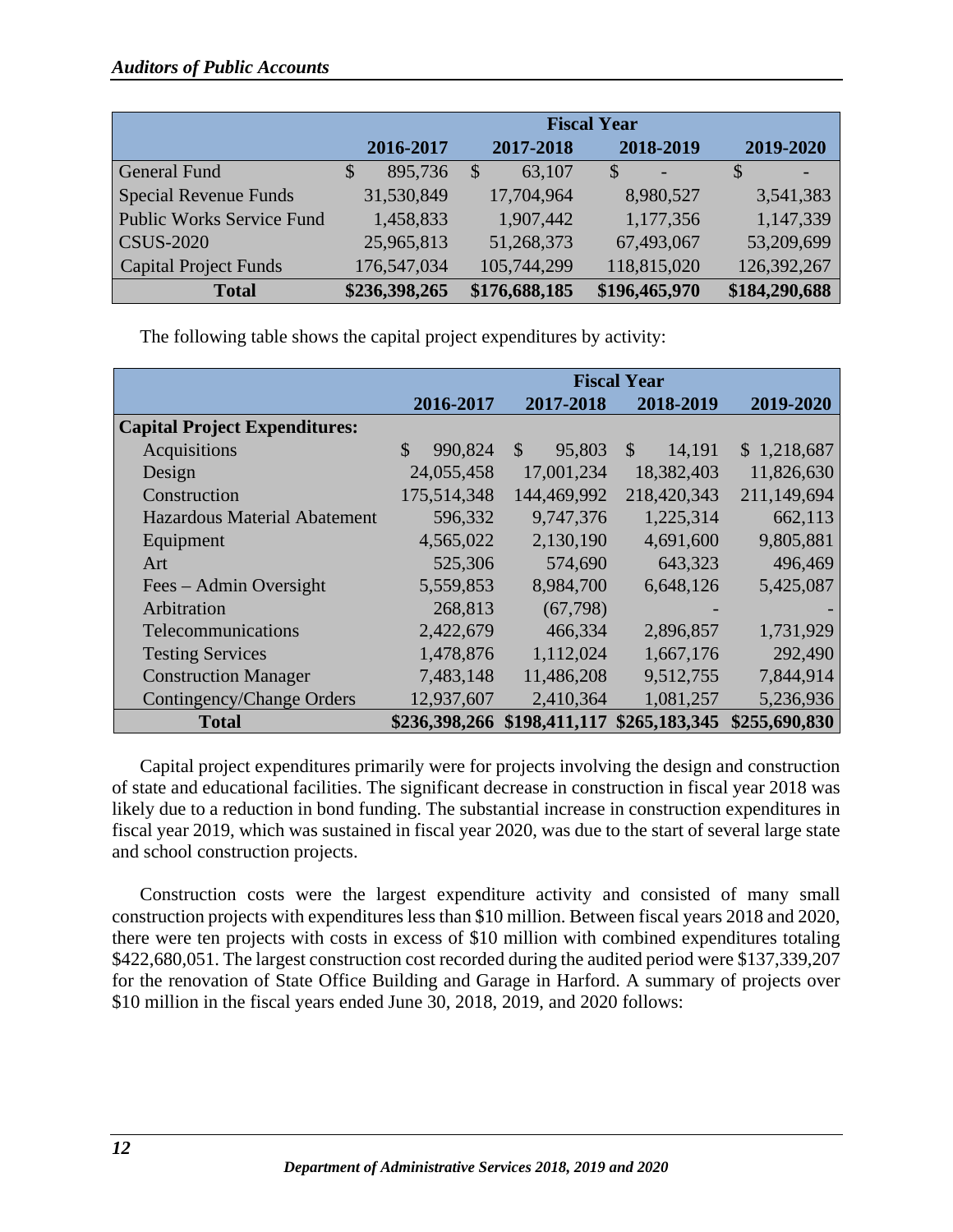| | Fiscal Year | | | |
|---|---|---|---|---|
| | 2016-2017 | 2017-2018 | 2018-2019 | 2019-2020 |
| General Fund | $ 895,736 | $ 63,107 | $ - | $ - |
| Special Revenue Funds | 31,530,849 | 17,704,964 | 8,980,527 | 3,541,383 |
| Public Works Service Fund | 1,458,833 | 1,907,442 | 1,177,356 | 1,147,339 |
| CSUS-2020 | 25,965,813 | 51,268,373 | 67,493,067 | 53,209,699 |
| Capital Project Funds | 176,547,034 | 105,744,299 | 118,815,020 | 126,392,267 |
| **Total** | **$236,398,265** | **$176,688,185** | **$196,465,970** | **$184,290,688** |

The following table shows the capital project expenditures by activity:

| | Fiscal Year | | | |
|---|---|---|---|---|
| | 2016-2017 | 2017-2018 | 2018-2019 | 2019-2020 |
| **Capital Project Expenditures:** | | | | |
| Acquisitions | $ 990,824 | $ 95,803 | $ 14,191 | $ 1,218,687 |
| Design | 24,055,458 | 17,001,234 | 18,382,403 | 11,826,630 |
| Construction | 175,514,348 | 144,469,992 | 218,420,343 | 211,149,694 |
| Hazardous Material Abatement | 596,332 | 9,747,376 | 1,225,314 | 662,113 |
| Equipment | 4,565,022 | 2,130,190 | 4,691,600 | 9,805,881 |
| Art | 525,306 | 574,690 | 643,323 | 496,469 |
| Fees – Admin Oversight | 5,559,853 | 8,984,700 | 6,648,126 | 5,425,087 |
| Arbitration | 268,813 | (67,798) | - | - |
| Telecommunications | 2,422,679 | 466,334 | 2,896,857 | 1,731,929 |
| Testing Services | 1,478,876 | 1,112,024 | 1,667,176 | 292,490 |
| Construction Manager | 7,483,148 | 11,486,208 | 9,512,755 | 7,844,914 |
| Contingency/Change Orders | 12,937,607 | 2,410,364 | 1,081,257 | 5,236,936 |
| **Total** | **$236,398,266** | **$198,411,117** | **$265,183,345** | **$255,690,830** |

Capital project expenditures primarily were for projects involving the design and construction of state and educational facilities. The significant decrease in construction in fiscal year 2018 was likely due to a reduction in bond funding. The substantial increase in construction expenditures in fiscal year 2019, which was sustained in fiscal year 2020, was due to the start of several large state and school construction projects.

Construction costs were the largest expenditure activity and consisted of many small construction projects with expenditures less than $10 million. Between fiscal years 2018 and 2020, there were ten projects with costs in excess of $10 million with combined expenditures totaling $422,680,051. The largest construction cost recorded during the audited period were $137,339,207 for the renovation of State Office Building and Garage in Harford. A summary of projects over $10 million in the fiscal years ended June 30, 2018, 2019, and 2020 follows: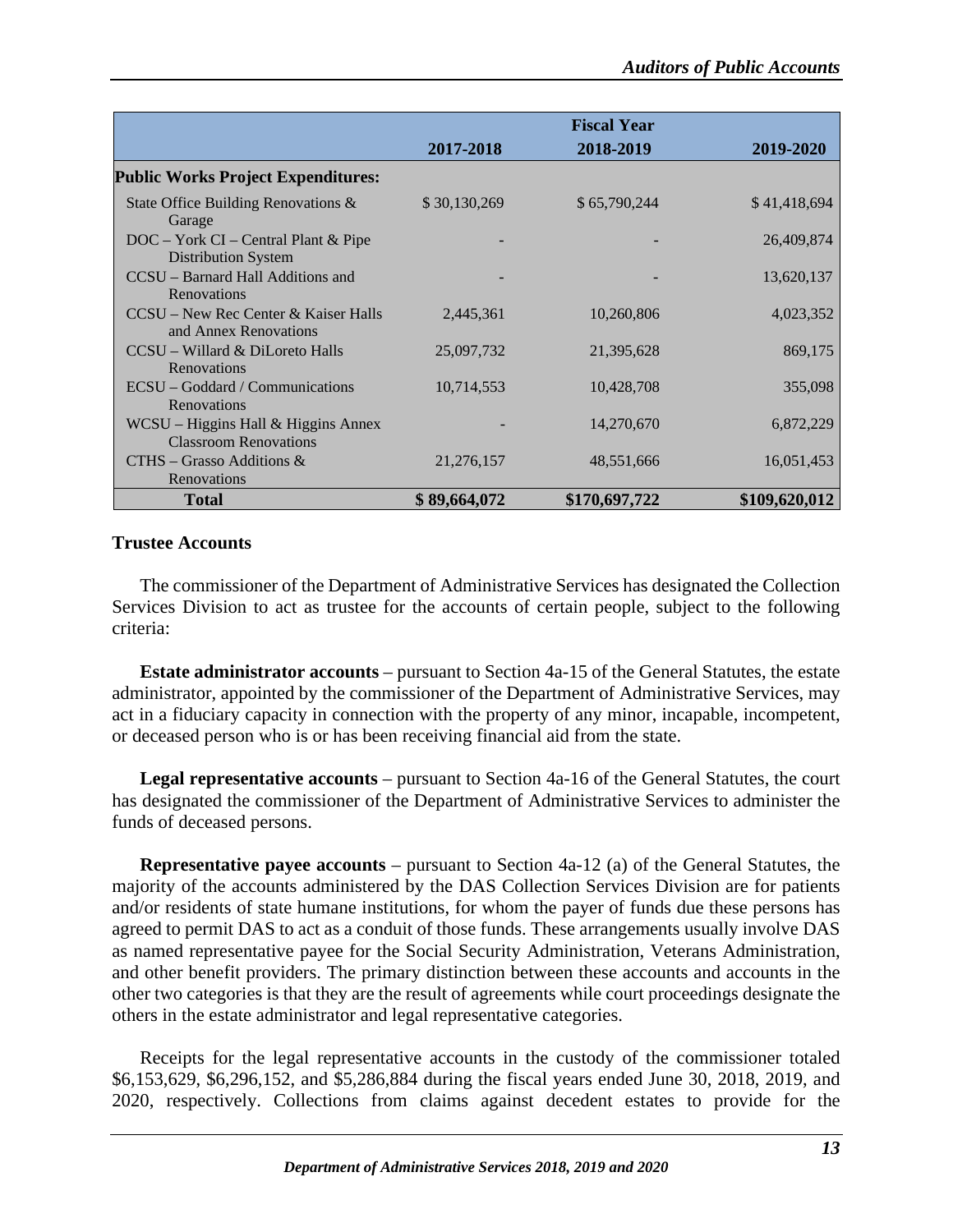| | Fiscal Year | | |
|---|---|---|---|
| | 2017-2018 | 2018-2019 | 2019-2020 |
| **Public Works Project Expenditures:** | | | |
| State Office Building Renovations & Garage | $ 30,130,269 | $ 65,790,244 | $ 41,418,694 |
| DOC – York CI – Central Plant & Pipe Distribution System | - | - | 26,409,874 |
| CCSU – Barnard Hall Additions and Renovations | - | - | 13,620,137 |
| CCSU – New Rec Center & Kaiser Halls and Annex Renovations | 2,445,361 | 10,260,806 | 4,023,352 |
| CCSU – Willard & DiLoreto Halls Renovations | 25,097,732 | 21,395,628 | 869,175 |
| ECSU – Goddard / Communications Renovations | 10,714,553 | 10,428,708 | 355,098 |
| WCSU – Higgins Hall & Higgins Annex Classroom Renovations | - | 14,270,670 | 6,872,229 |
| CTHS – Grasso Additions & Renovations | 21,276,157 | 48,551,666 | 16,051,453 |
| **Total** | **$ 89,664,072** | **$170,697,722** | **$109,620,012** |

**Trustee Accounts**

The commissioner of the Department of Administrative Services has designated the Collection Services Division to act as trustee for the accounts of certain people, subject to the following criteria:

**Estate administrator accounts** – pursuant to Section 4a-15 of the General Statutes, the estate administrator, appointed by the commissioner of the Department of Administrative Services, may act in a fiduciary capacity in connection with the property of any minor, incapable, incompetent, or deceased person who is or has been receiving financial aid from the state.

**Legal representative accounts** – pursuant to Section 4a-16 of the General Statutes, the court has designated the commissioner of the Department of Administrative Services to administer the funds of deceased persons.

**Representative payee accounts** – pursuant to Section 4a-12 (a) of the General Statutes, the majority of the accounts administered by the DAS Collection Services Division are for patients and/or residents of state humane institutions, for whom the payer of funds due these persons has agreed to permit DAS to act as a conduit of those funds. These arrangements usually involve DAS as named representative payee for the Social Security Administration, Veterans Administration, and other benefit providers. The primary distinction between these accounts and accounts in the other two categories is that they are the result of agreements while court proceedings designate the others in the estate administrator and legal representative categories.

Receipts for the legal representative accounts in the custody of the commissioner totaled $6,153,629, $6,296,152, and $5,286,884 during the fiscal years ended June 30, 2018, 2019, and 2020, respectively. Collections from claims against decedent estates to provide for the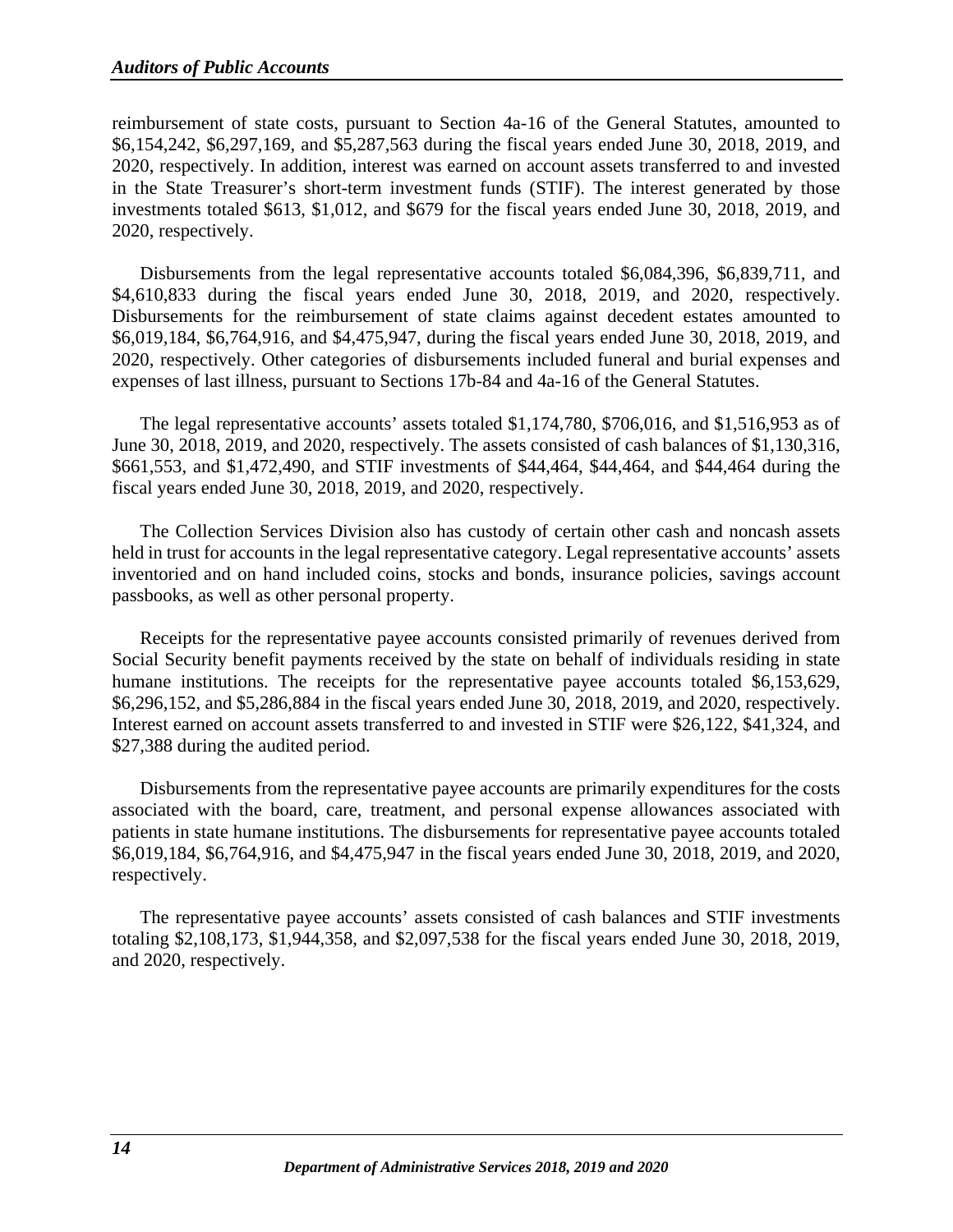reimbursement of state costs, pursuant to Section 4a-16 of the General Statutes, amounted to $6,154,242, $6,297,169, and $5,287,563 during the fiscal years ended June 30, 2018, 2019, and 2020, respectively. In addition, interest was earned on account assets transferred to and invested in the State Treasurer's short-term investment funds (STIF). The interest generated by those investments totaled $613, $1,012, and $679 for the fiscal years ended June 30, 2018, 2019, and 2020, respectively.

Disbursements from the legal representative accounts totaled $6,084,396, $6,839,711, and $4,610,833 during the fiscal years ended June 30, 2018, 2019, and 2020, respectively. Disbursements for the reimbursement of state claims against decedent estates amounted to $6,019,184, $6,764,916, and $4,475,947, during the fiscal years ended June 30, 2018, 2019, and 2020, respectively. Other categories of disbursements included funeral and burial expenses and expenses of last illness, pursuant to Sections 17b-84 and 4a-16 of the General Statutes.

The legal representative accounts' assets totaled $1,174,780, $706,016, and $1,516,953 as of June 30, 2018, 2019, and 2020, respectively. The assets consisted of cash balances of $1,130,316, $661,553, and $1,472,490, and STIF investments of $44,464, $44,464, and $44,464 during the fiscal years ended June 30, 2018, 2019, and 2020, respectively.

The Collection Services Division also has custody of certain other cash and noncash assets held in trust for accounts in the legal representative category. Legal representative accounts' assets inventoried and on hand included coins, stocks and bonds, insurance policies, savings account passbooks, as well as other personal property.

Receipts for the representative payee accounts consisted primarily of revenues derived from Social Security benefit payments received by the state on behalf of individuals residing in state humane institutions. The receipts for the representative payee accounts totaled $6,153,629, $6,296,152, and $5,286,884 in the fiscal years ended June 30, 2018, 2019, and 2020, respectively. Interest earned on account assets transferred to and invested in STIF were $26,122, $41,324, and $27,388 during the audited period.

Disbursements from the representative payee accounts are primarily expenditures for the costs associated with the board, care, treatment, and personal expense allowances associated with patients in state humane institutions. The disbursements for representative payee accounts totaled $6,019,184, $6,764,916, and $4,475,947 in the fiscal years ended June 30, 2018, 2019, and 2020, respectively.

The representative payee accounts' assets consisted of cash balances and STIF investments totaling $2,108,173, $1,944,358, and $2,097,538 for the fiscal years ended June 30, 2018, 2019, and 2020, respectively.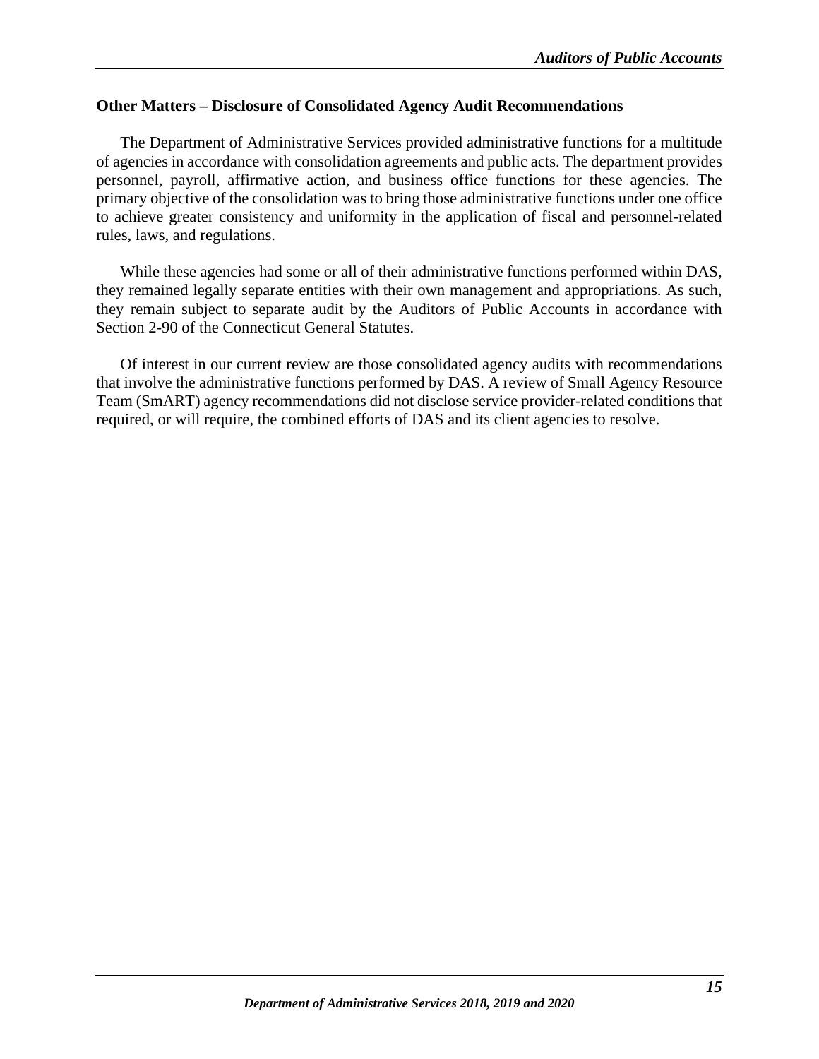**Other Matters – Disclosure of Consolidated Agency Audit Recommendations**

The Department of Administrative Services provided administrative functions for a multitude of agencies in accordance with consolidation agreements and public acts. The department provides personnel, payroll, affirmative action, and business office functions for these agencies. The primary objective of the consolidation was to bring those administrative functions under one office to achieve greater consistency and uniformity in the application of fiscal and personnel-related rules, laws, and regulations.

While these agencies had some or all of their administrative functions performed within DAS, they remained legally separate entities with their own management and appropriations. As such, they remain subject to separate audit by the Auditors of Public Accounts in accordance with Section 2-90 of the Connecticut General Statutes.

Of interest in our current review are those consolidated agency audits with recommendations that involve the administrative functions performed by DAS. A review of Small Agency Resource Team (SmART) agency recommendations did not disclose service provider-related conditions that required, or will require, the combined efforts of DAS and its client agencies to resolve.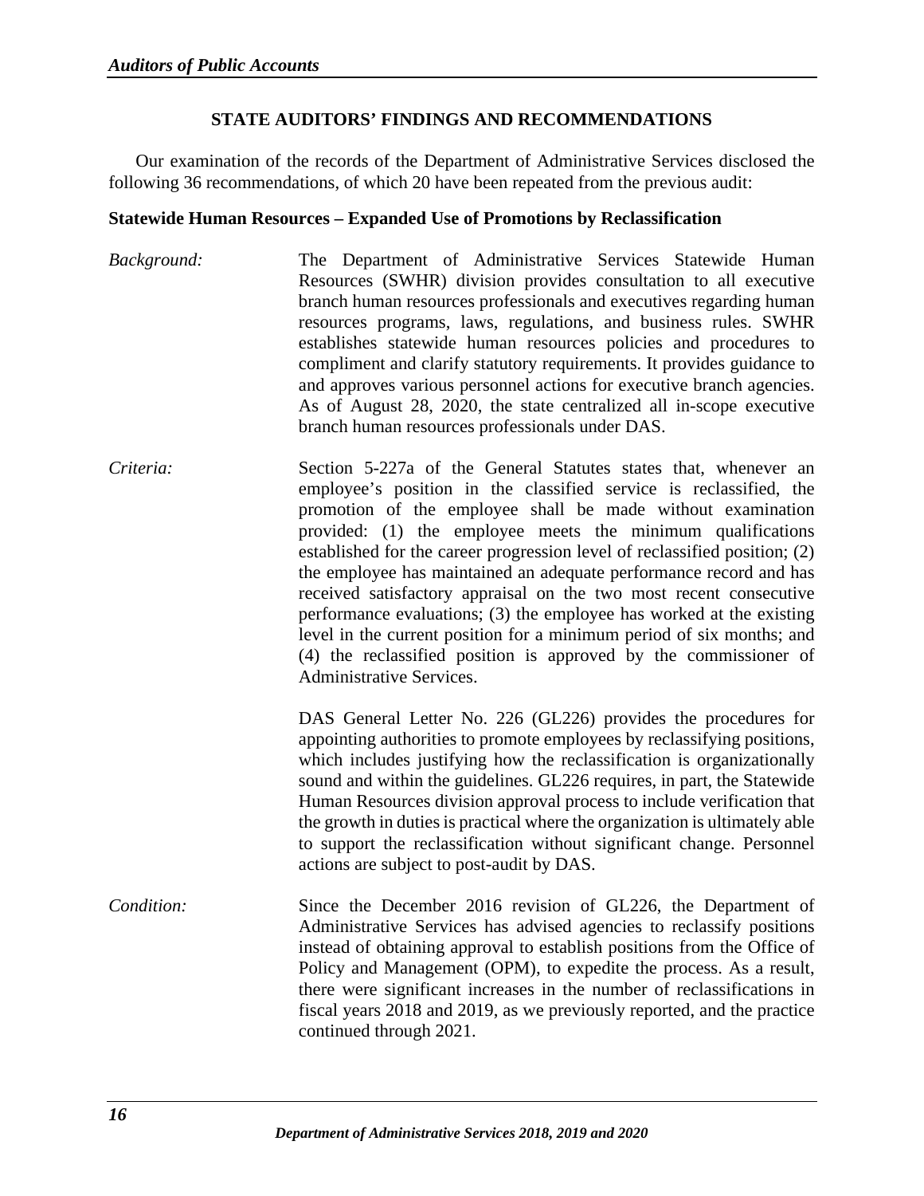## STATE AUDITORS' FINDINGS AND RECOMMENDATIONS

Our examination of the records of the Department of Administrative Services disclosed the following 36 recommendations, of which 20 have been repeated from the previous audit:

### Statewide Human Resources – Expanded Use of Promotions by Reclassification

*Background:* The Department of Administrative Services Statewide Human Resources (SWHR) division provides consultation to all executive branch human resources professionals and executives regarding human resources programs, laws, regulations, and business rules. SWHR establishes statewide human resources policies and procedures to compliment and clarify statutory requirements. It provides guidance to and approves various personnel actions for executive branch agencies. As of August 28, 2020, the state centralized all in-scope executive branch human resources professionals under DAS.

*Criteria:* Section 5-227a of the General Statutes states that, whenever an employee's position in the classified service is reclassified, the promotion of the employee shall be made without examination provided: (1) the employee meets the minimum qualifications established for the career progression level of reclassified position; (2) the employee has maintained an adequate performance record and has received satisfactory appraisal on the two most recent consecutive performance evaluations; (3) the employee has worked at the existing level in the current position for a minimum period of six months; and (4) the reclassified position is approved by the commissioner of Administrative Services.

DAS General Letter No. 226 (GL226) provides the procedures for appointing authorities to promote employees by reclassifying positions, which includes justifying how the reclassification is organizationally sound and within the guidelines. GL226 requires, in part, the Statewide Human Resources division approval process to include verification that the growth in duties is practical where the organization is ultimately able to support the reclassification without significant change. Personnel actions are subject to post-audit by DAS.

*Condition:* Since the December 2016 revision of GL226, the Department of Administrative Services has advised agencies to reclassify positions instead of obtaining approval to establish positions from the Office of Policy and Management (OPM), to expedite the process. As a result, there were significant increases in the number of reclassifications in fiscal years 2018 and 2019, as we previously reported, and the practice continued through 2021.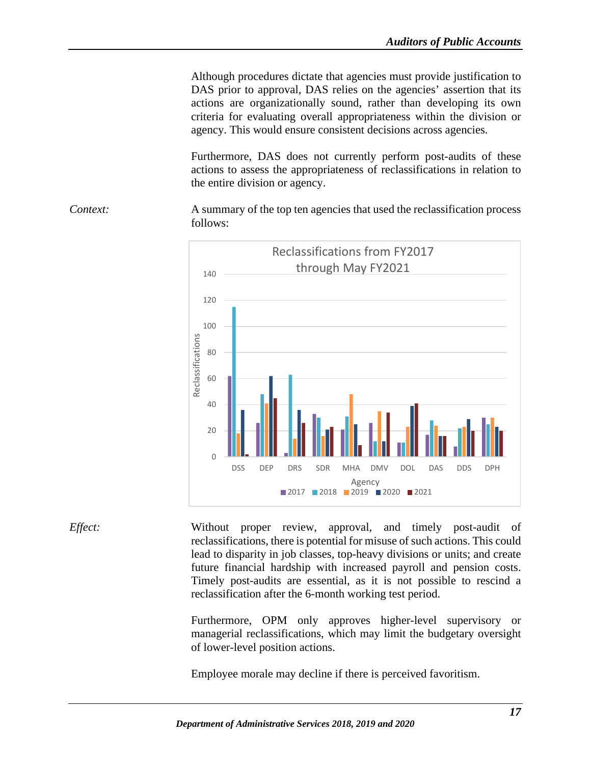Although procedures dictate that agencies must provide justification to DAS prior to approval, DAS relies on the agencies' assertion that its actions are organizationally sound, rather than developing its own criteria for evaluating overall appropriateness within the division or agency. This would ensure consistent decisions across agencies.

Furthermore, DAS does not currently perform post-audits of these actions to assess the appropriateness of reclassifications in relation to the entire division or agency.

*Context:* A summary of the top ten agencies that used the reclassification process follows:

**Reclassifications from FY2017 through May FY2021**

Chart: Reclassifications (y-axis, 0–140) by Agency (x-axis): DSS, DEP, DRS, SDR, MHA, DMV, DOL, DAS, DDS, DPH. Legend: 2017, 2018, 2019, 2020, 2021.

*Effect:* Without proper review, approval, and timely post-audit of reclassifications, there is potential for misuse of such actions. This could lead to disparity in job classes, top-heavy divisions or units; and create future financial hardship with increased payroll and pension costs. Timely post-audits are essential, as it is not possible to rescind a reclassification after the 6-month working test period.

Furthermore, OPM only approves higher-level supervisory or managerial reclassifications, which may limit the budgetary oversight of lower-level position actions.

Employee morale may decline if there is perceived favoritism.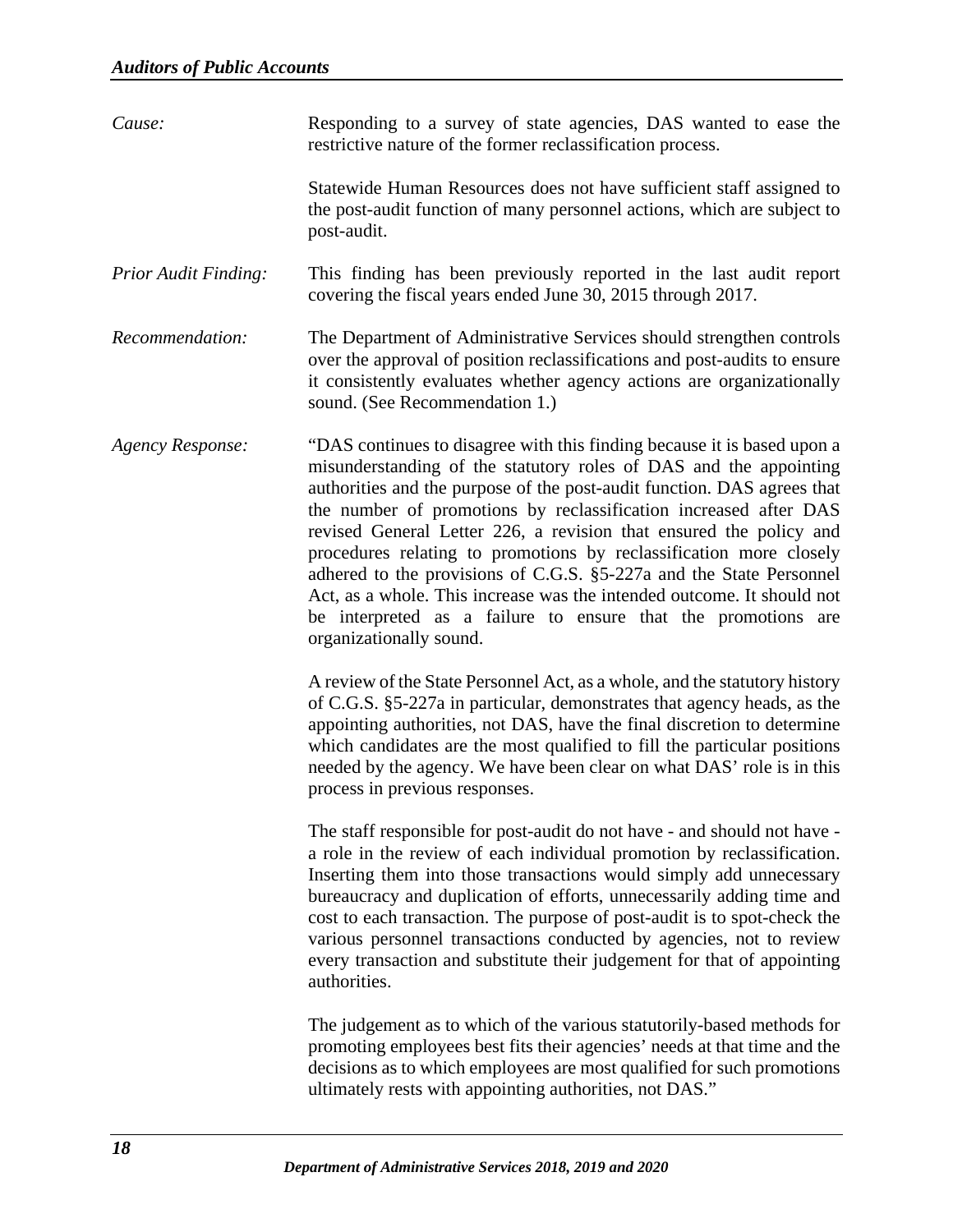*Cause:* Responding to a survey of state agencies, DAS wanted to ease the restrictive nature of the former reclassification process.

Statewide Human Resources does not have sufficient staff assigned to the post-audit function of many personnel actions, which are subject to post-audit.

*Prior Audit Finding:* This finding has been previously reported in the last audit report covering the fiscal years ended June 30, 2015 through 2017.

*Recommendation:* The Department of Administrative Services should strengthen controls over the approval of position reclassifications and post-audits to ensure it consistently evaluates whether agency actions are organizationally sound. (See Recommendation 1.)

*Agency Response:* "DAS continues to disagree with this finding because it is based upon a misunderstanding of the statutory roles of DAS and the appointing authorities and the purpose of the post-audit function. DAS agrees that the number of promotions by reclassification increased after DAS revised General Letter 226, a revision that ensured the policy and procedures relating to promotions by reclassification more closely adhered to the provisions of C.G.S. §5-227a and the State Personnel Act, as a whole. This increase was the intended outcome. It should not be interpreted as a failure to ensure that the promotions are organizationally sound.

A review of the State Personnel Act, as a whole, and the statutory history of C.G.S. §5-227a in particular, demonstrates that agency heads, as the appointing authorities, not DAS, have the final discretion to determine which candidates are the most qualified to fill the particular positions needed by the agency. We have been clear on what DAS' role is in this process in previous responses.

The staff responsible for post-audit do not have - and should not have - a role in the review of each individual promotion by reclassification. Inserting them into those transactions would simply add unnecessary bureaucracy and duplication of efforts, unnecessarily adding time and cost to each transaction. The purpose of post-audit is to spot-check the various personnel transactions conducted by agencies, not to review every transaction and substitute their judgement for that of appointing authorities.

The judgement as to which of the various statutorily-based methods for promoting employees best fits their agencies' needs at that time and the decisions as to which employees are most qualified for such promotions ultimately rests with appointing authorities, not DAS."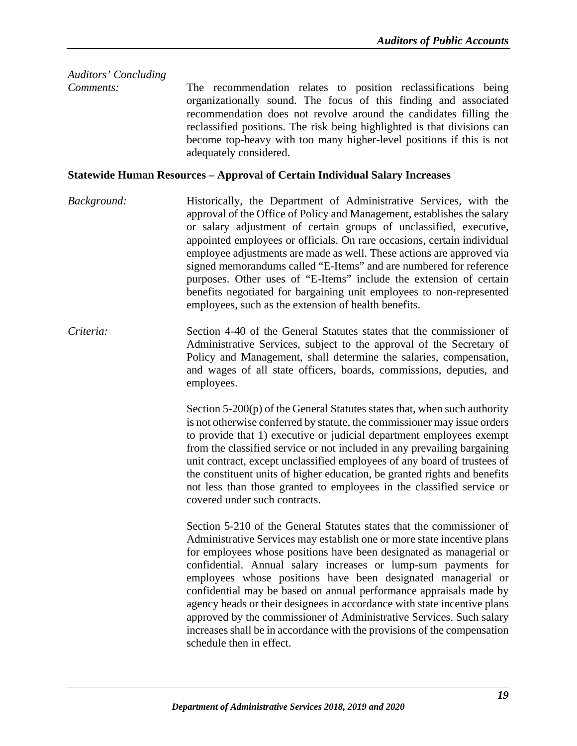*Auditors' Concluding Comments:*

The recommendation relates to position reclassifications being organizationally sound. The focus of this finding and associated recommendation does not revolve around the candidates filling the reclassified positions. The risk being highlighted is that divisions can become top-heavy with too many higher-level positions if this is not adequately considered.

**Statewide Human Resources – Approval of Certain Individual Salary Increases**

*Background:*

Historically, the Department of Administrative Services, with the approval of the Office of Policy and Management, establishes the salary or salary adjustment of certain groups of unclassified, executive, appointed employees or officials. On rare occasions, certain individual employee adjustments are made as well. These actions are approved via signed memorandums called "E-Items" and are numbered for reference purposes. Other uses of "E-Items" include the extension of certain benefits negotiated for bargaining unit employees to non-represented employees, such as the extension of health benefits.

*Criteria:*

Section 4-40 of the General Statutes states that the commissioner of Administrative Services, subject to the approval of the Secretary of Policy and Management, shall determine the salaries, compensation, and wages of all state officers, boards, commissions, deputies, and employees.

Section 5-200(p) of the General Statutes states that, when such authority is not otherwise conferred by statute, the commissioner may issue orders to provide that 1) executive or judicial department employees exempt from the classified service or not included in any prevailing bargaining unit contract, except unclassified employees of any board of trustees of the constituent units of higher education, be granted rights and benefits not less than those granted to employees in the classified service or covered under such contracts.

Section 5-210 of the General Statutes states that the commissioner of Administrative Services may establish one or more state incentive plans for employees whose positions have been designated as managerial or confidential. Annual salary increases or lump-sum payments for employees whose positions have been designated managerial or confidential may be based on annual performance appraisals made by agency heads or their designees in accordance with state incentive plans approved by the commissioner of Administrative Services. Such salary increases shall be in accordance with the provisions of the compensation schedule then in effect.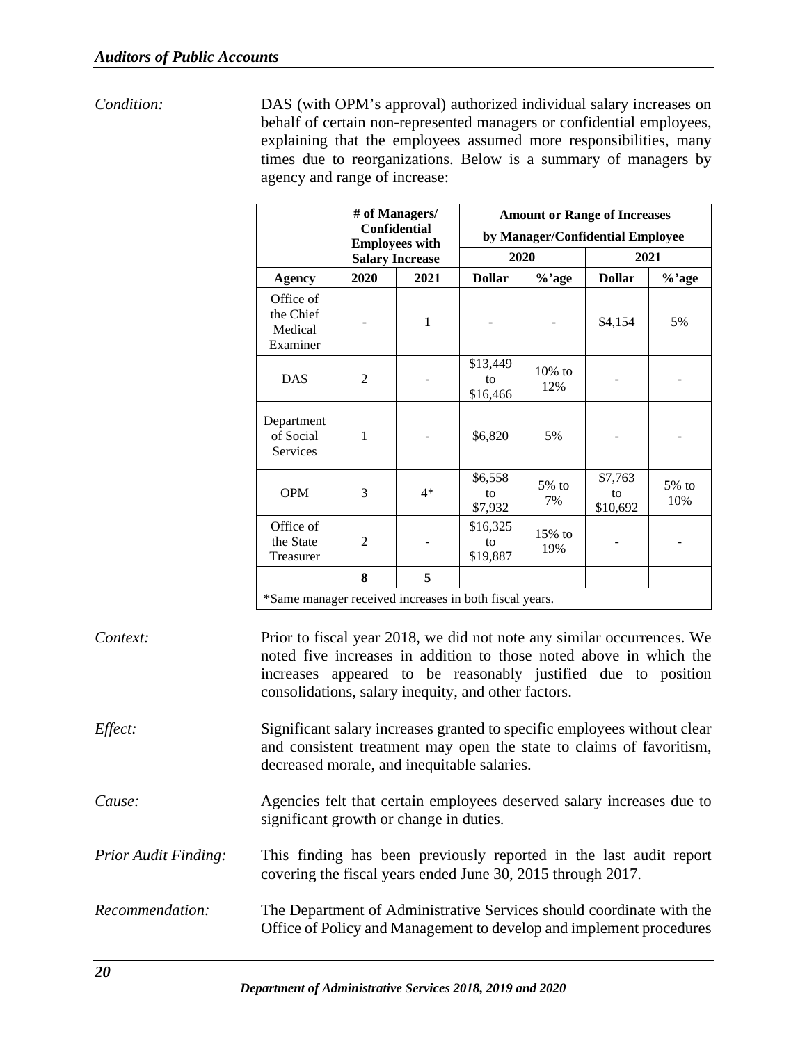*Condition:* DAS (with OPM's approval) authorized individual salary increases on behalf of certain non-represented managers or confidential employees, explaining that the employees assumed more responsibilities, many times due to reorganizations. Below is a summary of managers by agency and range of increase:

| | # of Managers/ Confidential Employees with Salary Increase | | Amount or Range of Increases by Manager/Confidential Employee | | | |
|---|---|---|---|---|---|---|
| | | | 2020 | | 2021 | |
| **Agency** | **2020** | **2021** | **Dollar** | **%'age** | **Dollar** | **%'age** |
| Office of the Chief Medical Examiner | - | 1 | - | - | $4,154 | 5% |
| DAS | 2 | - | $13,449 to $16,466 | 10% to 12% | - | - |
| Department of Social Services | 1 | - | $6,820 | 5% | - | - |
| OPM | 3 | 4* | $6,558 to $7,932 | 5% to 7% | $7,763 to $10,692 | 5% to 10% |
| Office of the State Treasurer | 2 | - | $16,325 to $19,887 | 15% to 19% | - | - |
| | **8** | **5** | | | | |

*Same manager received increases in both fiscal years.

*Context:* Prior to fiscal year 2018, we did not note any similar occurrences. We noted five increases in addition to those noted above in which the increases appeared to be reasonably justified due to position consolidations, salary inequity, and other factors.

*Effect:* Significant salary increases granted to specific employees without clear and consistent treatment may open the state to claims of favoritism, decreased morale, and inequitable salaries.

*Cause:* Agencies felt that certain employees deserved salary increases due to significant growth or change in duties.

*Prior Audit Finding:* This finding has been previously reported in the last audit report covering the fiscal years ended June 30, 2015 through 2017.

*Recommendation:* The Department of Administrative Services should coordinate with the Office of Policy and Management to develop and implement procedures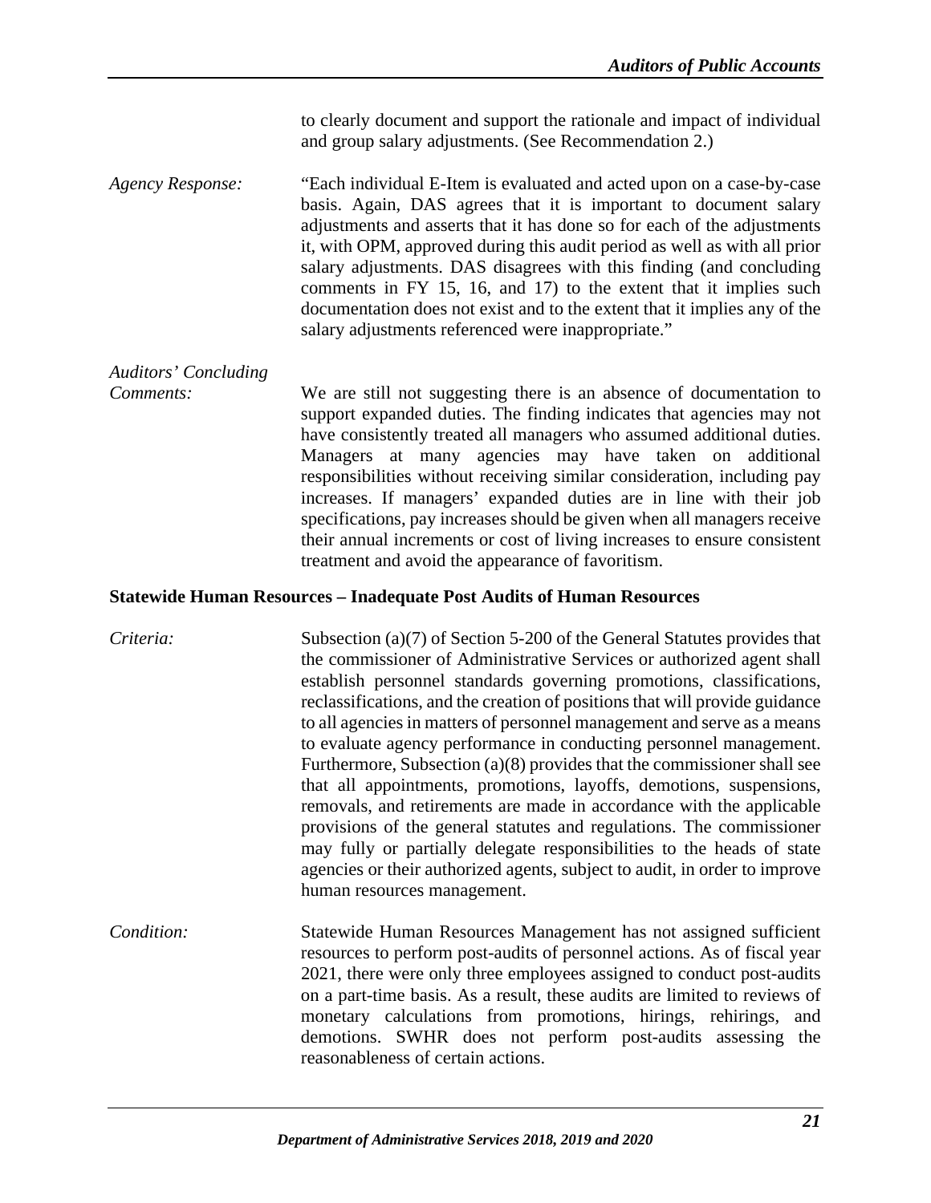to clearly document and support the rationale and impact of individual and group salary adjustments. (See Recommendation 2.)

*Agency Response:* "Each individual E-Item is evaluated and acted upon on a case-by-case basis. Again, DAS agrees that it is important to document salary adjustments and asserts that it has done so for each of the adjustments it, with OPM, approved during this audit period as well as with all prior salary adjustments. DAS disagrees with this finding (and concluding comments in FY 15, 16, and 17) to the extent that it implies such documentation does not exist and to the extent that it implies any of the salary adjustments referenced were inappropriate."

*Auditors' Concluding Comments:* We are still not suggesting there is an absence of documentation to support expanded duties. The finding indicates that agencies may not have consistently treated all managers who assumed additional duties. Managers at many agencies may have taken on additional responsibilities without receiving similar consideration, including pay increases. If managers' expanded duties are in line with their job specifications, pay increases should be given when all managers receive their annual increments or cost of living increases to ensure consistent treatment and avoid the appearance of favoritism.

**Statewide Human Resources – Inadequate Post Audits of Human Resources**

*Criteria:* Subsection (a)(7) of Section 5-200 of the General Statutes provides that the commissioner of Administrative Services or authorized agent shall establish personnel standards governing promotions, classifications, reclassifications, and the creation of positions that will provide guidance to all agencies in matters of personnel management and serve as a means to evaluate agency performance in conducting personnel management. Furthermore, Subsection (a)(8) provides that the commissioner shall see that all appointments, promotions, layoffs, demotions, suspensions, removals, and retirements are made in accordance with the applicable provisions of the general statutes and regulations. The commissioner may fully or partially delegate responsibilities to the heads of state agencies or their authorized agents, subject to audit, in order to improve human resources management.

*Condition:* Statewide Human Resources Management has not assigned sufficient resources to perform post-audits of personnel actions. As of fiscal year 2021, there were only three employees assigned to conduct post-audits on a part-time basis. As a result, these audits are limited to reviews of monetary calculations from promotions, hirings, rehirings, and demotions. SWHR does not perform post-audits assessing the reasonableness of certain actions.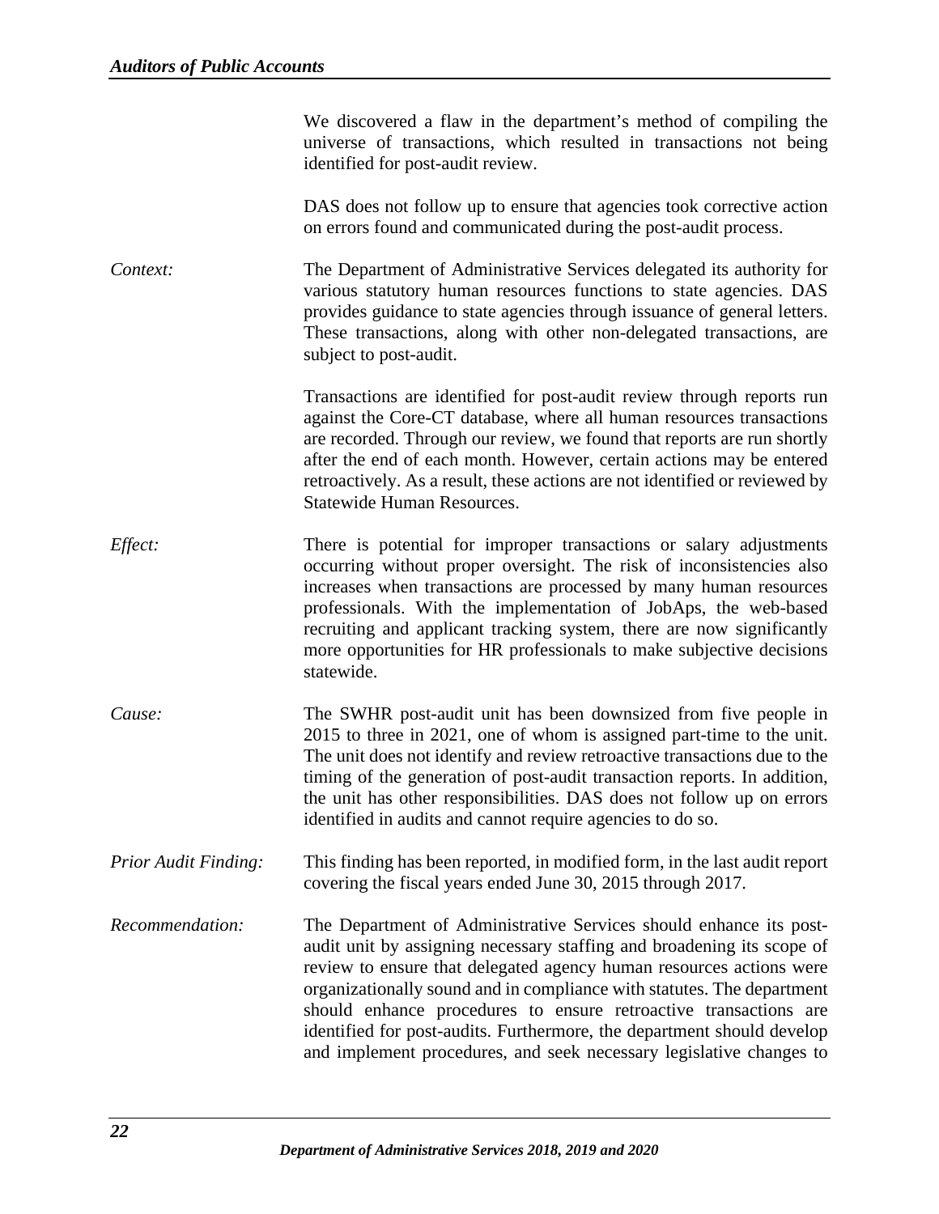We discovered a flaw in the department's method of compiling the universe of transactions, which resulted in transactions not being identified for post-audit review.

DAS does not follow up to ensure that agencies took corrective action on errors found and communicated during the post-audit process.

*Context:* The Department of Administrative Services delegated its authority for various statutory human resources functions to state agencies. DAS provides guidance to state agencies through issuance of general letters. These transactions, along with other non-delegated transactions, are subject to post-audit.

Transactions are identified for post-audit review through reports run against the Core-CT database, where all human resources transactions are recorded. Through our review, we found that reports are run shortly after the end of each month. However, certain actions may be entered retroactively. As a result, these actions are not identified or reviewed by Statewide Human Resources.

*Effect:* There is potential for improper transactions or salary adjustments occurring without proper oversight. The risk of inconsistencies also increases when transactions are processed by many human resources professionals. With the implementation of JobAps, the web-based recruiting and applicant tracking system, there are now significantly more opportunities for HR professionals to make subjective decisions statewide.

*Cause:* The SWHR post-audit unit has been downsized from five people in 2015 to three in 2021, one of whom is assigned part-time to the unit. The unit does not identify and review retroactive transactions due to the timing of the generation of post-audit transaction reports. In addition, the unit has other responsibilities. DAS does not follow up on errors identified in audits and cannot require agencies to do so.

*Prior Audit Finding:* This finding has been reported, in modified form, in the last audit report covering the fiscal years ended June 30, 2015 through 2017.

*Recommendation:* The Department of Administrative Services should enhance its post-audit unit by assigning necessary staffing and broadening its scope of review to ensure that delegated agency human resources actions were organizationally sound and in compliance with statutes. The department should enhance procedures to ensure retroactive transactions are identified for post-audits. Furthermore, the department should develop and implement procedures, and seek necessary legislative changes to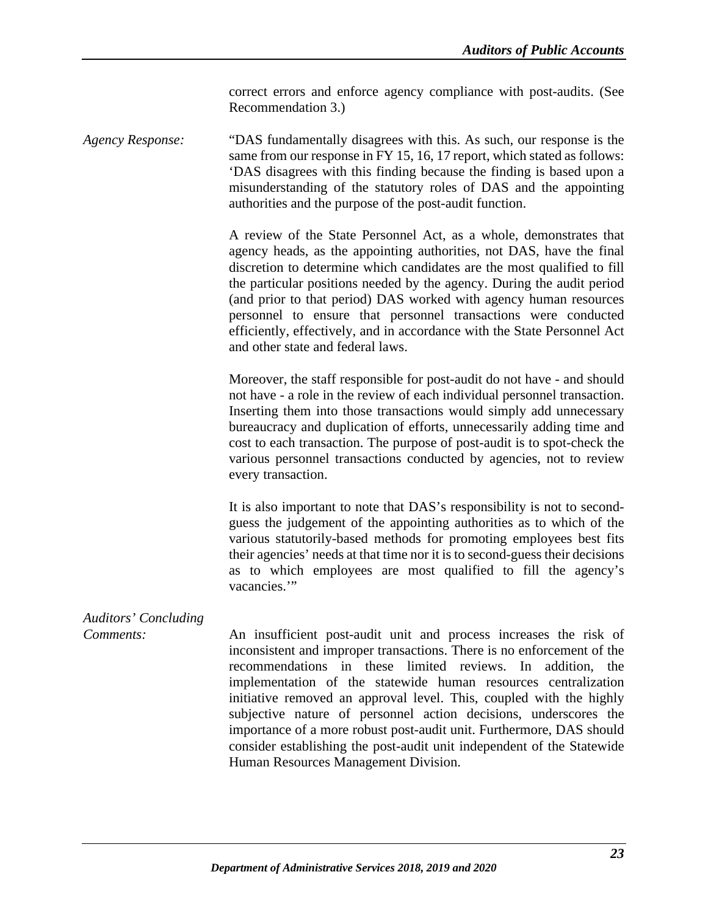correct errors and enforce agency compliance with post-audits. (See Recommendation 3.)

*Agency Response:* "DAS fundamentally disagrees with this. As such, our response is the same from our response in FY 15, 16, 17 report, which stated as follows: 'DAS disagrees with this finding because the finding is based upon a misunderstanding of the statutory roles of DAS and the appointing authorities and the purpose of the post-audit function.

A review of the State Personnel Act, as a whole, demonstrates that agency heads, as the appointing authorities, not DAS, have the final discretion to determine which candidates are the most qualified to fill the particular positions needed by the agency. During the audit period (and prior to that period) DAS worked with agency human resources personnel to ensure that personnel transactions were conducted efficiently, effectively, and in accordance with the State Personnel Act and other state and federal laws.

Moreover, the staff responsible for post-audit do not have - and should not have - a role in the review of each individual personnel transaction. Inserting them into those transactions would simply add unnecessary bureaucracy and duplication of efforts, unnecessarily adding time and cost to each transaction. The purpose of post-audit is to spot-check the various personnel transactions conducted by agencies, not to review every transaction.

It is also important to note that DAS's responsibility is not to second-guess the judgement of the appointing authorities as to which of the various statutorily-based methods for promoting employees best fits their agencies' needs at that time nor it is to second-guess their decisions as to which employees are most qualified to fill the agency's vacancies.'"

*Auditors' Concluding Comments:* An insufficient post-audit unit and process increases the risk of inconsistent and improper transactions. There is no enforcement of the recommendations in these limited reviews. In addition, the implementation of the statewide human resources centralization initiative removed an approval level. This, coupled with the highly subjective nature of personnel action decisions, underscores the importance of a more robust post-audit unit. Furthermore, DAS should consider establishing the post-audit unit independent of the Statewide Human Resources Management Division.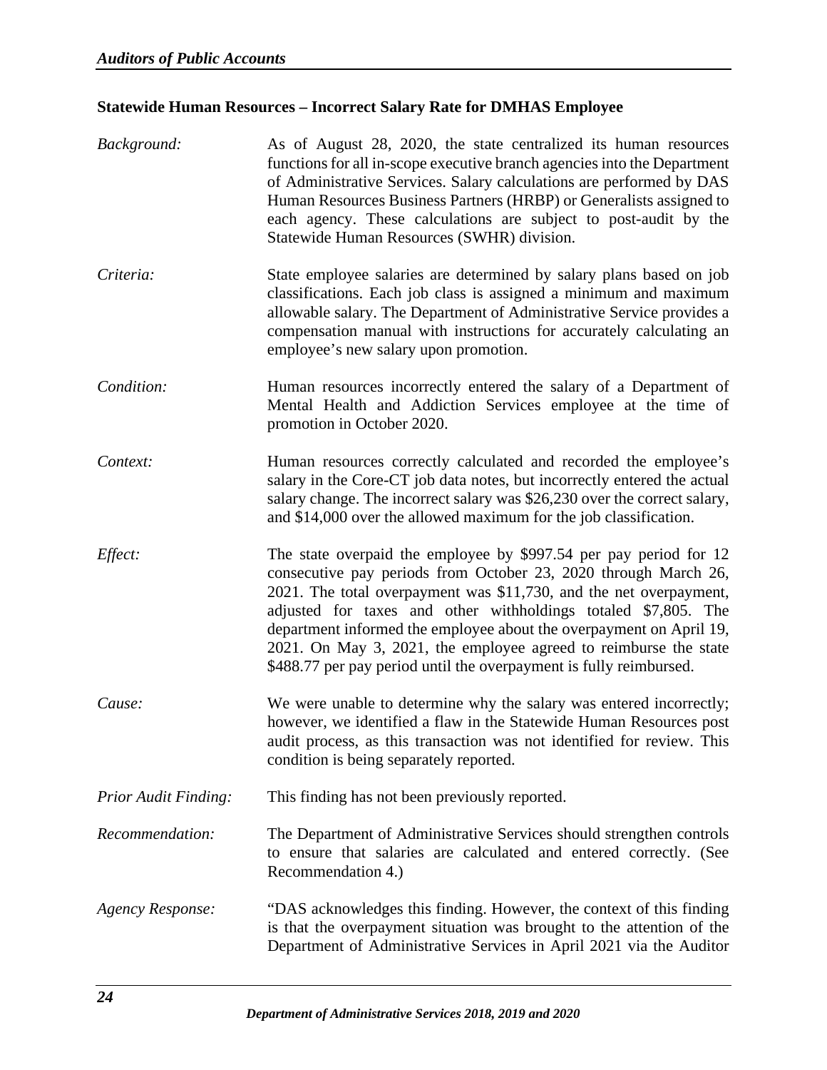**Statewide Human Resources – Incorrect Salary Rate for DMHAS Employee**

*Background:* As of August 28, 2020, the state centralized its human resources functions for all in-scope executive branch agencies into the Department of Administrative Services. Salary calculations are performed by DAS Human Resources Business Partners (HRBP) or Generalists assigned to each agency. These calculations are subject to post-audit by the Statewide Human Resources (SWHR) division.

*Criteria:* State employee salaries are determined by salary plans based on job classifications. Each job class is assigned a minimum and maximum allowable salary. The Department of Administrative Service provides a compensation manual with instructions for accurately calculating an employee's new salary upon promotion.

*Condition:* Human resources incorrectly entered the salary of a Department of Mental Health and Addiction Services employee at the time of promotion in October 2020.

*Context:* Human resources correctly calculated and recorded the employee's salary in the Core-CT job data notes, but incorrectly entered the actual salary change. The incorrect salary was $26,230 over the correct salary, and $14,000 over the allowed maximum for the job classification.

*Effect:* The state overpaid the employee by $997.54 per pay period for 12 consecutive pay periods from October 23, 2020 through March 26, 2021. The total overpayment was $11,730, and the net overpayment, adjusted for taxes and other withholdings totaled $7,805. The department informed the employee about the overpayment on April 19, 2021. On May 3, 2021, the employee agreed to reimburse the state $488.77 per pay period until the overpayment is fully reimbursed.

*Cause:* We were unable to determine why the salary was entered incorrectly; however, we identified a flaw in the Statewide Human Resources post audit process, as this transaction was not identified for review. This condition is being separately reported.

*Prior Audit Finding:* This finding has not been previously reported.

*Recommendation:* The Department of Administrative Services should strengthen controls to ensure that salaries are calculated and entered correctly. (See Recommendation 4.)

*Agency Response:* "DAS acknowledges this finding. However, the context of this finding is that the overpayment situation was brought to the attention of the Department of Administrative Services in April 2021 via the Auditor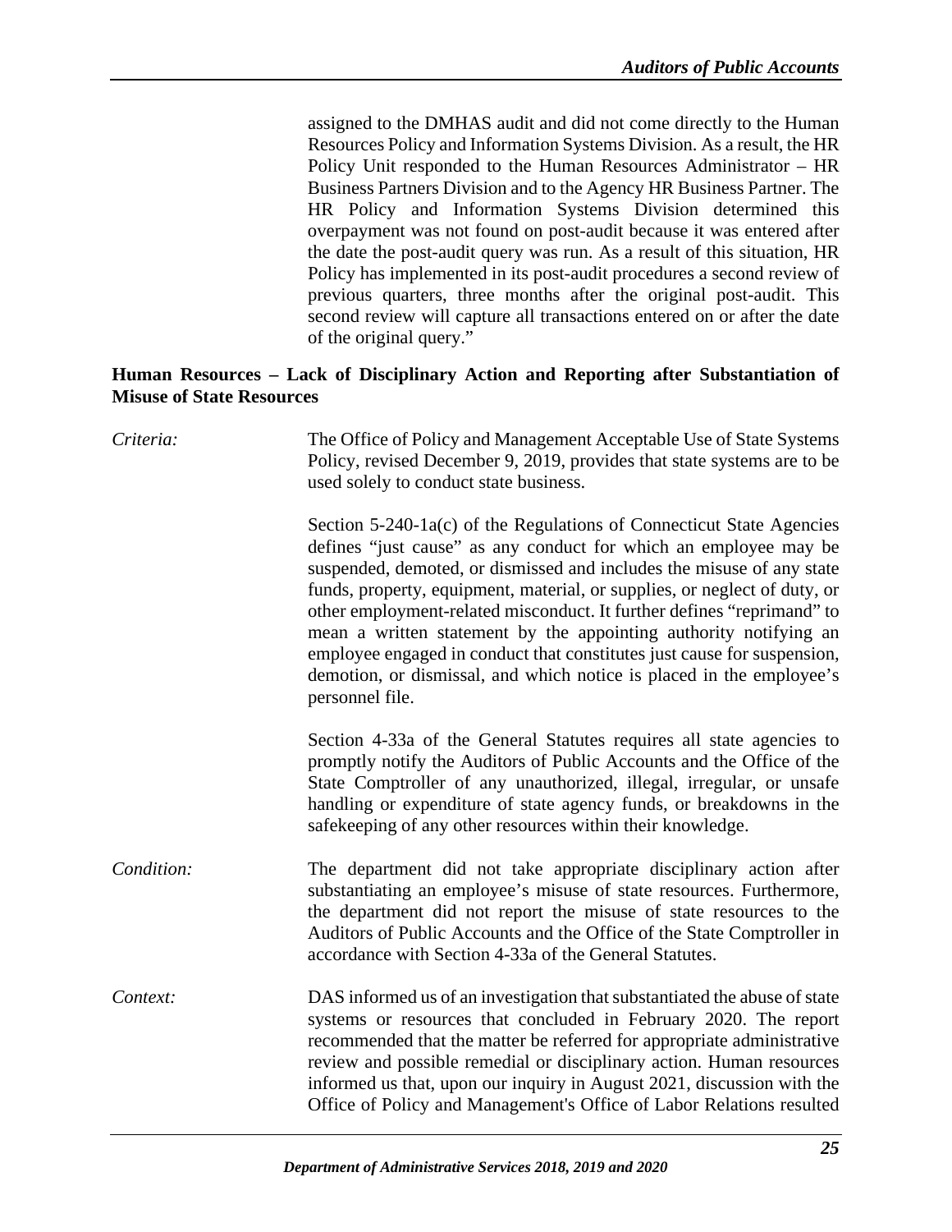assigned to the DMHAS audit and did not come directly to the Human Resources Policy and Information Systems Division. As a result, the HR Policy Unit responded to the Human Resources Administrator – HR Business Partners Division and to the Agency HR Business Partner. The HR Policy and Information Systems Division determined this overpayment was not found on post-audit because it was entered after the date the post-audit query was run. As a result of this situation, HR Policy has implemented in its post-audit procedures a second review of previous quarters, three months after the original post-audit. This second review will capture all transactions entered on or after the date of the original query."

**Human Resources – Lack of Disciplinary Action and Reporting after Substantiation of Misuse of State Resources**

*Criteria:* The Office of Policy and Management Acceptable Use of State Systems Policy, revised December 9, 2019, provides that state systems are to be used solely to conduct state business.

Section 5-240-1a(c) of the Regulations of Connecticut State Agencies defines "just cause" as any conduct for which an employee may be suspended, demoted, or dismissed and includes the misuse of any state funds, property, equipment, material, or supplies, or neglect of duty, or other employment-related misconduct. It further defines "reprimand" to mean a written statement by the appointing authority notifying an employee engaged in conduct that constitutes just cause for suspension, demotion, or dismissal, and which notice is placed in the employee's personnel file.

Section 4-33a of the General Statutes requires all state agencies to promptly notify the Auditors of Public Accounts and the Office of the State Comptroller of any unauthorized, illegal, irregular, or unsafe handling or expenditure of state agency funds, or breakdowns in the safekeeping of any other resources within their knowledge.

*Condition:* The department did not take appropriate disciplinary action after substantiating an employee's misuse of state resources. Furthermore, the department did not report the misuse of state resources to the Auditors of Public Accounts and the Office of the State Comptroller in accordance with Section 4-33a of the General Statutes.

*Context:* DAS informed us of an investigation that substantiated the abuse of state systems or resources that concluded in February 2020. The report recommended that the matter be referred for appropriate administrative review and possible remedial or disciplinary action. Human resources informed us that, upon our inquiry in August 2021, discussion with the Office of Policy and Management's Office of Labor Relations resulted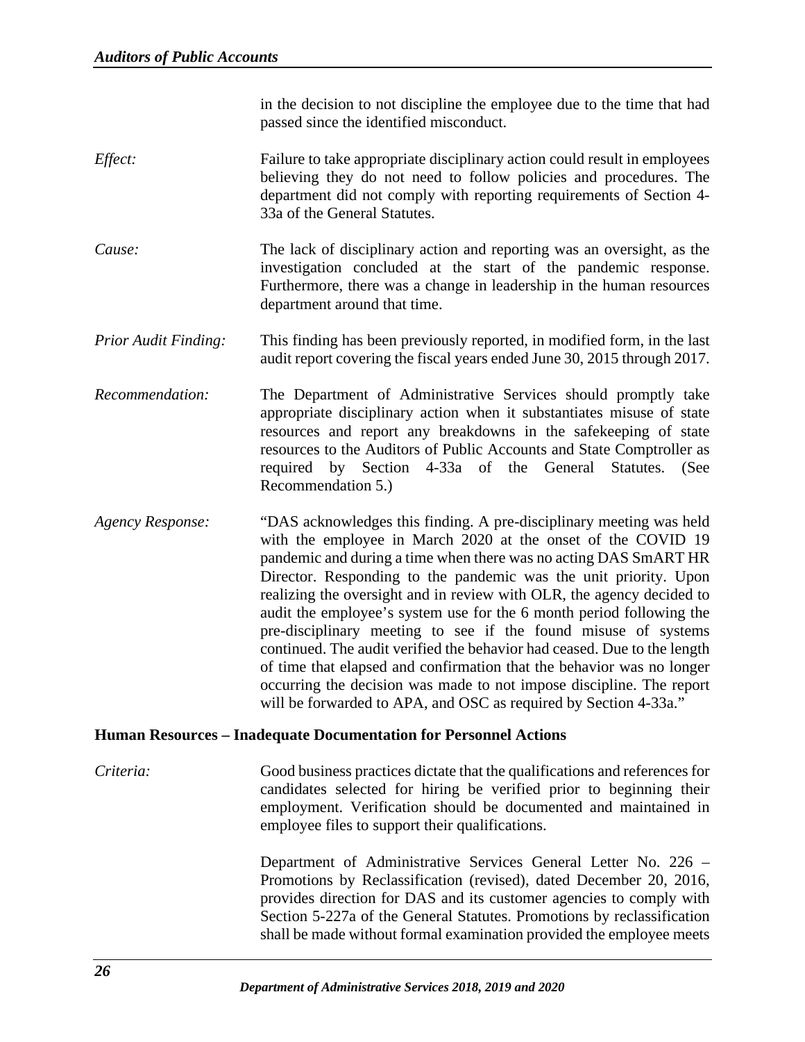in the decision to not discipline the employee due to the time that had passed since the identified misconduct.

*Effect:* Failure to take appropriate disciplinary action could result in employees believing they do not need to follow policies and procedures. The department did not comply with reporting requirements of Section 4-33a of the General Statutes.

*Cause:* The lack of disciplinary action and reporting was an oversight, as the investigation concluded at the start of the pandemic response. Furthermore, there was a change in leadership in the human resources department around that time.

*Prior Audit Finding:* This finding has been previously reported, in modified form, in the last audit report covering the fiscal years ended June 30, 2015 through 2017.

*Recommendation:* The Department of Administrative Services should promptly take appropriate disciplinary action when it substantiates misuse of state resources and report any breakdowns in the safekeeping of state resources to the Auditors of Public Accounts and State Comptroller as required by Section 4-33a of the General Statutes. (See Recommendation 5.)

*Agency Response:* "DAS acknowledges this finding. A pre-disciplinary meeting was held with the employee in March 2020 at the onset of the COVID 19 pandemic and during a time when there was no acting DAS SmART HR Director. Responding to the pandemic was the unit priority. Upon realizing the oversight and in review with OLR, the agency decided to audit the employee's system use for the 6 month period following the pre-disciplinary meeting to see if the found misuse of systems continued. The audit verified the behavior had ceased. Due to the length of time that elapsed and confirmation that the behavior was no longer occurring the decision was made to not impose discipline. The report will be forwarded to APA, and OSC as required by Section 4-33a."

**Human Resources – Inadequate Documentation for Personnel Actions**

*Criteria:* Good business practices dictate that the qualifications and references for candidates selected for hiring be verified prior to beginning their employment. Verification should be documented and maintained in employee files to support their qualifications.

Department of Administrative Services General Letter No. 226 – Promotions by Reclassification (revised), dated December 20, 2016, provides direction for DAS and its customer agencies to comply with Section 5-227a of the General Statutes. Promotions by reclassification shall be made without formal examination provided the employee meets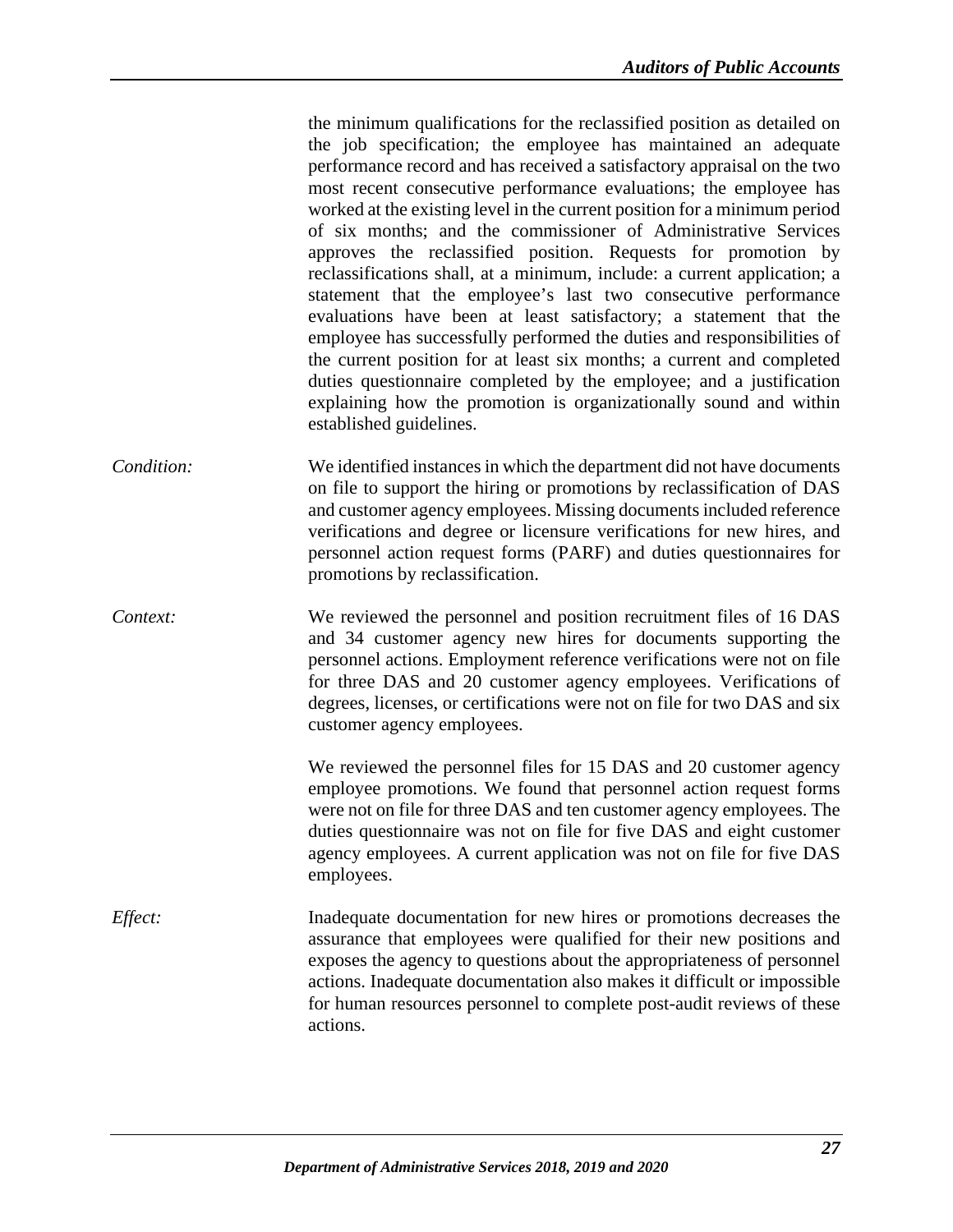the minimum qualifications for the reclassified position as detailed on the job specification; the employee has maintained an adequate performance record and has received a satisfactory appraisal on the two most recent consecutive performance evaluations; the employee has worked at the existing level in the current position for a minimum period of six months; and the commissioner of Administrative Services approves the reclassified position. Requests for promotion by reclassifications shall, at a minimum, include: a current application; a statement that the employee's last two consecutive performance evaluations have been at least satisfactory; a statement that the employee has successfully performed the duties and responsibilities of the current position for at least six months; a current and completed duties questionnaire completed by the employee; and a justification explaining how the promotion is organizationally sound and within established guidelines.

*Condition:* We identified instances in which the department did not have documents on file to support the hiring or promotions by reclassification of DAS and customer agency employees. Missing documents included reference verifications and degree or licensure verifications for new hires, and personnel action request forms (PARF) and duties questionnaires for promotions by reclassification.

*Context:* We reviewed the personnel and position recruitment files of 16 DAS and 34 customer agency new hires for documents supporting the personnel actions. Employment reference verifications were not on file for three DAS and 20 customer agency employees. Verifications of degrees, licenses, or certifications were not on file for two DAS and six customer agency employees.

We reviewed the personnel files for 15 DAS and 20 customer agency employee promotions. We found that personnel action request forms were not on file for three DAS and ten customer agency employees. The duties questionnaire was not on file for five DAS and eight customer agency employees. A current application was not on file for five DAS employees.

*Effect:* Inadequate documentation for new hires or promotions decreases the assurance that employees were qualified for their new positions and exposes the agency to questions about the appropriateness of personnel actions. Inadequate documentation also makes it difficult or impossible for human resources personnel to complete post-audit reviews of these actions.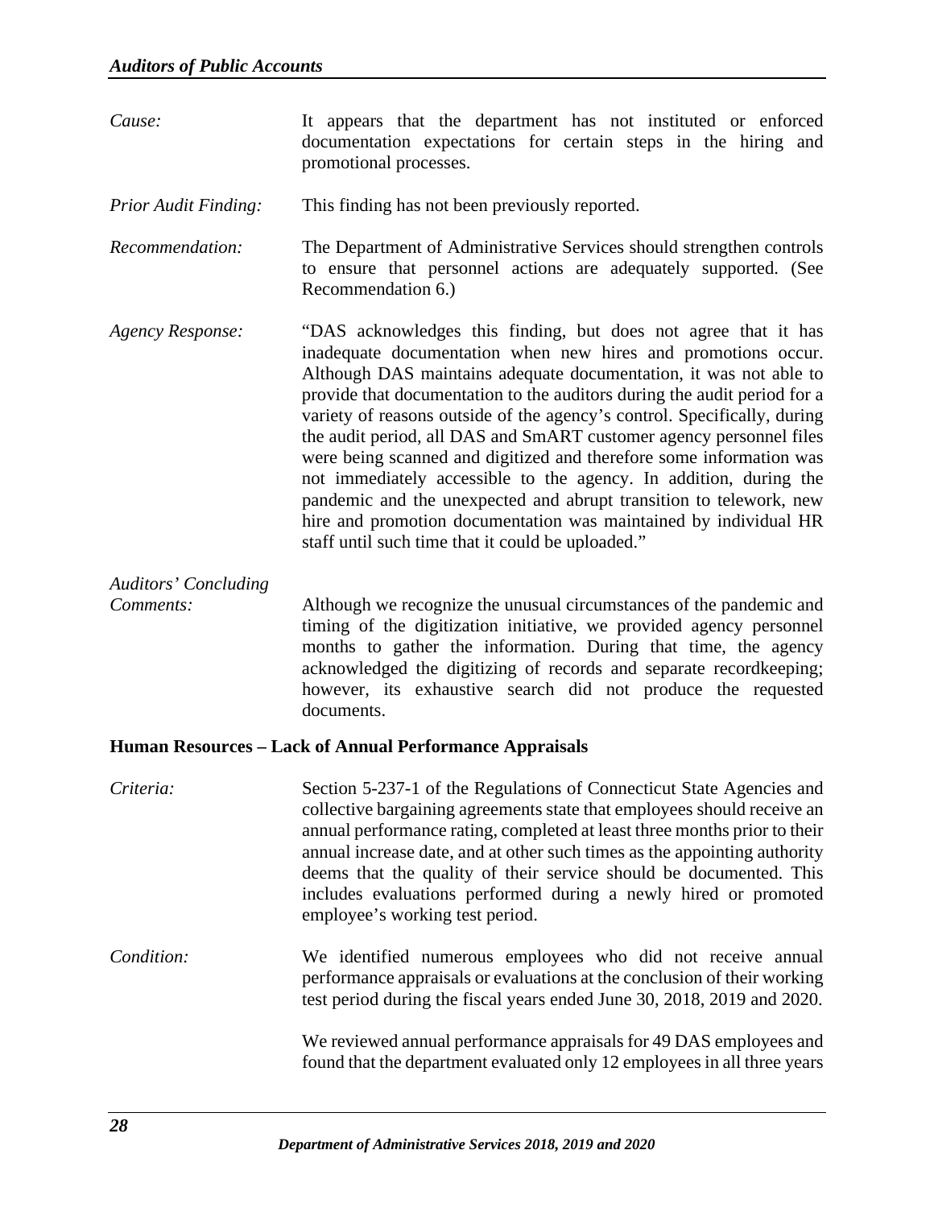*Cause:* It appears that the department has not instituted or enforced documentation expectations for certain steps in the hiring and promotional processes.

*Prior Audit Finding:* This finding has not been previously reported.

*Recommendation:* The Department of Administrative Services should strengthen controls to ensure that personnel actions are adequately supported. (See Recommendation 6.)

*Agency Response:* "DAS acknowledges this finding, but does not agree that it has inadequate documentation when new hires and promotions occur. Although DAS maintains adequate documentation, it was not able to provide that documentation to the auditors during the audit period for a variety of reasons outside of the agency's control. Specifically, during the audit period, all DAS and SmART customer agency personnel files were being scanned and digitized and therefore some information was not immediately accessible to the agency. In addition, during the pandemic and the unexpected and abrupt transition to telework, new hire and promotion documentation was maintained by individual HR staff until such time that it could be uploaded."

*Auditors' Concluding Comments:* Although we recognize the unusual circumstances of the pandemic and timing of the digitization initiative, we provided agency personnel months to gather the information. During that time, the agency acknowledged the digitizing of records and separate recordkeeping; however, its exhaustive search did not produce the requested documents.

**Human Resources – Lack of Annual Performance Appraisals**

*Criteria:* Section 5-237-1 of the Regulations of Connecticut State Agencies and collective bargaining agreements state that employees should receive an annual performance rating, completed at least three months prior to their annual increase date, and at other such times as the appointing authority deems that the quality of their service should be documented. This includes evaluations performed during a newly hired or promoted employee's working test period.

*Condition:* We identified numerous employees who did not receive annual performance appraisals or evaluations at the conclusion of their working test period during the fiscal years ended June 30, 2018, 2019 and 2020.

We reviewed annual performance appraisals for 49 DAS employees and found that the department evaluated only 12 employees in all three years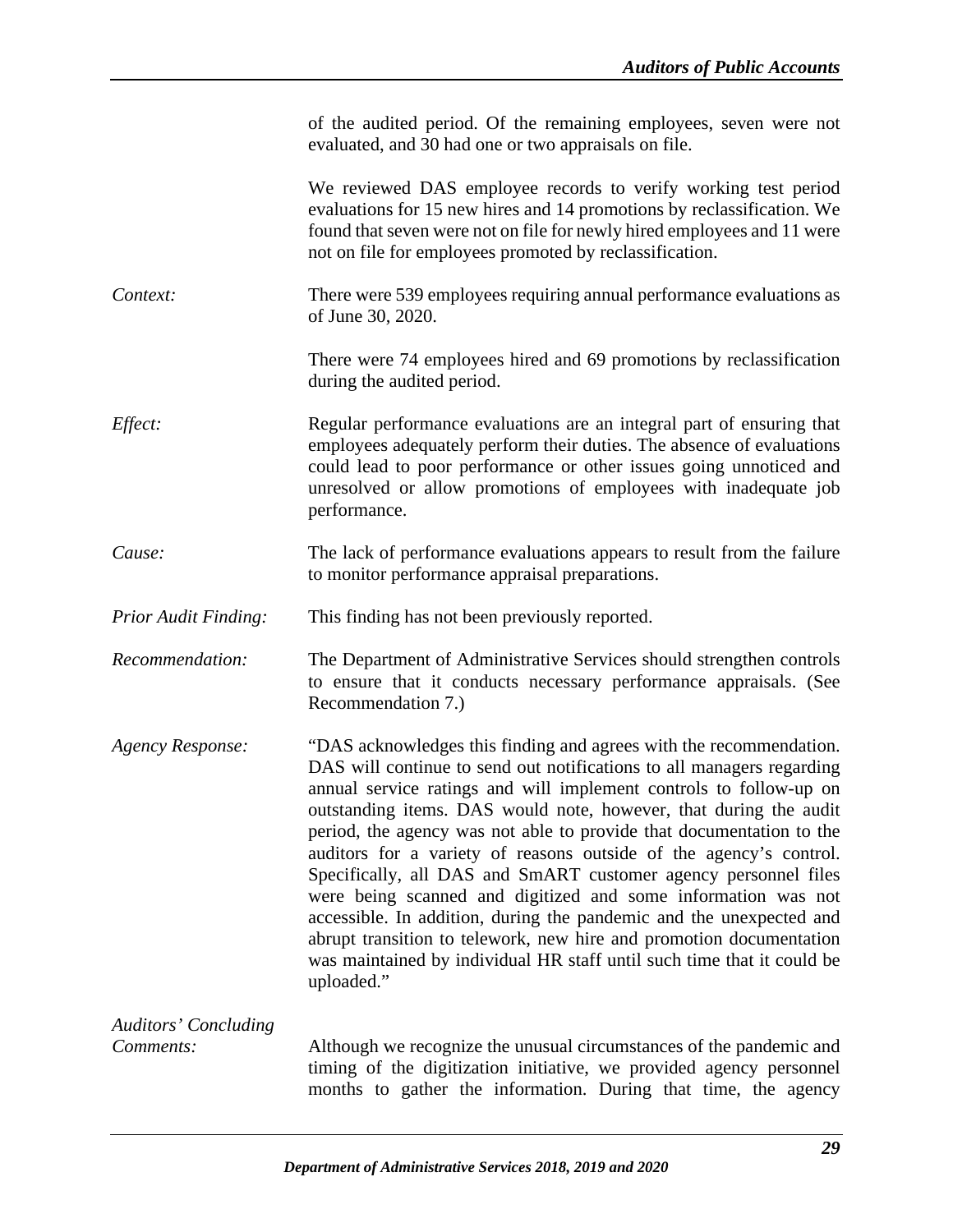of the audited period. Of the remaining employees, seven were not evaluated, and 30 had one or two appraisals on file.

We reviewed DAS employee records to verify working test period evaluations for 15 new hires and 14 promotions by reclassification. We found that seven were not on file for newly hired employees and 11 were not on file for employees promoted by reclassification.

*Context:* There were 539 employees requiring annual performance evaluations as of June 30, 2020.

There were 74 employees hired and 69 promotions by reclassification during the audited period.

*Effect:* Regular performance evaluations are an integral part of ensuring that employees adequately perform their duties. The absence of evaluations could lead to poor performance or other issues going unnoticed and unresolved or allow promotions of employees with inadequate job performance.

*Cause:* The lack of performance evaluations appears to result from the failure to monitor performance appraisal preparations.

*Prior Audit Finding:* This finding has not been previously reported.

*Recommendation:* The Department of Administrative Services should strengthen controls to ensure that it conducts necessary performance appraisals. (See Recommendation 7.)

*Agency Response:* "DAS acknowledges this finding and agrees with the recommendation. DAS will continue to send out notifications to all managers regarding annual service ratings and will implement controls to follow-up on outstanding items. DAS would note, however, that during the audit period, the agency was not able to provide that documentation to the auditors for a variety of reasons outside of the agency's control. Specifically, all DAS and SmART customer agency personnel files were being scanned and digitized and some information was not accessible. In addition, during the pandemic and the unexpected and abrupt transition to telework, new hire and promotion documentation was maintained by individual HR staff until such time that it could be uploaded."

*Auditors' Concluding Comments:* Although we recognize the unusual circumstances of the pandemic and timing of the digitization initiative, we provided agency personnel months to gather the information. During that time, the agency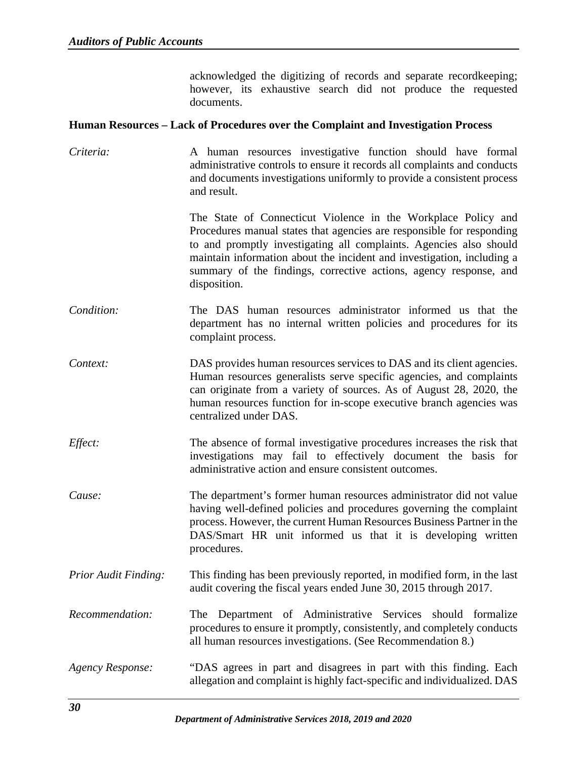acknowledged the digitizing of records and separate recordkeeping; however, its exhaustive search did not produce the requested documents.

### Human Resources – Lack of Procedures over the Complaint and Investigation Process

*Criteria:* A human resources investigative function should have formal administrative controls to ensure it records all complaints and conducts and documents investigations uniformly to provide a consistent process and result.

The State of Connecticut Violence in the Workplace Policy and Procedures manual states that agencies are responsible for responding to and promptly investigating all complaints. Agencies also should maintain information about the incident and investigation, including a summary of the findings, corrective actions, agency response, and disposition.

*Condition:* The DAS human resources administrator informed us that the department has no internal written policies and procedures for its complaint process.

*Context:* DAS provides human resources services to DAS and its client agencies. Human resources generalists serve specific agencies, and complaints can originate from a variety of sources. As of August 28, 2020, the human resources function for in-scope executive branch agencies was centralized under DAS.

*Effect:* The absence of formal investigative procedures increases the risk that investigations may fail to effectively document the basis for administrative action and ensure consistent outcomes.

*Cause:* The department's former human resources administrator did not value having well-defined policies and procedures governing the complaint process. However, the current Human Resources Business Partner in the DAS/Smart HR unit informed us that it is developing written procedures.

*Prior Audit Finding:* This finding has been previously reported, in modified form, in the last audit covering the fiscal years ended June 30, 2015 through 2017.

*Recommendation:* The Department of Administrative Services should formalize procedures to ensure it promptly, consistently, and completely conducts all human resources investigations. (See Recommendation 8.)

*Agency Response:* "DAS agrees in part and disagrees in part with this finding. Each allegation and complaint is highly fact-specific and individualized. DAS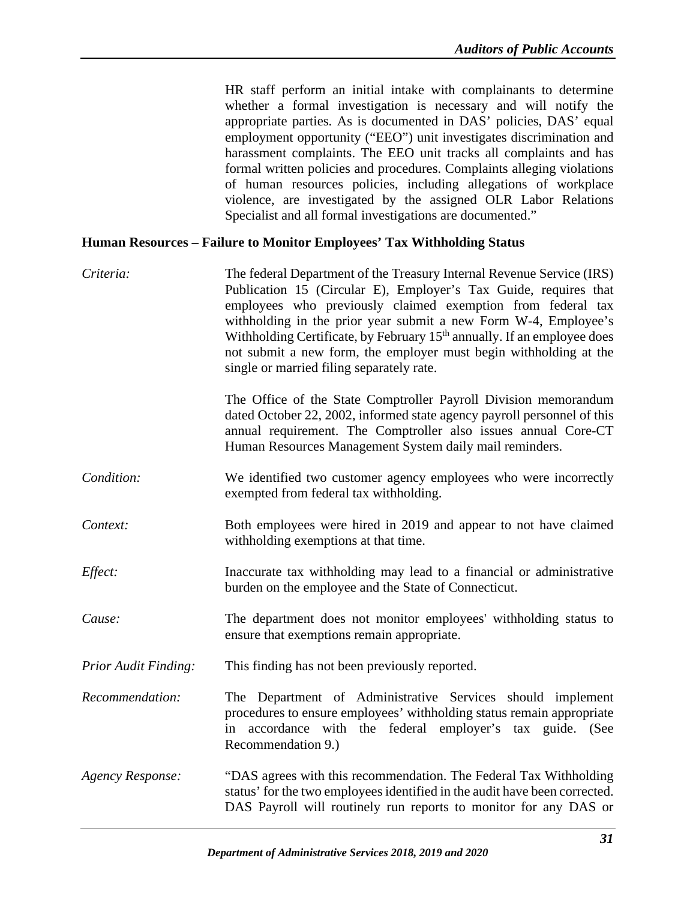HR staff perform an initial intake with complainants to determine whether a formal investigation is necessary and will notify the appropriate parties. As is documented in DAS' policies, DAS' equal employment opportunity ("EEO") unit investigates discrimination and harassment complaints. The EEO unit tracks all complaints and has formal written policies and procedures. Complaints alleging violations of human resources policies, including allegations of workplace violence, are investigated by the assigned OLR Labor Relations Specialist and all formal investigations are documented."

**Human Resources – Failure to Monitor Employees' Tax Withholding Status**

*Criteria:* The federal Department of the Treasury Internal Revenue Service (IRS) Publication 15 (Circular E), Employer's Tax Guide, requires that employees who previously claimed exemption from federal tax withholding in the prior year submit a new Form W-4, Employee's Withholding Certificate, by February 15th annually. If an employee does not submit a new form, the employer must begin withholding at the single or married filing separately rate.

The Office of the State Comptroller Payroll Division memorandum dated October 22, 2002, informed state agency payroll personnel of this annual requirement. The Comptroller also issues annual Core-CT Human Resources Management System daily mail reminders.

*Condition:* We identified two customer agency employees who were incorrectly exempted from federal tax withholding.

*Context:* Both employees were hired in 2019 and appear to not have claimed withholding exemptions at that time.

*Effect:* Inaccurate tax withholding may lead to a financial or administrative burden on the employee and the State of Connecticut.

*Cause:* The department does not monitor employees' withholding status to ensure that exemptions remain appropriate.

*Prior Audit Finding:* This finding has not been previously reported.

*Recommendation:* The Department of Administrative Services should implement procedures to ensure employees' withholding status remain appropriate in accordance with the federal employer's tax guide. (See Recommendation 9.)

*Agency Response:* "DAS agrees with this recommendation. The Federal Tax Withholding status' for the two employees identified in the audit have been corrected. DAS Payroll will routinely run reports to monitor for any DAS or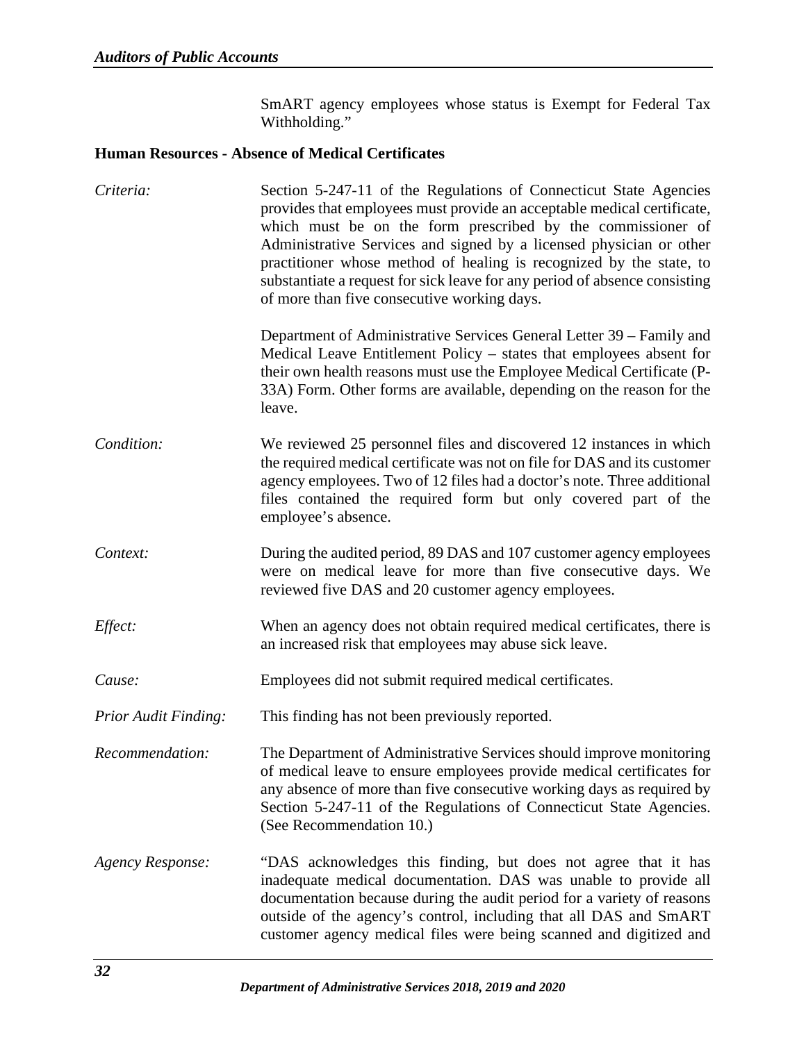SmART agency employees whose status is Exempt for Federal Tax Withholding."

**Human Resources - Absence of Medical Certificates**

*Criteria:* Section 5-247-11 of the Regulations of Connecticut State Agencies provides that employees must provide an acceptable medical certificate, which must be on the form prescribed by the commissioner of Administrative Services and signed by a licensed physician or other practitioner whose method of healing is recognized by the state, to substantiate a request for sick leave for any period of absence consisting of more than five consecutive working days.

Department of Administrative Services General Letter 39 – Family and Medical Leave Entitlement Policy – states that employees absent for their own health reasons must use the Employee Medical Certificate (P-33A) Form. Other forms are available, depending on the reason for the leave.

*Condition:* We reviewed 25 personnel files and discovered 12 instances in which the required medical certificate was not on file for DAS and its customer agency employees. Two of 12 files had a doctor's note. Three additional files contained the required form but only covered part of the employee's absence.

*Context:* During the audited period, 89 DAS and 107 customer agency employees were on medical leave for more than five consecutive days. We reviewed five DAS and 20 customer agency employees.

*Effect:* When an agency does not obtain required medical certificates, there is an increased risk that employees may abuse sick leave.

*Cause:* Employees did not submit required medical certificates.

*Prior Audit Finding:* This finding has not been previously reported.

*Recommendation:* The Department of Administrative Services should improve monitoring of medical leave to ensure employees provide medical certificates for any absence of more than five consecutive working days as required by Section 5-247-11 of the Regulations of Connecticut State Agencies. (See Recommendation 10.)

*Agency Response:* "DAS acknowledges this finding, but does not agree that it has inadequate medical documentation. DAS was unable to provide all documentation because during the audit period for a variety of reasons outside of the agency's control, including that all DAS and SmART customer agency medical files were being scanned and digitized and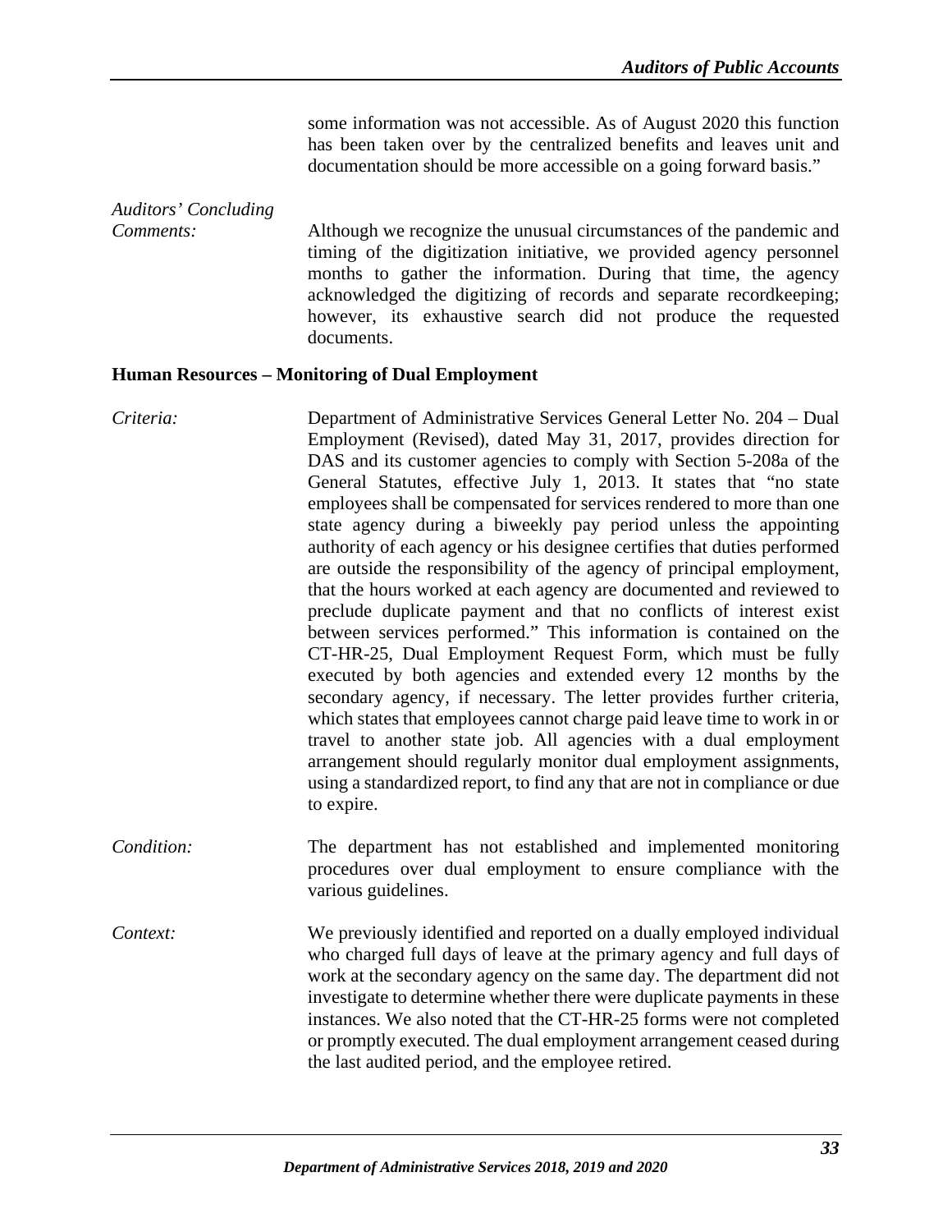some information was not accessible. As of August 2020 this function has been taken over by the centralized benefits and leaves unit and documentation should be more accessible on a going forward basis."

*Auditors' Concluding Comments:* Although we recognize the unusual circumstances of the pandemic and timing of the digitization initiative, we provided agency personnel months to gather the information. During that time, the agency acknowledged the digitizing of records and separate recordkeeping; however, its exhaustive search did not produce the requested documents.

**Human Resources – Monitoring of Dual Employment**

*Criteria:* Department of Administrative Services General Letter No. 204 – Dual Employment (Revised), dated May 31, 2017, provides direction for DAS and its customer agencies to comply with Section 5-208a of the General Statutes, effective July 1, 2013. It states that "no state employees shall be compensated for services rendered to more than one state agency during a biweekly pay period unless the appointing authority of each agency or his designee certifies that duties performed are outside the responsibility of the agency of principal employment, that the hours worked at each agency are documented and reviewed to preclude duplicate payment and that no conflicts of interest exist between services performed." This information is contained on the CT-HR-25, Dual Employment Request Form, which must be fully executed by both agencies and extended every 12 months by the secondary agency, if necessary. The letter provides further criteria, which states that employees cannot charge paid leave time to work in or travel to another state job. All agencies with a dual employment arrangement should regularly monitor dual employment assignments, using a standardized report, to find any that are not in compliance or due to expire.

*Condition:* The department has not established and implemented monitoring procedures over dual employment to ensure compliance with the various guidelines.

*Context:* We previously identified and reported on a dually employed individual who charged full days of leave at the primary agency and full days of work at the secondary agency on the same day. The department did not investigate to determine whether there were duplicate payments in these instances. We also noted that the CT-HR-25 forms were not completed or promptly executed. The dual employment arrangement ceased during the last audited period, and the employee retired.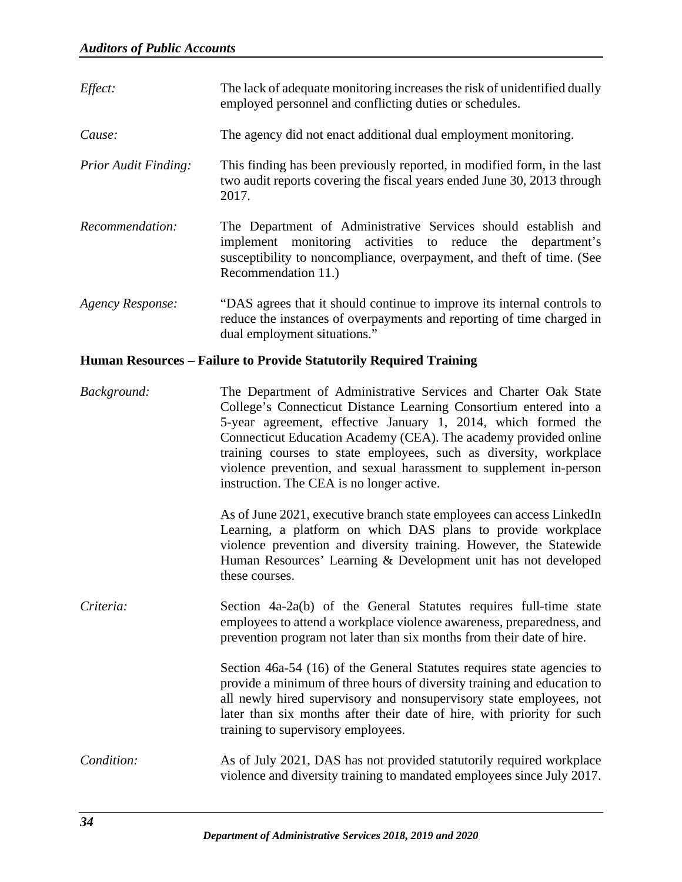*Effect:* The lack of adequate monitoring increases the risk of unidentified dually employed personnel and conflicting duties or schedules.

*Cause:* The agency did not enact additional dual employment monitoring.

*Prior Audit Finding:* This finding has been previously reported, in modified form, in the last two audit reports covering the fiscal years ended June 30, 2013 through 2017.

*Recommendation:* The Department of Administrative Services should establish and implement monitoring activities to reduce the department's susceptibility to noncompliance, overpayment, and theft of time. (See Recommendation 11.)

*Agency Response:* "DAS agrees that it should continue to improve its internal controls to reduce the instances of overpayments and reporting of time charged in dual employment situations."

**Human Resources – Failure to Provide Statutorily Required Training**

*Background:* The Department of Administrative Services and Charter Oak State College's Connecticut Distance Learning Consortium entered into a 5-year agreement, effective January 1, 2014, which formed the Connecticut Education Academy (CEA). The academy provided online training courses to state employees, such as diversity, workplace violence prevention, and sexual harassment to supplement in-person instruction. The CEA is no longer active.

As of June 2021, executive branch state employees can access LinkedIn Learning, a platform on which DAS plans to provide workplace violence prevention and diversity training. However, the Statewide Human Resources' Learning & Development unit has not developed these courses.

*Criteria:* Section 4a-2a(b) of the General Statutes requires full-time state employees to attend a workplace violence awareness, preparedness, and prevention program not later than six months from their date of hire.

Section 46a-54 (16) of the General Statutes requires state agencies to provide a minimum of three hours of diversity training and education to all newly hired supervisory and nonsupervisory state employees, not later than six months after their date of hire, with priority for such training to supervisory employees.

*Condition:* As of July 2021, DAS has not provided statutorily required workplace violence and diversity training to mandated employees since July 2017.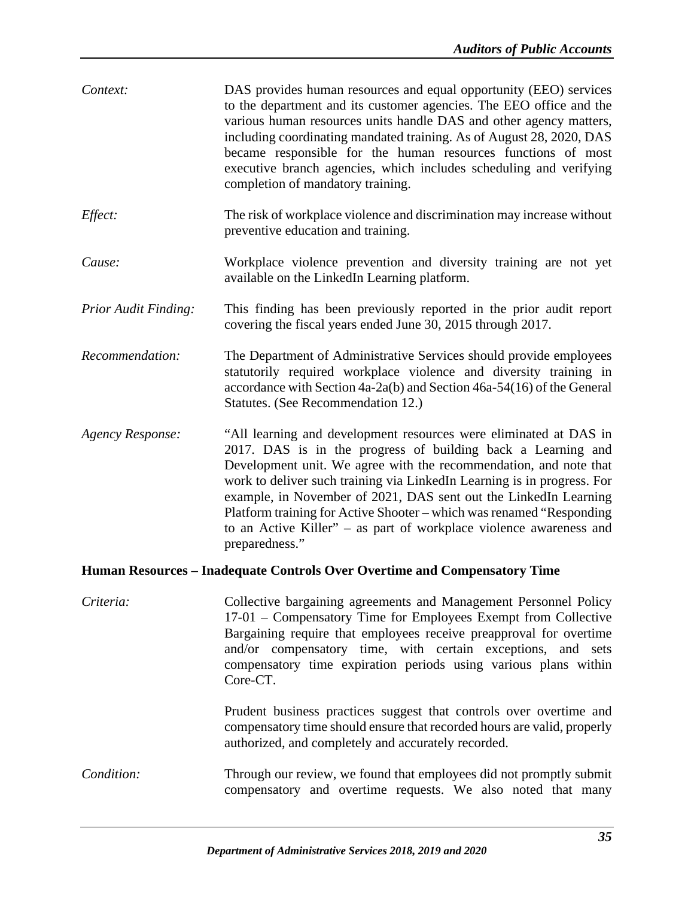*Context:* DAS provides human resources and equal opportunity (EEO) services to the department and its customer agencies. The EEO office and the various human resources units handle DAS and other agency matters, including coordinating mandated training. As of August 28, 2020, DAS became responsible for the human resources functions of most executive branch agencies, which includes scheduling and verifying completion of mandatory training.

*Effect:* The risk of workplace violence and discrimination may increase without preventive education and training.

*Cause:* Workplace violence prevention and diversity training are not yet available on the LinkedIn Learning platform.

*Prior Audit Finding:* This finding has been previously reported in the prior audit report covering the fiscal years ended June 30, 2015 through 2017.

*Recommendation:* The Department of Administrative Services should provide employees statutorily required workplace violence and diversity training in accordance with Section 4a-2a(b) and Section 46a-54(16) of the General Statutes. (See Recommendation 12.)

*Agency Response:* "All learning and development resources were eliminated at DAS in 2017. DAS is in the progress of building back a Learning and Development unit. We agree with the recommendation, and note that work to deliver such training via LinkedIn Learning is in progress. For example, in November of 2021, DAS sent out the LinkedIn Learning Platform training for Active Shooter – which was renamed "Responding to an Active Killer" – as part of workplace violence awareness and preparedness."

**Human Resources – Inadequate Controls Over Overtime and Compensatory Time**

*Criteria:* Collective bargaining agreements and Management Personnel Policy 17-01 – Compensatory Time for Employees Exempt from Collective Bargaining require that employees receive preapproval for overtime and/or compensatory time, with certain exceptions, and sets compensatory time expiration periods using various plans within Core-CT.

Prudent business practices suggest that controls over overtime and compensatory time should ensure that recorded hours are valid, properly authorized, and completely and accurately recorded.

*Condition:* Through our review, we found that employees did not promptly submit compensatory and overtime requests. We also noted that many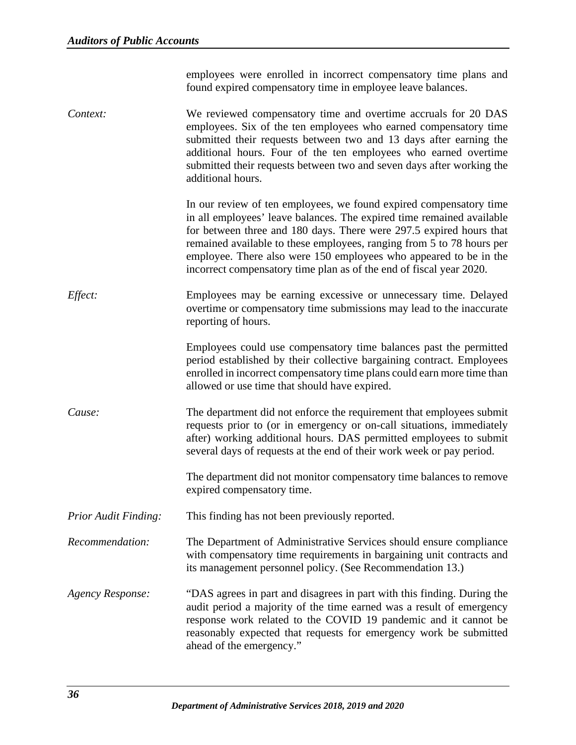employees were enrolled in incorrect compensatory time plans and found expired compensatory time in employee leave balances.

*Context:* We reviewed compensatory time and overtime accruals for 20 DAS employees. Six of the ten employees who earned compensatory time submitted their requests between two and 13 days after earning the additional hours. Four of the ten employees who earned overtime submitted their requests between two and seven days after working the additional hours.

In our review of ten employees, we found expired compensatory time in all employees' leave balances. The expired time remained available for between three and 180 days. There were 297.5 expired hours that remained available to these employees, ranging from 5 to 78 hours per employee. There also were 150 employees who appeared to be in the incorrect compensatory time plan as of the end of fiscal year 2020.

*Effect:* Employees may be earning excessive or unnecessary time. Delayed overtime or compensatory time submissions may lead to the inaccurate reporting of hours.

Employees could use compensatory time balances past the permitted period established by their collective bargaining contract. Employees enrolled in incorrect compensatory time plans could earn more time than allowed or use time that should have expired.

*Cause:* The department did not enforce the requirement that employees submit requests prior to (or in emergency or on-call situations, immediately after) working additional hours. DAS permitted employees to submit several days of requests at the end of their work week or pay period.

The department did not monitor compensatory time balances to remove expired compensatory time.

*Prior Audit Finding:* This finding has not been previously reported.

*Recommendation:* The Department of Administrative Services should ensure compliance with compensatory time requirements in bargaining unit contracts and its management personnel policy. (See Recommendation 13.)

*Agency Response:* "DAS agrees in part and disagrees in part with this finding. During the audit period a majority of the time earned was a result of emergency response work related to the COVID 19 pandemic and it cannot be reasonably expected that requests for emergency work be submitted ahead of the emergency."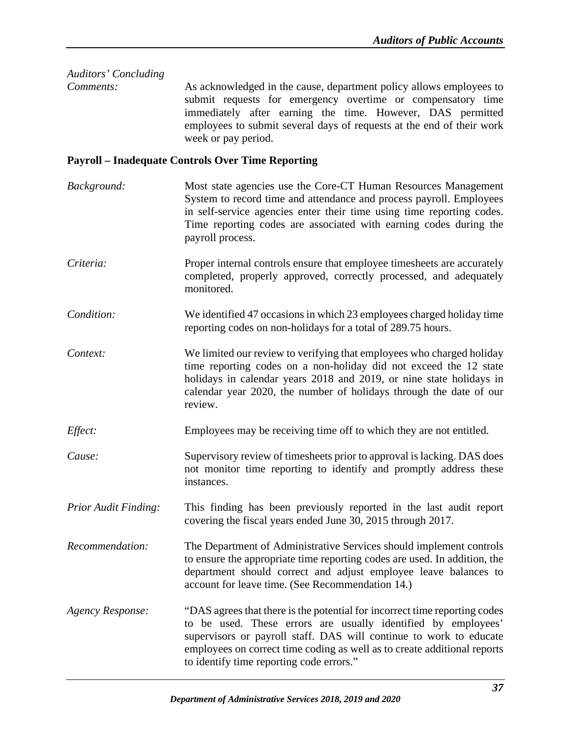*Auditors' Concluding Comments:* As acknowledged in the cause, department policy allows employees to submit requests for emergency overtime or compensatory time immediately after earning the time. However, DAS permitted employees to submit several days of requests at the end of their work week or pay period.

**Payroll – Inadequate Controls Over Time Reporting**

*Background:* Most state agencies use the Core-CT Human Resources Management System to record time and attendance and process payroll. Employees in self-service agencies enter their time using time reporting codes. Time reporting codes are associated with earning codes during the payroll process.

*Criteria:* Proper internal controls ensure that employee timesheets are accurately completed, properly approved, correctly processed, and adequately monitored.

*Condition:* We identified 47 occasions in which 23 employees charged holiday time reporting codes on non-holidays for a total of 289.75 hours.

*Context:* We limited our review to verifying that employees who charged holiday time reporting codes on a non-holiday did not exceed the 12 state holidays in calendar years 2018 and 2019, or nine state holidays in calendar year 2020, the number of holidays through the date of our review.

*Effect:* Employees may be receiving time off to which they are not entitled.

*Cause:* Supervisory review of timesheets prior to approval is lacking. DAS does not monitor time reporting to identify and promptly address these instances.

*Prior Audit Finding:* This finding has been previously reported in the last audit report covering the fiscal years ended June 30, 2015 through 2017.

*Recommendation:* The Department of Administrative Services should implement controls to ensure the appropriate time reporting codes are used. In addition, the department should correct and adjust employee leave balances to account for leave time. (See Recommendation 14.)

*Agency Response:* "DAS agrees that there is the potential for incorrect time reporting codes to be used. These errors are usually identified by employees' supervisors or payroll staff. DAS will continue to work to educate employees on correct time coding as well as to create additional reports to identify time reporting code errors."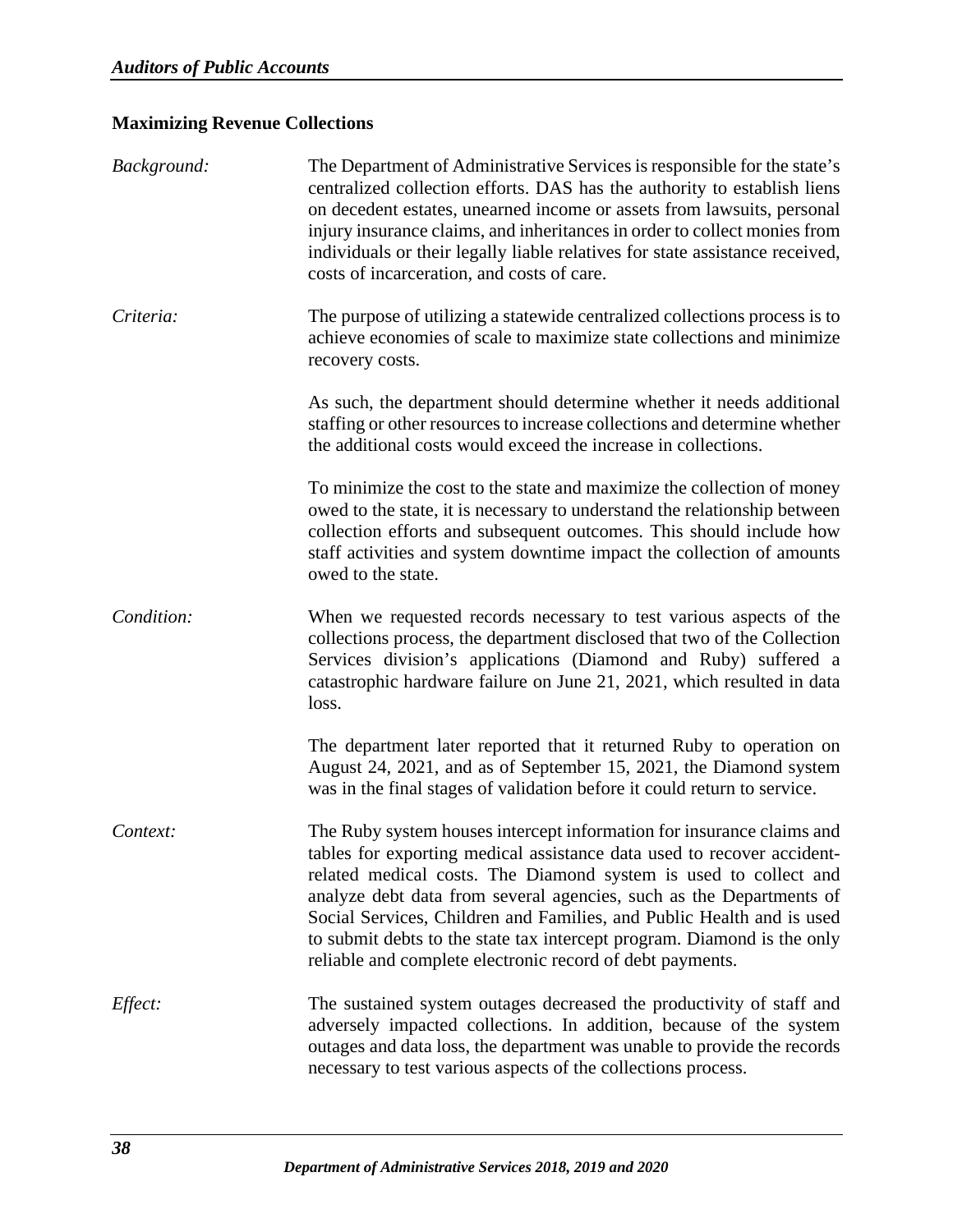## Maximizing Revenue Collections

*Background:* The Department of Administrative Services is responsible for the state's centralized collection efforts. DAS has the authority to establish liens on decedent estates, unearned income or assets from lawsuits, personal injury insurance claims, and inheritances in order to collect monies from individuals or their legally liable relatives for state assistance received, costs of incarceration, and costs of care.

*Criteria:* The purpose of utilizing a statewide centralized collections process is to achieve economies of scale to maximize state collections and minimize recovery costs.

As such, the department should determine whether it needs additional staffing or other resources to increase collections and determine whether the additional costs would exceed the increase in collections.

To minimize the cost to the state and maximize the collection of money owed to the state, it is necessary to understand the relationship between collection efforts and subsequent outcomes. This should include how staff activities and system downtime impact the collection of amounts owed to the state.

*Condition:* When we requested records necessary to test various aspects of the collections process, the department disclosed that two of the Collection Services division's applications (Diamond and Ruby) suffered a catastrophic hardware failure on June 21, 2021, which resulted in data loss.

The department later reported that it returned Ruby to operation on August 24, 2021, and as of September 15, 2021, the Diamond system was in the final stages of validation before it could return to service.

*Context:* The Ruby system houses intercept information for insurance claims and tables for exporting medical assistance data used to recover accident-related medical costs. The Diamond system is used to collect and analyze debt data from several agencies, such as the Departments of Social Services, Children and Families, and Public Health and is used to submit debts to the state tax intercept program. Diamond is the only reliable and complete electronic record of debt payments.

*Effect:* The sustained system outages decreased the productivity of staff and adversely impacted collections. In addition, because of the system outages and data loss, the department was unable to provide the records necessary to test various aspects of the collections process.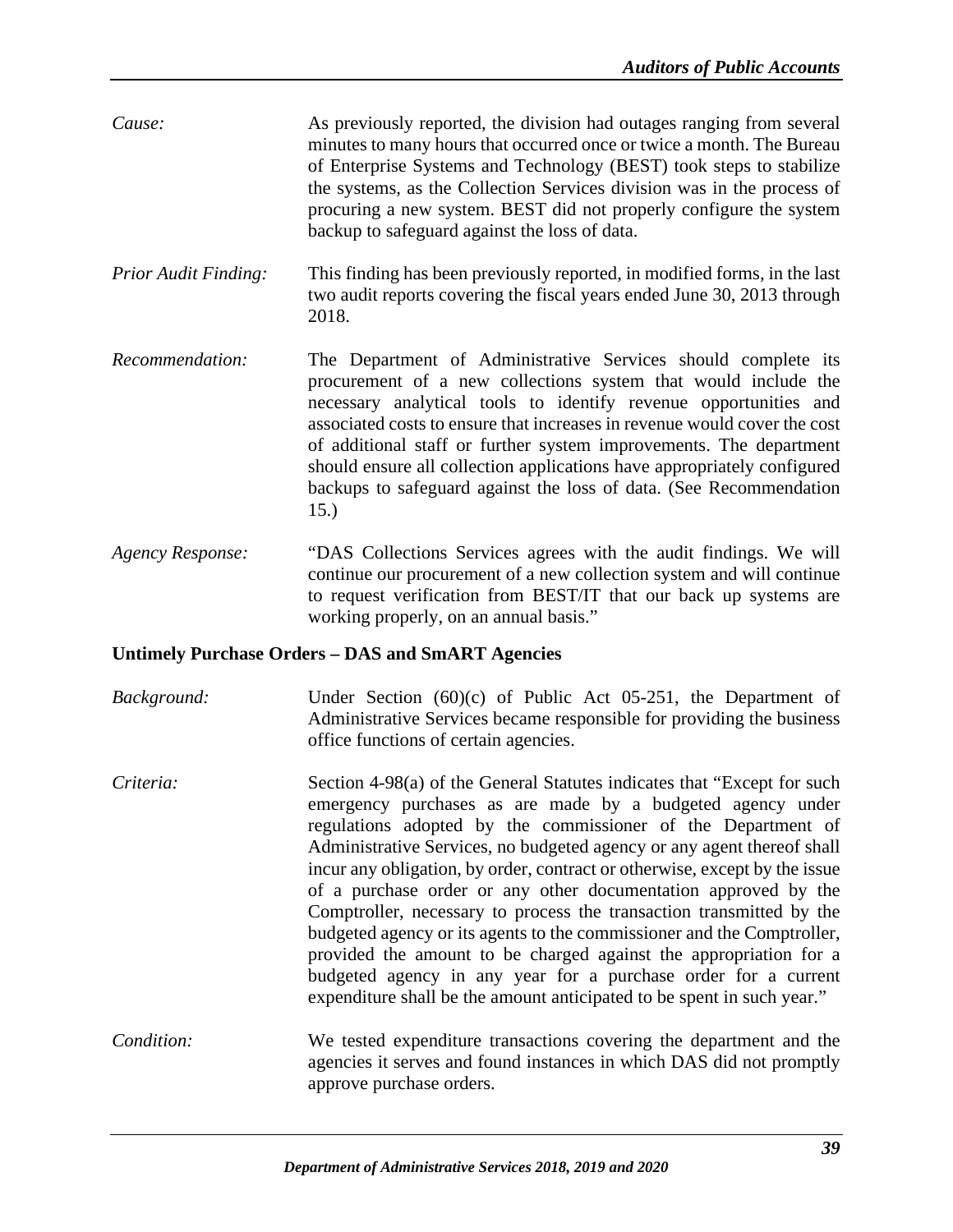*Cause:* As previously reported, the division had outages ranging from several minutes to many hours that occurred once or twice a month. The Bureau of Enterprise Systems and Technology (BEST) took steps to stabilize the systems, as the Collection Services division was in the process of procuring a new system. BEST did not properly configure the system backup to safeguard against the loss of data.

*Prior Audit Finding:* This finding has been previously reported, in modified forms, in the last two audit reports covering the fiscal years ended June 30, 2013 through 2018.

*Recommendation:* The Department of Administrative Services should complete its procurement of a new collections system that would include the necessary analytical tools to identify revenue opportunities and associated costs to ensure that increases in revenue would cover the cost of additional staff or further system improvements. The department should ensure all collection applications have appropriately configured backups to safeguard against the loss of data. (See Recommendation 15.)

*Agency Response:* "DAS Collections Services agrees with the audit findings. We will continue our procurement of a new collection system and will continue to request verification from BEST/IT that our back up systems are working properly, on an annual basis."

**Untimely Purchase Orders – DAS and SmART Agencies**

*Background:* Under Section (60)(c) of Public Act 05-251, the Department of Administrative Services became responsible for providing the business office functions of certain agencies.

*Criteria:* Section 4-98(a) of the General Statutes indicates that "Except for such emergency purchases as are made by a budgeted agency under regulations adopted by the commissioner of the Department of Administrative Services, no budgeted agency or any agent thereof shall incur any obligation, by order, contract or otherwise, except by the issue of a purchase order or any other documentation approved by the Comptroller, necessary to process the transaction transmitted by the budgeted agency or its agents to the commissioner and the Comptroller, provided the amount to be charged against the appropriation for a budgeted agency in any year for a purchase order for a current expenditure shall be the amount anticipated to be spent in such year."

*Condition:* We tested expenditure transactions covering the department and the agencies it serves and found instances in which DAS did not promptly approve purchase orders.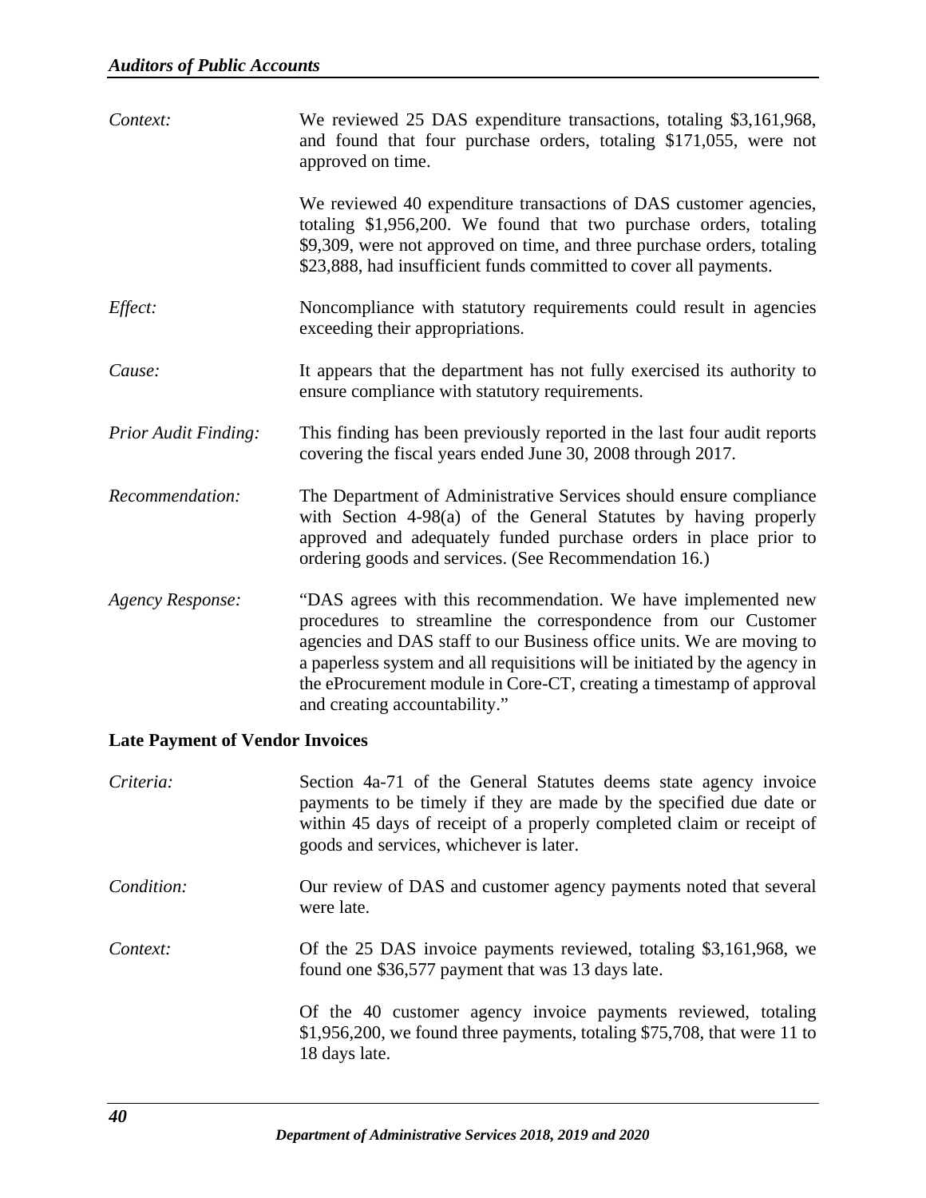*Context:* We reviewed 25 DAS expenditure transactions, totaling \$3,161,968, and found that four purchase orders, totaling \$171,055, were not approved on time.

We reviewed 40 expenditure transactions of DAS customer agencies, totaling \$1,956,200. We found that two purchase orders, totaling \$9,309, were not approved on time, and three purchase orders, totaling \$23,888, had insufficient funds committed to cover all payments.

*Effect:* Noncompliance with statutory requirements could result in agencies exceeding their appropriations.

*Cause:* It appears that the department has not fully exercised its authority to ensure compliance with statutory requirements.

*Prior Audit Finding:* This finding has been previously reported in the last four audit reports covering the fiscal years ended June 30, 2008 through 2017.

*Recommendation:* The Department of Administrative Services should ensure compliance with Section 4-98(a) of the General Statutes by having properly approved and adequately funded purchase orders in place prior to ordering goods and services. (See Recommendation 16.)

*Agency Response:* "DAS agrees with this recommendation. We have implemented new procedures to streamline the correspondence from our Customer agencies and DAS staff to our Business office units. We are moving to a paperless system and all requisitions will be initiated by the agency in the eProcurement module in Core-CT, creating a timestamp of approval and creating accountability."

**Late Payment of Vendor Invoices**

*Criteria:* Section 4a-71 of the General Statutes deems state agency invoice payments to be timely if they are made by the specified due date or within 45 days of receipt of a properly completed claim or receipt of goods and services, whichever is later.

*Condition:* Our review of DAS and customer agency payments noted that several were late.

*Context:* Of the 25 DAS invoice payments reviewed, totaling \$3,161,968, we found one \$36,577 payment that was 13 days late.

Of the 40 customer agency invoice payments reviewed, totaling \$1,956,200, we found three payments, totaling \$75,708, that were 11 to 18 days late.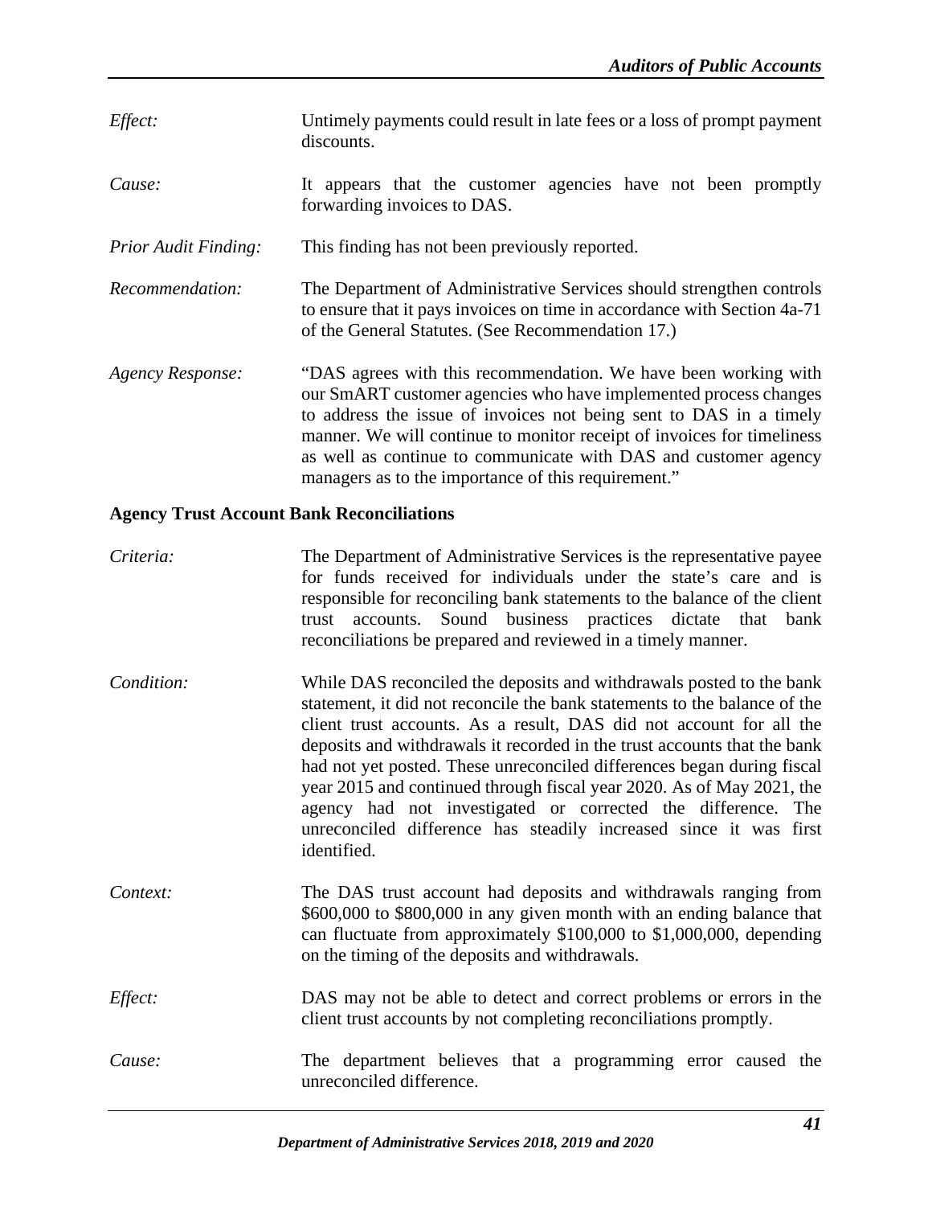*Effect:* Untimely payments could result in late fees or a loss of prompt payment discounts.

*Cause:* It appears that the customer agencies have not been promptly forwarding invoices to DAS.

*Prior Audit Finding:* This finding has not been previously reported.

*Recommendation:* The Department of Administrative Services should strengthen controls to ensure that it pays invoices on time in accordance with Section 4a-71 of the General Statutes. (See Recommendation 17.)

*Agency Response:* "DAS agrees with this recommendation. We have been working with our SmART customer agencies who have implemented process changes to address the issue of invoices not being sent to DAS in a timely manner. We will continue to monitor receipt of invoices for timeliness as well as continue to communicate with DAS and customer agency managers as to the importance of this requirement."

**Agency Trust Account Bank Reconciliations**

*Criteria:* The Department of Administrative Services is the representative payee for funds received for individuals under the state's care and is responsible for reconciling bank statements to the balance of the client trust accounts. Sound business practices dictate that bank reconciliations be prepared and reviewed in a timely manner.

*Condition:* While DAS reconciled the deposits and withdrawals posted to the bank statement, it did not reconcile the bank statements to the balance of the client trust accounts. As a result, DAS did not account for all the deposits and withdrawals it recorded in the trust accounts that the bank had not yet posted. These unreconciled differences began during fiscal year 2015 and continued through fiscal year 2020. As of May 2021, the agency had not investigated or corrected the difference. The unreconciled difference has steadily increased since it was first identified.

*Context:* The DAS trust account had deposits and withdrawals ranging from \$600,000 to \$800,000 in any given month with an ending balance that can fluctuate from approximately \$100,000 to \$1,000,000, depending on the timing of the deposits and withdrawals.

*Effect:* DAS may not be able to detect and correct problems or errors in the client trust accounts by not completing reconciliations promptly.

*Cause:* The department believes that a programming error caused the unreconciled difference.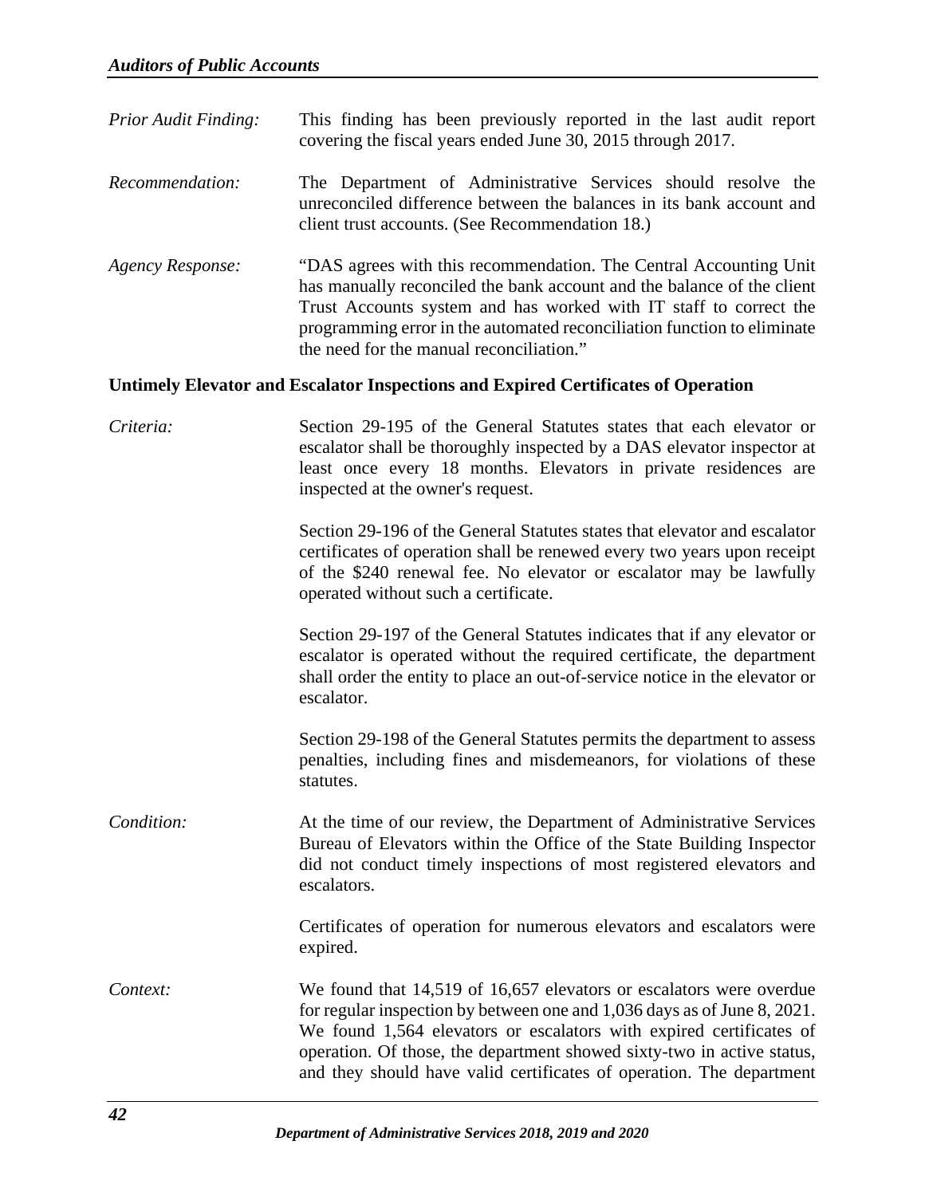*Prior Audit Finding:* This finding has been previously reported in the last audit report covering the fiscal years ended June 30, 2015 through 2017.

*Recommendation:* The Department of Administrative Services should resolve the unreconciled difference between the balances in its bank account and client trust accounts. (See Recommendation 18.)

*Agency Response:* "DAS agrees with this recommendation. The Central Accounting Unit has manually reconciled the bank account and the balance of the client Trust Accounts system and has worked with IT staff to correct the programming error in the automated reconciliation function to eliminate the need for the manual reconciliation."

**Untimely Elevator and Escalator Inspections and Expired Certificates of Operation**

*Criteria:* Section 29-195 of the General Statutes states that each elevator or escalator shall be thoroughly inspected by a DAS elevator inspector at least once every 18 months. Elevators in private residences are inspected at the owner's request.

Section 29-196 of the General Statutes states that elevator and escalator certificates of operation shall be renewed every two years upon receipt of the $240 renewal fee. No elevator or escalator may be lawfully operated without such a certificate.

Section 29-197 of the General Statutes indicates that if any elevator or escalator is operated without the required certificate, the department shall order the entity to place an out-of-service notice in the elevator or escalator.

Section 29-198 of the General Statutes permits the department to assess penalties, including fines and misdemeanors, for violations of these statutes.

*Condition:* At the time of our review, the Department of Administrative Services Bureau of Elevators within the Office of the State Building Inspector did not conduct timely inspections of most registered elevators and escalators.

Certificates of operation for numerous elevators and escalators were expired.

*Context:* We found that 14,519 of 16,657 elevators or escalators were overdue for regular inspection by between one and 1,036 days as of June 8, 2021. We found 1,564 elevators or escalators with expired certificates of operation. Of those, the department showed sixty-two in active status, and they should have valid certificates of operation. The department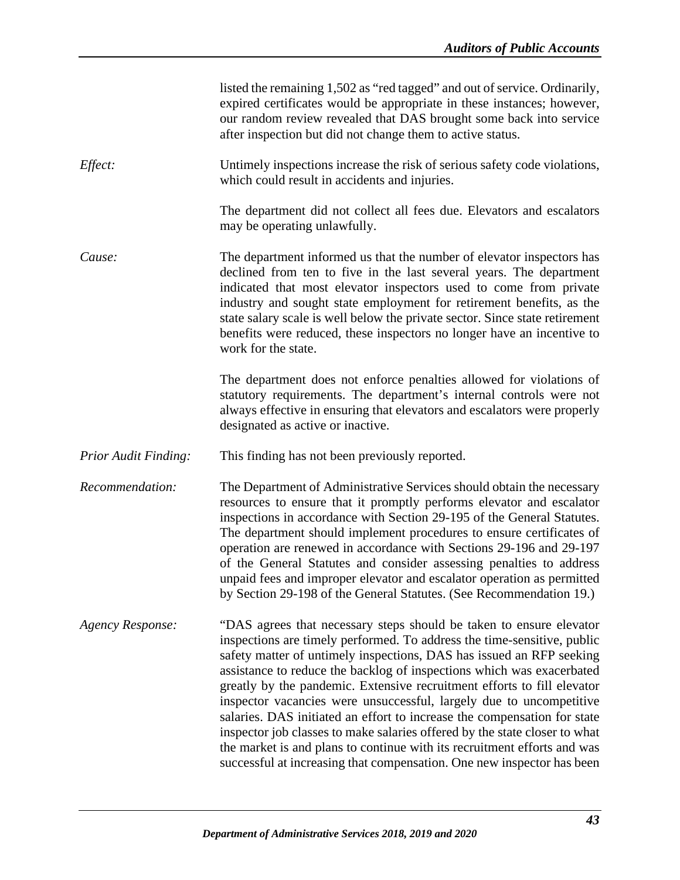listed the remaining 1,502 as "red tagged" and out of service. Ordinarily, expired certificates would be appropriate in these instances; however, our random review revealed that DAS brought some back into service after inspection but did not change them to active status.

*Effect:* Untimely inspections increase the risk of serious safety code violations, which could result in accidents and injuries.

The department did not collect all fees due. Elevators and escalators may be operating unlawfully.

*Cause:* The department informed us that the number of elevator inspectors has declined from ten to five in the last several years. The department indicated that most elevator inspectors used to come from private industry and sought state employment for retirement benefits, as the state salary scale is well below the private sector. Since state retirement benefits were reduced, these inspectors no longer have an incentive to work for the state.

The department does not enforce penalties allowed for violations of statutory requirements. The department's internal controls were not always effective in ensuring that elevators and escalators were properly designated as active or inactive.

*Prior Audit Finding:* This finding has not been previously reported.

*Recommendation:* The Department of Administrative Services should obtain the necessary resources to ensure that it promptly performs elevator and escalator inspections in accordance with Section 29-195 of the General Statutes. The department should implement procedures to ensure certificates of operation are renewed in accordance with Sections 29-196 and 29-197 of the General Statutes and consider assessing penalties to address unpaid fees and improper elevator and escalator operation as permitted by Section 29-198 of the General Statutes. (See Recommendation 19.)

*Agency Response:* "DAS agrees that necessary steps should be taken to ensure elevator inspections are timely performed. To address the time-sensitive, public safety matter of untimely inspections, DAS has issued an RFP seeking assistance to reduce the backlog of inspections which was exacerbated greatly by the pandemic. Extensive recruitment efforts to fill elevator inspector vacancies were unsuccessful, largely due to uncompetitive salaries. DAS initiated an effort to increase the compensation for state inspector job classes to make salaries offered by the state closer to what the market is and plans to continue with its recruitment efforts and was successful at increasing that compensation. One new inspector has been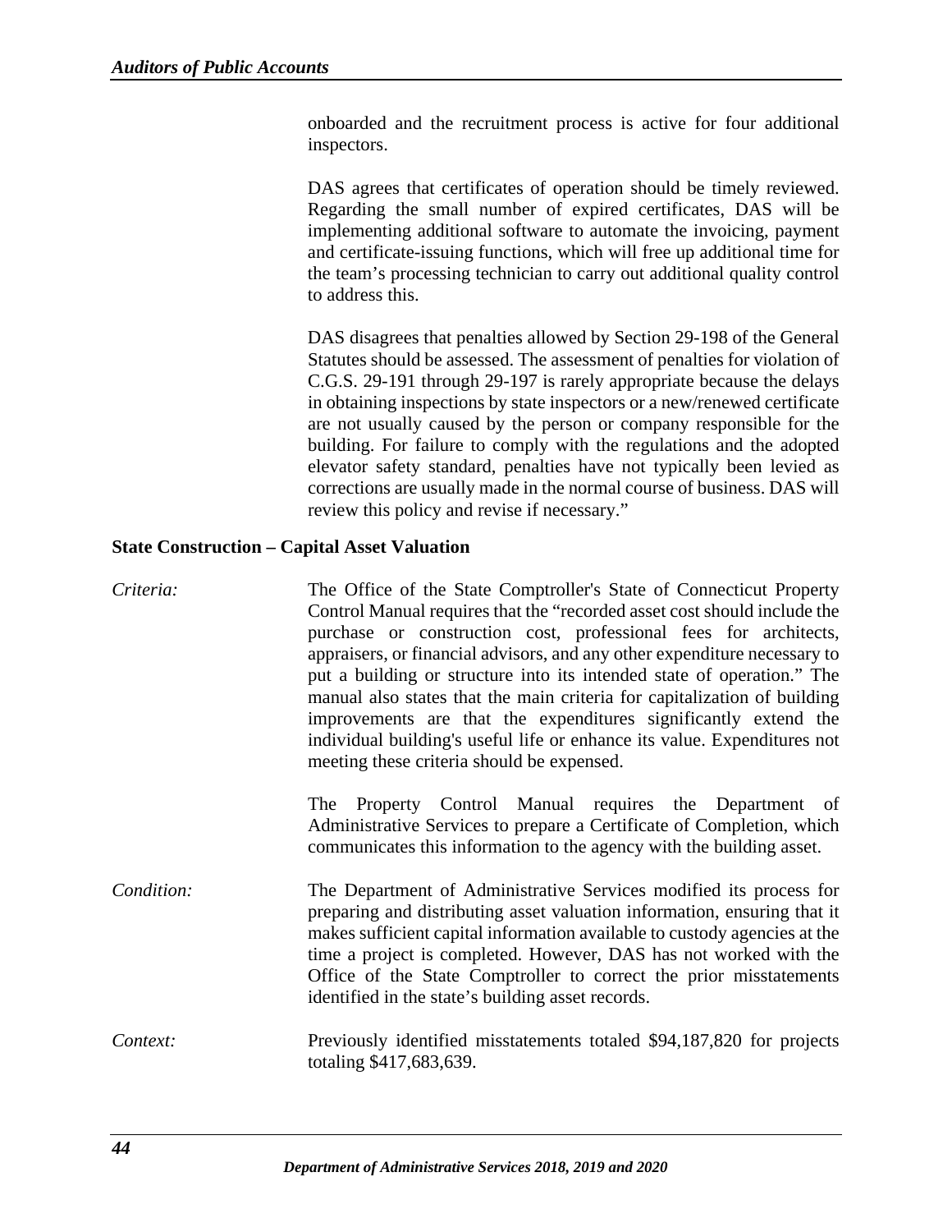onboarded and the recruitment process is active for four additional inspectors.

DAS agrees that certificates of operation should be timely reviewed. Regarding the small number of expired certificates, DAS will be implementing additional software to automate the invoicing, payment and certificate-issuing functions, which will free up additional time for the team's processing technician to carry out additional quality control to address this.

DAS disagrees that penalties allowed by Section 29-198 of the General Statutes should be assessed. The assessment of penalties for violation of C.G.S. 29-191 through 29-197 is rarely appropriate because the delays in obtaining inspections by state inspectors or a new/renewed certificate are not usually caused by the person or company responsible for the building. For failure to comply with the regulations and the adopted elevator safety standard, penalties have not typically been levied as corrections are usually made in the normal course of business. DAS will review this policy and revise if necessary."

**State Construction – Capital Asset Valuation**

*Criteria:* The Office of the State Comptroller's State of Connecticut Property Control Manual requires that the "recorded asset cost should include the purchase or construction cost, professional fees for architects, appraisers, or financial advisors, and any other expenditure necessary to put a building or structure into its intended state of operation." The manual also states that the main criteria for capitalization of building improvements are that the expenditures significantly extend the individual building's useful life or enhance its value. Expenditures not meeting these criteria should be expensed.

The Property Control Manual requires the Department of Administrative Services to prepare a Certificate of Completion, which communicates this information to the agency with the building asset.

*Condition:* The Department of Administrative Services modified its process for preparing and distributing asset valuation information, ensuring that it makes sufficient capital information available to custody agencies at the time a project is completed. However, DAS has not worked with the Office of the State Comptroller to correct the prior misstatements identified in the state's building asset records.

*Context:* Previously identified misstatements totaled $94,187,820 for projects totaling $417,683,639.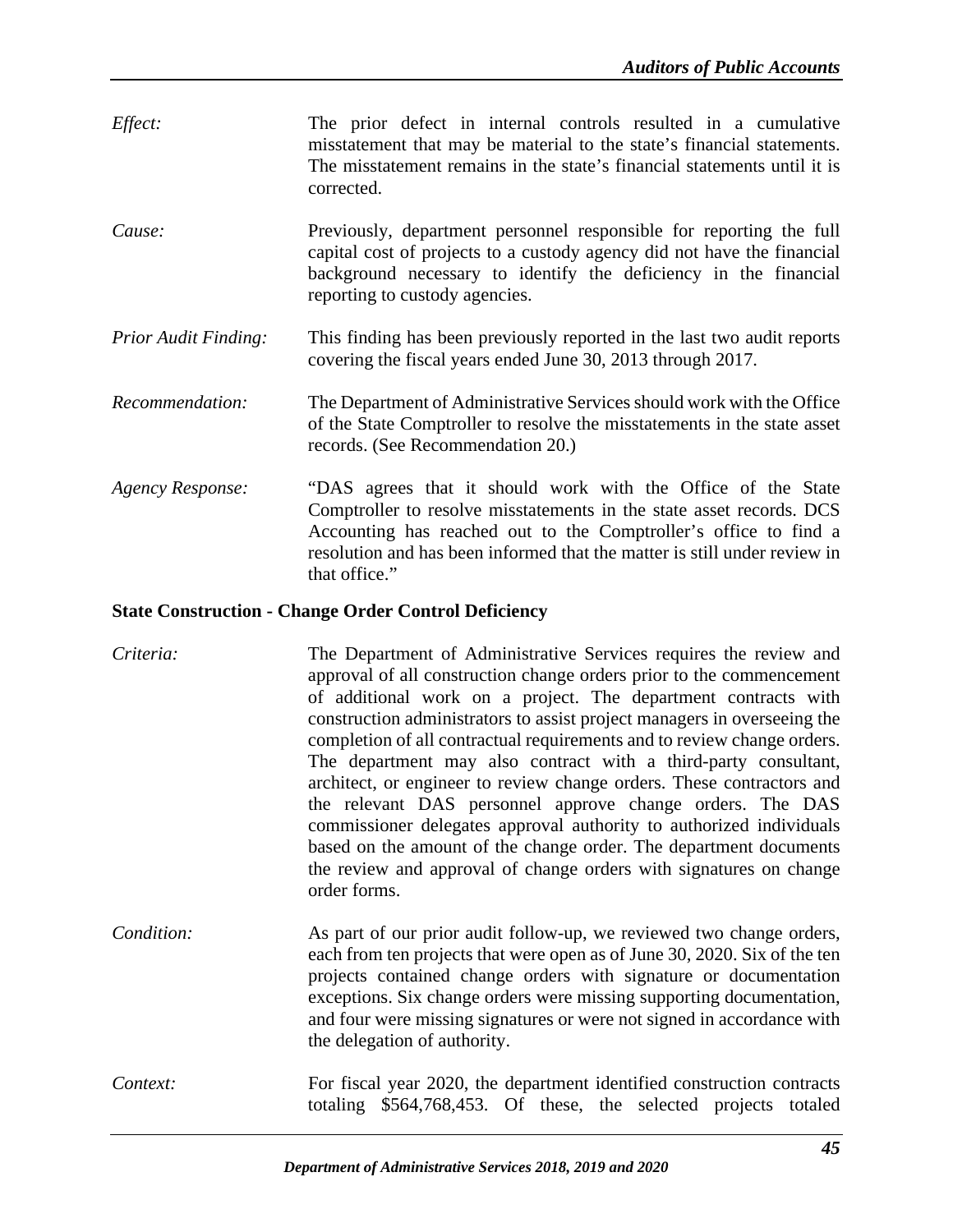*Effect:* The prior defect in internal controls resulted in a cumulative misstatement that may be material to the state's financial statements. The misstatement remains in the state's financial statements until it is corrected.

*Cause:* Previously, department personnel responsible for reporting the full capital cost of projects to a custody agency did not have the financial background necessary to identify the deficiency in the financial reporting to custody agencies.

*Prior Audit Finding:* This finding has been previously reported in the last two audit reports covering the fiscal years ended June 30, 2013 through 2017.

*Recommendation:* The Department of Administrative Services should work with the Office of the State Comptroller to resolve the misstatements in the state asset records. (See Recommendation 20.)

*Agency Response:* "DAS agrees that it should work with the Office of the State Comptroller to resolve misstatements in the state asset records. DCS Accounting has reached out to the Comptroller's office to find a resolution and has been informed that the matter is still under review in that office."

**State Construction - Change Order Control Deficiency**

*Criteria:* The Department of Administrative Services requires the review and approval of all construction change orders prior to the commencement of additional work on a project. The department contracts with construction administrators to assist project managers in overseeing the completion of all contractual requirements and to review change orders. The department may also contract with a third-party consultant, architect, or engineer to review change orders. These contractors and the relevant DAS personnel approve change orders. The DAS commissioner delegates approval authority to authorized individuals based on the amount of the change order. The department documents the review and approval of change orders with signatures on change order forms.

*Condition:* As part of our prior audit follow-up, we reviewed two change orders, each from ten projects that were open as of June 30, 2020. Six of the ten projects contained change orders with signature or documentation exceptions. Six change orders were missing supporting documentation, and four were missing signatures or were not signed in accordance with the delegation of authority.

*Context:* For fiscal year 2020, the department identified construction contracts totaling $564,768,453. Of these, the selected projects totaled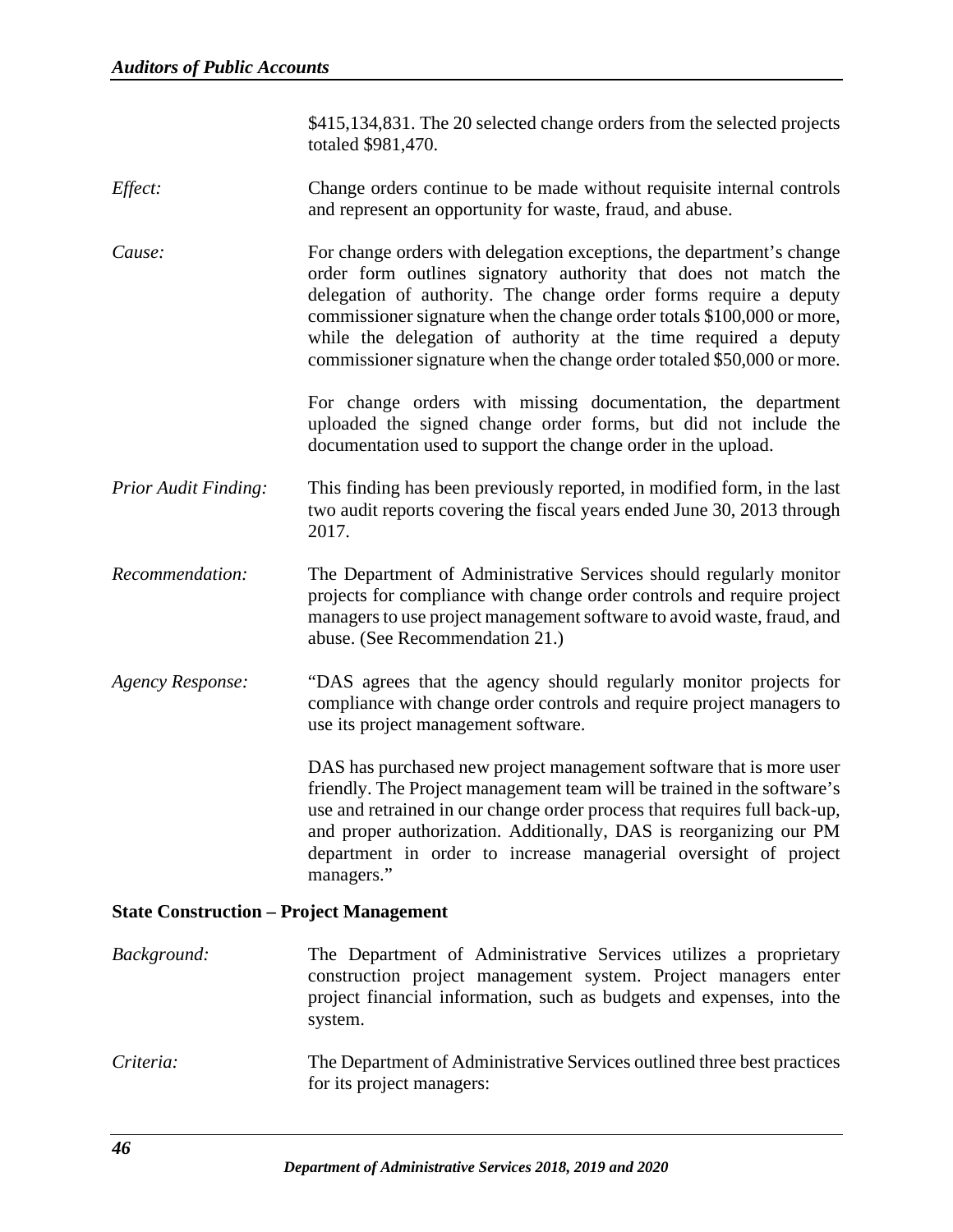$415,134,831. The 20 selected change orders from the selected projects totaled $981,470.

*Effect:* Change orders continue to be made without requisite internal controls and represent an opportunity for waste, fraud, and abuse.

*Cause:* For change orders with delegation exceptions, the department's change order form outlines signatory authority that does not match the delegation of authority. The change order forms require a deputy commissioner signature when the change order totals $100,000 or more, while the delegation of authority at the time required a deputy commissioner signature when the change order totaled $50,000 or more.

For change orders with missing documentation, the department uploaded the signed change order forms, but did not include the documentation used to support the change order in the upload.

*Prior Audit Finding:* This finding has been previously reported, in modified form, in the last two audit reports covering the fiscal years ended June 30, 2013 through 2017.

*Recommendation:* The Department of Administrative Services should regularly monitor projects for compliance with change order controls and require project managers to use project management software to avoid waste, fraud, and abuse. (See Recommendation 21.)

*Agency Response:* "DAS agrees that the agency should regularly monitor projects for compliance with change order controls and require project managers to use its project management software.

DAS has purchased new project management software that is more user friendly. The Project management team will be trained in the software's use and retrained in our change order process that requires full back-up, and proper authorization. Additionally, DAS is reorganizing our PM department in order to increase managerial oversight of project managers."

**State Construction – Project Management**

*Background:* The Department of Administrative Services utilizes a proprietary construction project management system. Project managers enter project financial information, such as budgets and expenses, into the system.

*Criteria:* The Department of Administrative Services outlined three best practices for its project managers: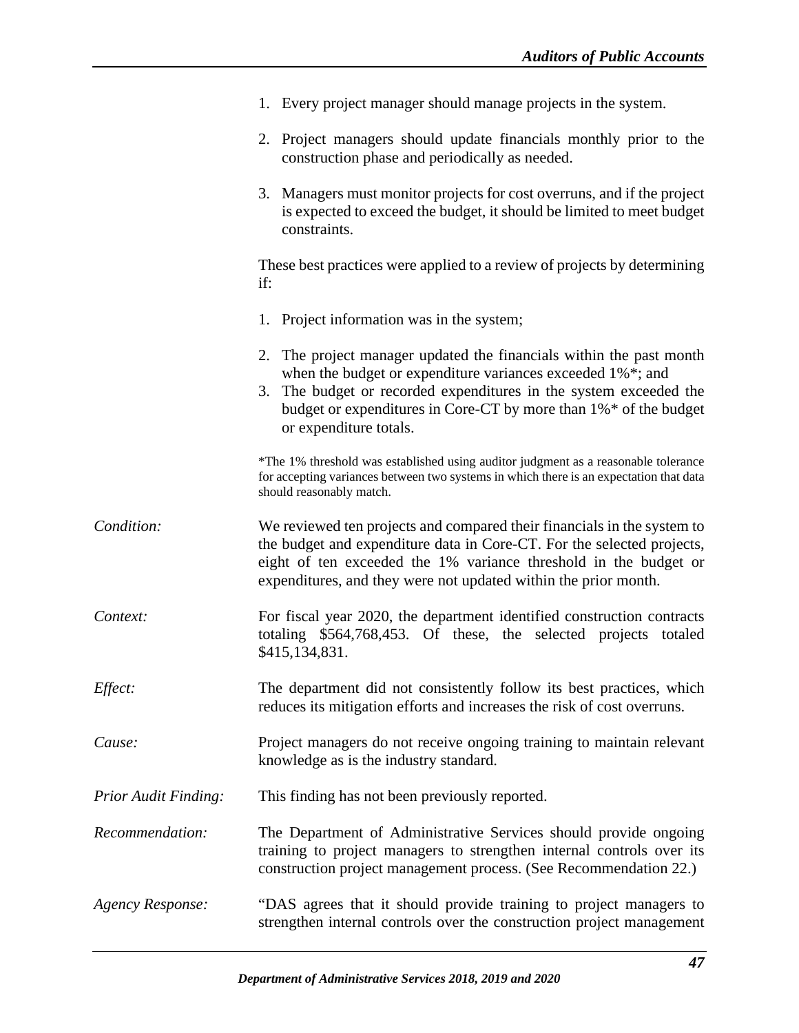1. Every project manager should manage projects in the system.

2. Project managers should update financials monthly prior to the construction phase and periodically as needed.

3. Managers must monitor projects for cost overruns, and if the project is expected to exceed the budget, it should be limited to meet budget constraints.

These best practices were applied to a review of projects by determining if:

1. Project information was in the system;

2. The project manager updated the financials within the past month when the budget or expenditure variances exceeded 1%*; and
3. The budget or recorded expenditures in the system exceeded the budget or expenditures in Core-CT by more than 1%* of the budget or expenditure totals.

*The 1% threshold was established using auditor judgment as a reasonable tolerance for accepting variances between two systems in which there is an expectation that data should reasonably match.

*Condition:* We reviewed ten projects and compared their financials in the system to the budget and expenditure data in Core-CT. For the selected projects, eight of ten exceeded the 1% variance threshold in the budget or expenditures, and they were not updated within the prior month.

*Context:* For fiscal year 2020, the department identified construction contracts totaling $564,768,453. Of these, the selected projects totaled $415,134,831.

*Effect:* The department did not consistently follow its best practices, which reduces its mitigation efforts and increases the risk of cost overruns.

*Cause:* Project managers do not receive ongoing training to maintain relevant knowledge as is the industry standard.

*Prior Audit Finding:* This finding has not been previously reported.

*Recommendation:* The Department of Administrative Services should provide ongoing training to project managers to strengthen internal controls over its construction project management process. (See Recommendation 22.)

*Agency Response:* "DAS agrees that it should provide training to project managers to strengthen internal controls over the construction project management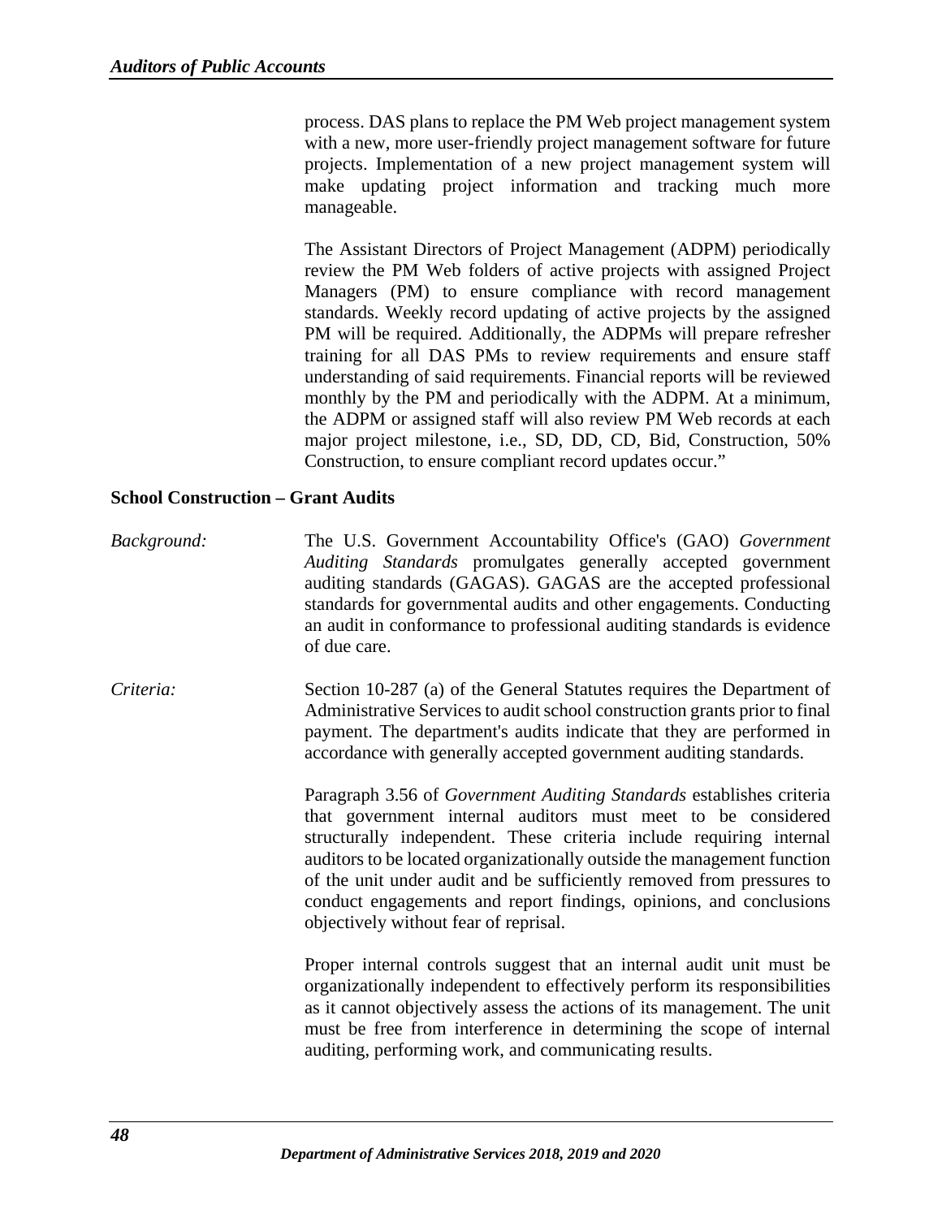process. DAS plans to replace the PM Web project management system with a new, more user-friendly project management software for future projects. Implementation of a new project management system will make updating project information and tracking much more manageable.

The Assistant Directors of Project Management (ADPM) periodically review the PM Web folders of active projects with assigned Project Managers (PM) to ensure compliance with record management standards. Weekly record updating of active projects by the assigned PM will be required. Additionally, the ADPMs will prepare refresher training for all DAS PMs to review requirements and ensure staff understanding of said requirements. Financial reports will be reviewed monthly by the PM and periodically with the ADPM. At a minimum, the ADPM or assigned staff will also review PM Web records at each major project milestone, i.e., SD, DD, CD, Bid, Construction, 50% Construction, to ensure compliant record updates occur."

**School Construction – Grant Audits**

*Background:* The U.S. Government Accountability Office's (GAO) *Government Auditing Standards* promulgates generally accepted government auditing standards (GAGAS). GAGAS are the accepted professional standards for governmental audits and other engagements. Conducting an audit in conformance to professional auditing standards is evidence of due care.

*Criteria:* Section 10-287 (a) of the General Statutes requires the Department of Administrative Services to audit school construction grants prior to final payment. The department's audits indicate that they are performed in accordance with generally accepted government auditing standards.

Paragraph 3.56 of *Government Auditing Standards* establishes criteria that government internal auditors must meet to be considered structurally independent. These criteria include requiring internal auditors to be located organizationally outside the management function of the unit under audit and be sufficiently removed from pressures to conduct engagements and report findings, opinions, and conclusions objectively without fear of reprisal.

Proper internal controls suggest that an internal audit unit must be organizationally independent to effectively perform its responsibilities as it cannot objectively assess the actions of its management. The unit must be free from interference in determining the scope of internal auditing, performing work, and communicating results.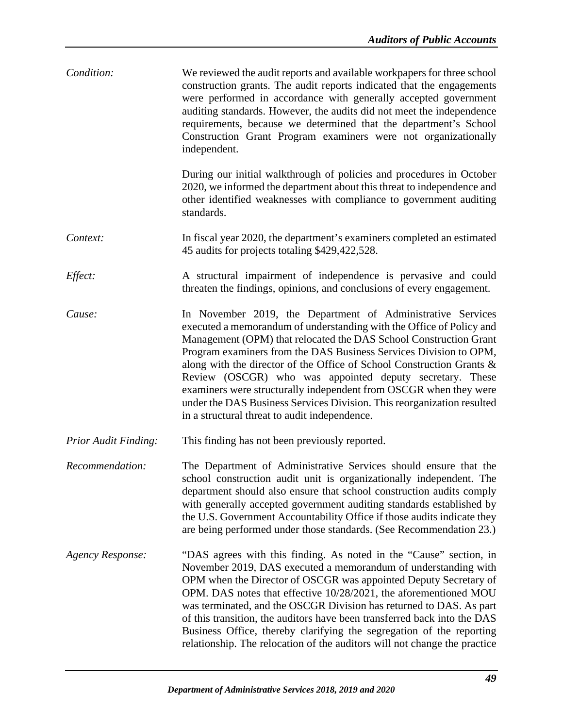*Condition:* We reviewed the audit reports and available workpapers for three school construction grants. The audit reports indicated that the engagements were performed in accordance with generally accepted government auditing standards. However, the audits did not meet the independence requirements, because we determined that the department's School Construction Grant Program examiners were not organizationally independent.

During our initial walkthrough of policies and procedures in October 2020, we informed the department about this threat to independence and other identified weaknesses with compliance to government auditing standards.

*Context:* In fiscal year 2020, the department's examiners completed an estimated 45 audits for projects totaling $429,422,528.

*Effect:* A structural impairment of independence is pervasive and could threaten the findings, opinions, and conclusions of every engagement.

*Cause:* In November 2019, the Department of Administrative Services executed a memorandum of understanding with the Office of Policy and Management (OPM) that relocated the DAS School Construction Grant Program examiners from the DAS Business Services Division to OPM, along with the director of the Office of School Construction Grants & Review (OSCGR) who was appointed deputy secretary. These examiners were structurally independent from OSCGR when they were under the DAS Business Services Division. This reorganization resulted in a structural threat to audit independence.

*Prior Audit Finding:* This finding has not been previously reported.

*Recommendation:* The Department of Administrative Services should ensure that the school construction audit unit is organizationally independent. The department should also ensure that school construction audits comply with generally accepted government auditing standards established by the U.S. Government Accountability Office if those audits indicate they are being performed under those standards. (See Recommendation 23.)

*Agency Response:* "DAS agrees with this finding. As noted in the "Cause" section, in November 2019, DAS executed a memorandum of understanding with OPM when the Director of OSCGR was appointed Deputy Secretary of OPM. DAS notes that effective 10/28/2021, the aforementioned MOU was terminated, and the OSCGR Division has returned to DAS. As part of this transition, the auditors have been transferred back into the DAS Business Office, thereby clarifying the segregation of the reporting relationship. The relocation of the auditors will not change the practice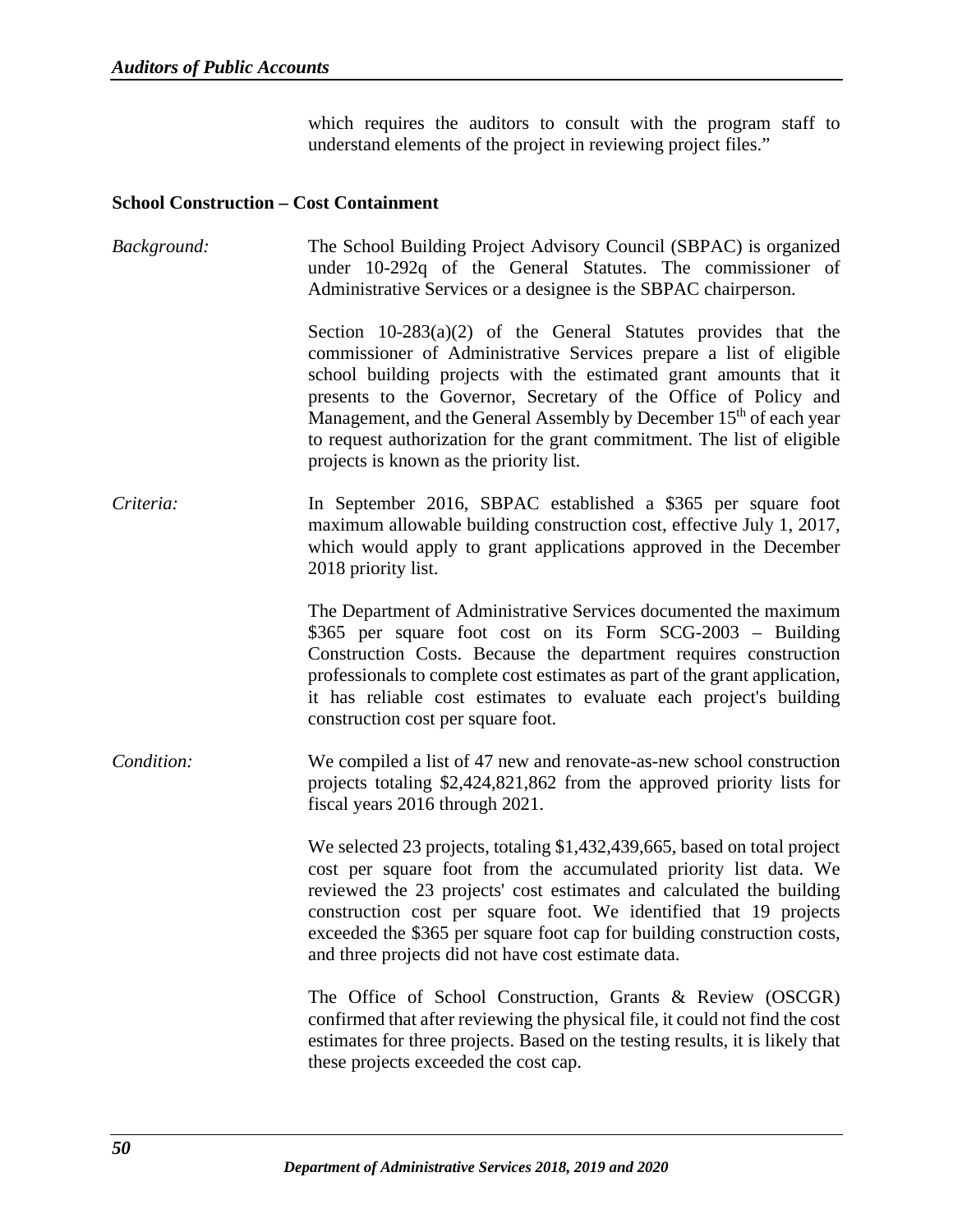which requires the auditors to consult with the program staff to understand elements of the project in reviewing project files."

**School Construction – Cost Containment**

*Background:* The School Building Project Advisory Council (SBPAC) is organized under 10-292q of the General Statutes. The commissioner of Administrative Services or a designee is the SBPAC chairperson.

Section 10-283(a)(2) of the General Statutes provides that the commissioner of Administrative Services prepare a list of eligible school building projects with the estimated grant amounts that it presents to the Governor, Secretary of the Office of Policy and Management, and the General Assembly by December 15th of each year to request authorization for the grant commitment. The list of eligible projects is known as the priority list.

*Criteria:* In September 2016, SBPAC established a \$365 per square foot maximum allowable building construction cost, effective July 1, 2017, which would apply to grant applications approved in the December 2018 priority list.

The Department of Administrative Services documented the maximum \$365 per square foot cost on its Form SCG-2003 – Building Construction Costs. Because the department requires construction professionals to complete cost estimates as part of the grant application, it has reliable cost estimates to evaluate each project's building construction cost per square foot.

*Condition:* We compiled a list of 47 new and renovate-as-new school construction projects totaling \$2,424,821,862 from the approved priority lists for fiscal years 2016 through 2021.

We selected 23 projects, totaling \$1,432,439,665, based on total project cost per square foot from the accumulated priority list data. We reviewed the 23 projects' cost estimates and calculated the building construction cost per square foot. We identified that 19 projects exceeded the \$365 per square foot cap for building construction costs, and three projects did not have cost estimate data.

The Office of School Construction, Grants & Review (OSCGR) confirmed that after reviewing the physical file, it could not find the cost estimates for three projects. Based on the testing results, it is likely that these projects exceeded the cost cap.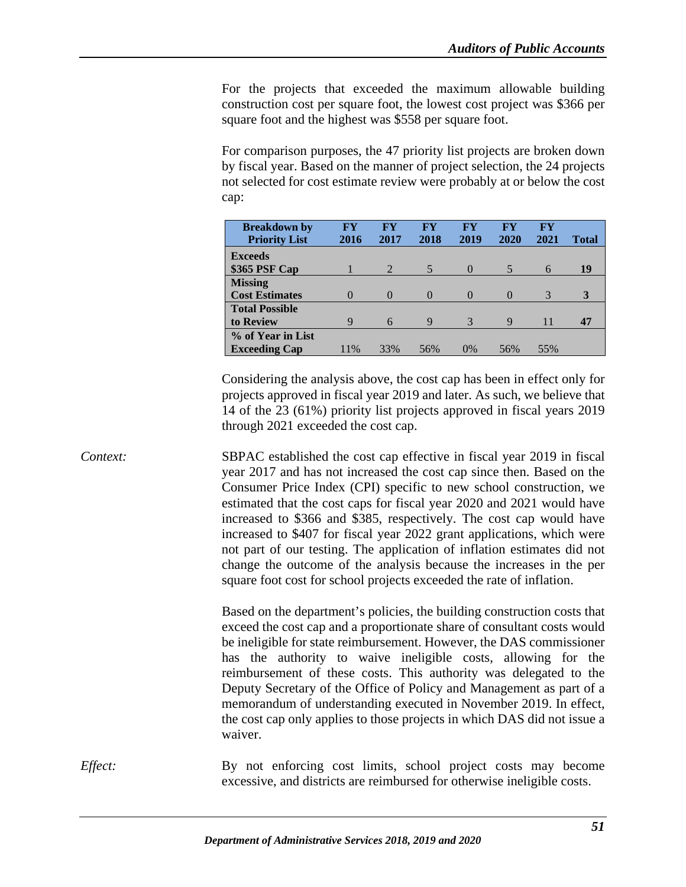For the projects that exceeded the maximum allowable building construction cost per square foot, the lowest cost project was $366 per square foot and the highest was $558 per square foot.

For comparison purposes, the 47 priority list projects are broken down by fiscal year. Based on the manner of project selection, the 24 projects not selected for cost estimate review were probably at or below the cost cap:

| Breakdown by Priority List | FY 2016 | FY 2017 | FY 2018 | FY 2019 | FY 2020 | FY 2021 | Total |
|---|---|---|---|---|---|---|---|
| **Exceeds $365 PSF Cap** | 1 | 2 | 5 | 0 | 5 | 6 | **19** |
| **Missing Cost Estimates** | 0 | 0 | 0 | 0 | 0 | 3 | **3** |
| **Total Possible to Review** | 9 | 6 | 9 | 3 | 9 | 11 | **47** |
| **% of Year in List Exceeding Cap** | 11% | 33% | 56% | 0% | 56% | 55% | |

Considering the analysis above, the cost cap has been in effect only for projects approved in fiscal year 2019 and later. As such, we believe that 14 of the 23 (61%) priority list projects approved in fiscal years 2019 through 2021 exceeded the cost cap.

*Context:* SBPAC established the cost cap effective in fiscal year 2019 in fiscal year 2017 and has not increased the cost cap since then. Based on the Consumer Price Index (CPI) specific to new school construction, we estimated that the cost caps for fiscal year 2020 and 2021 would have increased to $366 and $385, respectively. The cost cap would have increased to $407 for fiscal year 2022 grant applications, which were not part of our testing. The application of inflation estimates did not change the outcome of the analysis because the increases in the per square foot cost for school projects exceeded the rate of inflation.

Based on the department's policies, the building construction costs that exceed the cost cap and a proportionate share of consultant costs would be ineligible for state reimbursement. However, the DAS commissioner has the authority to waive ineligible costs, allowing for the reimbursement of these costs. This authority was delegated to the Deputy Secretary of the Office of Policy and Management as part of a memorandum of understanding executed in November 2019. In effect, the cost cap only applies to those projects in which DAS did not issue a waiver.

*Effect:* By not enforcing cost limits, school project costs may become excessive, and districts are reimbursed for otherwise ineligible costs.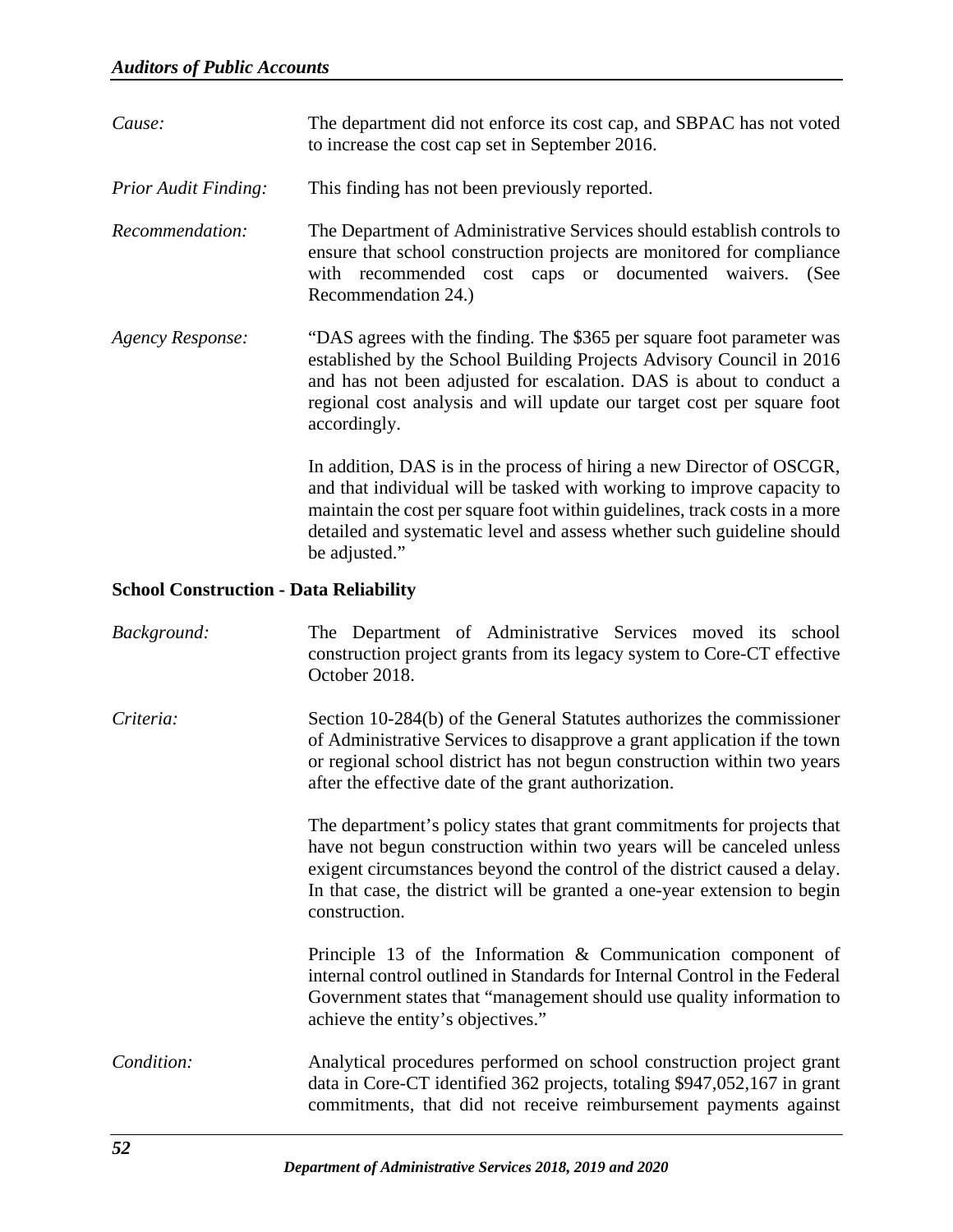*Cause:* The department did not enforce its cost cap, and SBPAC has not voted to increase the cost cap set in September 2016.

*Prior Audit Finding:* This finding has not been previously reported.

*Recommendation:* The Department of Administrative Services should establish controls to ensure that school construction projects are monitored for compliance with recommended cost caps or documented waivers. (See Recommendation 24.)

*Agency Response:* "DAS agrees with the finding. The $365 per square foot parameter was established by the School Building Projects Advisory Council in 2016 and has not been adjusted for escalation. DAS is about to conduct a regional cost analysis and will update our target cost per square foot accordingly.

In addition, DAS is in the process of hiring a new Director of OSCGR, and that individual will be tasked with working to improve capacity to maintain the cost per square foot within guidelines, track costs in a more detailed and systematic level and assess whether such guideline should be adjusted."

**School Construction - Data Reliability**

*Background:* The Department of Administrative Services moved its school construction project grants from its legacy system to Core-CT effective October 2018.

*Criteria:* Section 10-284(b) of the General Statutes authorizes the commissioner of Administrative Services to disapprove a grant application if the town or regional school district has not begun construction within two years after the effective date of the grant authorization.

The department's policy states that grant commitments for projects that have not begun construction within two years will be canceled unless exigent circumstances beyond the control of the district caused a delay. In that case, the district will be granted a one-year extension to begin construction.

Principle 13 of the Information & Communication component of internal control outlined in Standards for Internal Control in the Federal Government states that "management should use quality information to achieve the entity's objectives."

*Condition:* Analytical procedures performed on school construction project grant data in Core-CT identified 362 projects, totaling $947,052,167 in grant commitments, that did not receive reimbursement payments against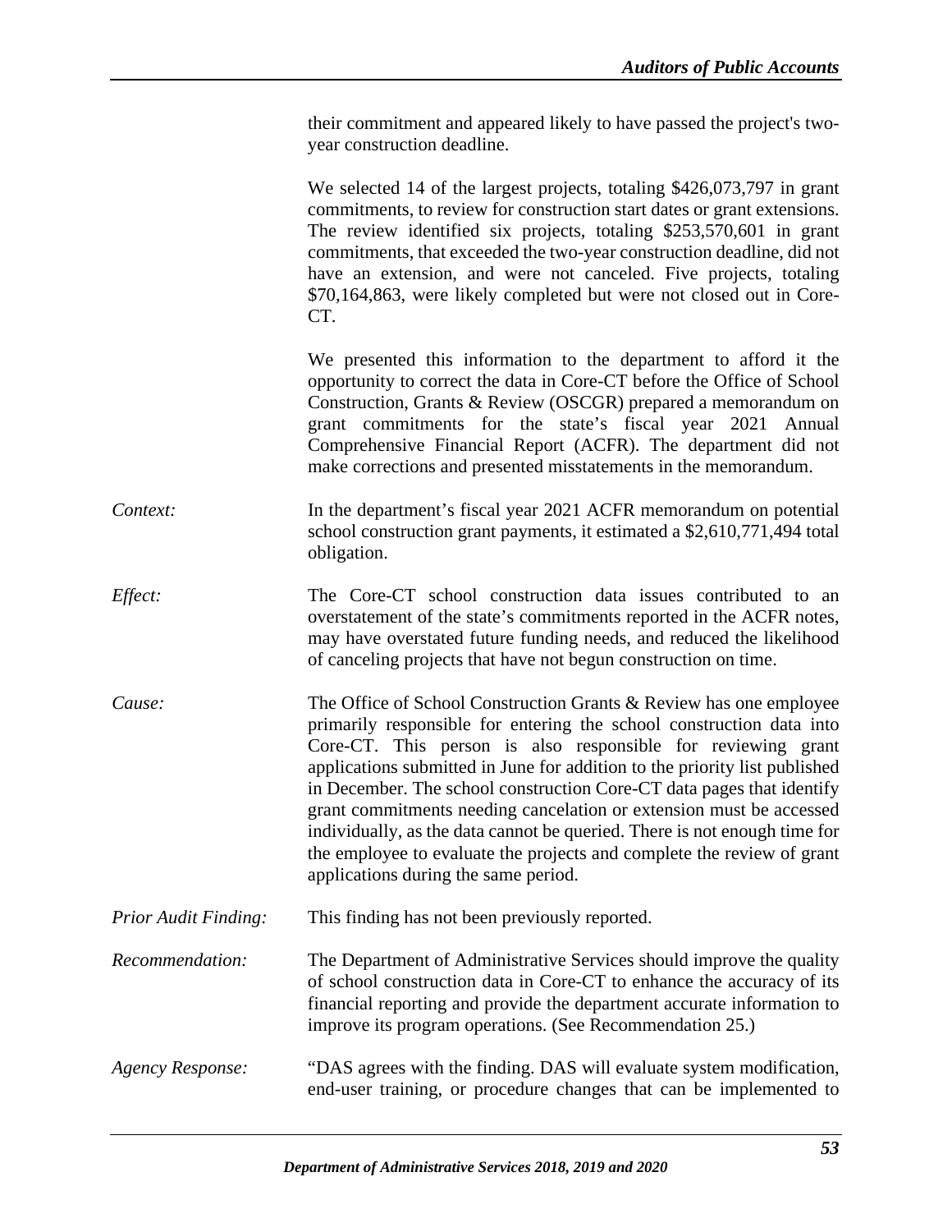their commitment and appeared likely to have passed the project's two-year construction deadline.

We selected 14 of the largest projects, totaling $426,073,797 in grant commitments, to review for construction start dates or grant extensions. The review identified six projects, totaling $253,570,601 in grant commitments, that exceeded the two-year construction deadline, did not have an extension, and were not canceled. Five projects, totaling $70,164,863, were likely completed but were not closed out in Core-CT.

We presented this information to the department to afford it the opportunity to correct the data in Core-CT before the Office of School Construction, Grants & Review (OSCGR) prepared a memorandum on grant commitments for the state's fiscal year 2021 Annual Comprehensive Financial Report (ACFR). The department did not make corrections and presented misstatements in the memorandum.

*Context:* In the department's fiscal year 2021 ACFR memorandum on potential school construction grant payments, it estimated a $2,610,771,494 total obligation.

*Effect:* The Core-CT school construction data issues contributed to an overstatement of the state's commitments reported in the ACFR notes, may have overstated future funding needs, and reduced the likelihood of canceling projects that have not begun construction on time.

*Cause:* The Office of School Construction Grants & Review has one employee primarily responsible for entering the school construction data into Core-CT. This person is also responsible for reviewing grant applications submitted in June for addition to the priority list published in December. The school construction Core-CT data pages that identify grant commitments needing cancelation or extension must be accessed individually, as the data cannot be queried. There is not enough time for the employee to evaluate the projects and complete the review of grant applications during the same period.

*Prior Audit Finding:* This finding has not been previously reported.

*Recommendation:* The Department of Administrative Services should improve the quality of school construction data in Core-CT to enhance the accuracy of its financial reporting and provide the department accurate information to improve its program operations. (See Recommendation 25.)

*Agency Response:* "DAS agrees with the finding. DAS will evaluate system modification, end-user training, or procedure changes that can be implemented to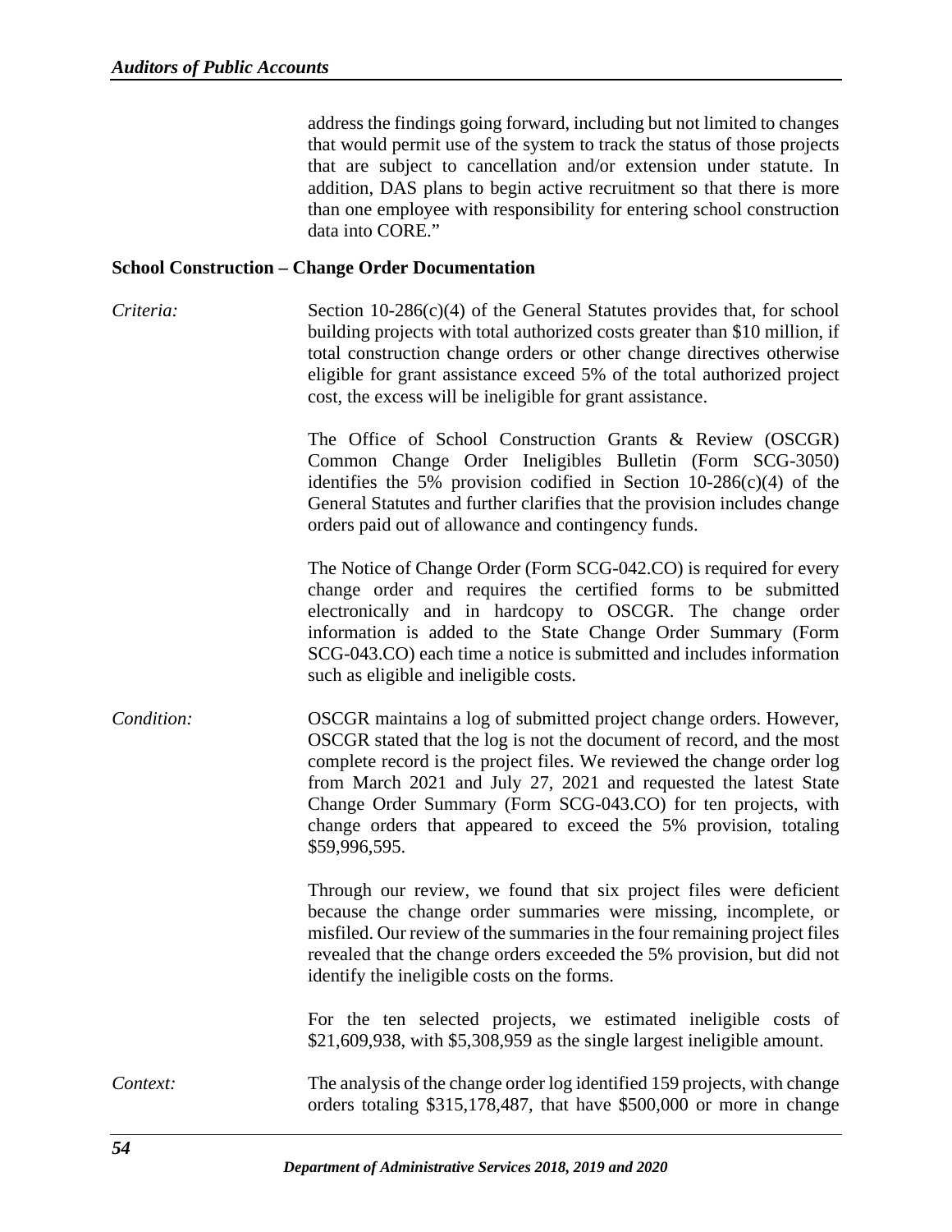address the findings going forward, including but not limited to changes that would permit use of the system to track the status of those projects that are subject to cancellation and/or extension under statute. In addition, DAS plans to begin active recruitment so that there is more than one employee with responsibility for entering school construction data into CORE."

**School Construction – Change Order Documentation**

*Criteria:* Section 10-286(c)(4) of the General Statutes provides that, for school building projects with total authorized costs greater than $10 million, if total construction change orders or other change directives otherwise eligible for grant assistance exceed 5% of the total authorized project cost, the excess will be ineligible for grant assistance.

The Office of School Construction Grants & Review (OSCGR) Common Change Order Ineligibles Bulletin (Form SCG-3050) identifies the 5% provision codified in Section 10-286(c)(4) of the General Statutes and further clarifies that the provision includes change orders paid out of allowance and contingency funds.

The Notice of Change Order (Form SCG-042.CO) is required for every change order and requires the certified forms to be submitted electronically and in hardcopy to OSCGR. The change order information is added to the State Change Order Summary (Form SCG-043.CO) each time a notice is submitted and includes information such as eligible and ineligible costs.

*Condition:* OSCGR maintains a log of submitted project change orders. However, OSCGR stated that the log is not the document of record, and the most complete record is the project files. We reviewed the change order log from March 2021 and July 27, 2021 and requested the latest State Change Order Summary (Form SCG-043.CO) for ten projects, with change orders that appeared to exceed the 5% provision, totaling $59,996,595.

Through our review, we found that six project files were deficient because the change order summaries were missing, incomplete, or misfiled. Our review of the summaries in the four remaining project files revealed that the change orders exceeded the 5% provision, but did not identify the ineligible costs on the forms.

For the ten selected projects, we estimated ineligible costs of $21,609,938, with $5,308,959 as the single largest ineligible amount.

*Context:* The analysis of the change order log identified 159 projects, with change orders totaling $315,178,487, that have $500,000 or more in change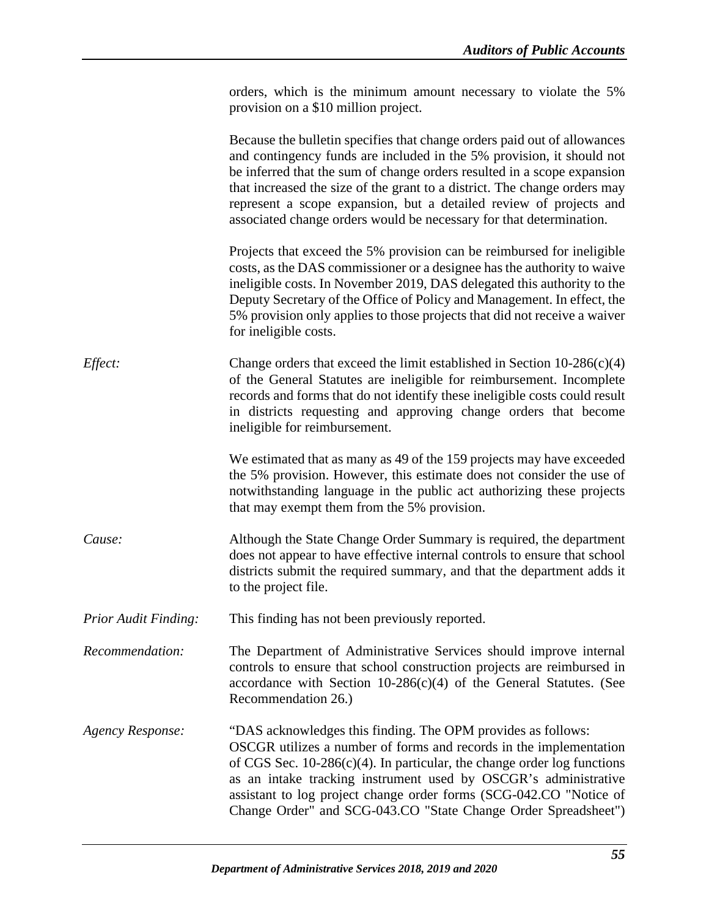orders, which is the minimum amount necessary to violate the 5% provision on a $10 million project.

Because the bulletin specifies that change orders paid out of allowances and contingency funds are included in the 5% provision, it should not be inferred that the sum of change orders resulted in a scope expansion that increased the size of the grant to a district. The change orders may represent a scope expansion, but a detailed review of projects and associated change orders would be necessary for that determination.

Projects that exceed the 5% provision can be reimbursed for ineligible costs, as the DAS commissioner or a designee has the authority to waive ineligible costs. In November 2019, DAS delegated this authority to the Deputy Secretary of the Office of Policy and Management. In effect, the 5% provision only applies to those projects that did not receive a waiver for ineligible costs.

*Effect:* Change orders that exceed the limit established in Section 10-286(c)(4) of the General Statutes are ineligible for reimbursement. Incomplete records and forms that do not identify these ineligible costs could result in districts requesting and approving change orders that become ineligible for reimbursement.

We estimated that as many as 49 of the 159 projects may have exceeded the 5% provision. However, this estimate does not consider the use of notwithstanding language in the public act authorizing these projects that may exempt them from the 5% provision.

*Cause:* Although the State Change Order Summary is required, the department does not appear to have effective internal controls to ensure that school districts submit the required summary, and that the department adds it to the project file.

*Prior Audit Finding:* This finding has not been previously reported.

*Recommendation:* The Department of Administrative Services should improve internal controls to ensure that school construction projects are reimbursed in accordance with Section 10-286(c)(4) of the General Statutes. (See Recommendation 26.)

*Agency Response:* "DAS acknowledges this finding. The OPM provides as follows: OSCGR utilizes a number of forms and records in the implementation of CGS Sec. 10-286(c)(4). In particular, the change order log functions as an intake tracking instrument used by OSCGR's administrative assistant to log project change order forms (SCG-042.CO "Notice of Change Order" and SCG-043.CO "State Change Order Spreadsheet")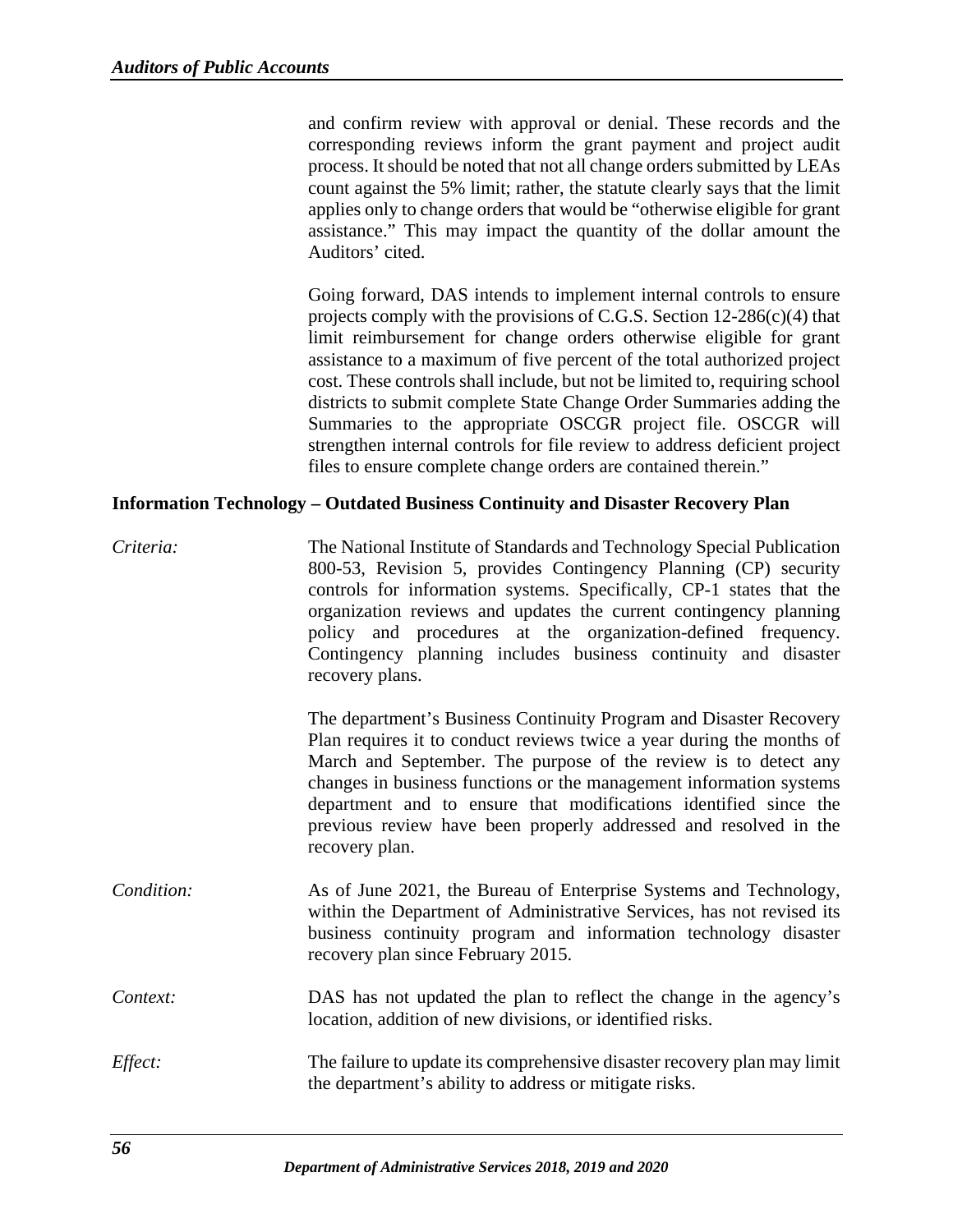and confirm review with approval or denial. These records and the corresponding reviews inform the grant payment and project audit process. It should be noted that not all change orders submitted by LEAs count against the 5% limit; rather, the statute clearly says that the limit applies only to change orders that would be "otherwise eligible for grant assistance." This may impact the quantity of the dollar amount the Auditors' cited.

Going forward, DAS intends to implement internal controls to ensure projects comply with the provisions of C.G.S. Section 12-286(c)(4) that limit reimbursement for change orders otherwise eligible for grant assistance to a maximum of five percent of the total authorized project cost. These controls shall include, but not be limited to, requiring school districts to submit complete State Change Order Summaries adding the Summaries to the appropriate OSCGR project file. OSCGR will strengthen internal controls for file review to address deficient project files to ensure complete change orders are contained therein."

**Information Technology – Outdated Business Continuity and Disaster Recovery Plan**

*Criteria:* The National Institute of Standards and Technology Special Publication 800-53, Revision 5, provides Contingency Planning (CP) security controls for information systems. Specifically, CP-1 states that the organization reviews and updates the current contingency planning policy and procedures at the organization-defined frequency. Contingency planning includes business continuity and disaster recovery plans.

The department's Business Continuity Program and Disaster Recovery Plan requires it to conduct reviews twice a year during the months of March and September. The purpose of the review is to detect any changes in business functions or the management information systems department and to ensure that modifications identified since the previous review have been properly addressed and resolved in the recovery plan.

*Condition:* As of June 2021, the Bureau of Enterprise Systems and Technology, within the Department of Administrative Services, has not revised its business continuity program and information technology disaster recovery plan since February 2015.

*Context:* DAS has not updated the plan to reflect the change in the agency's location, addition of new divisions, or identified risks.

*Effect:* The failure to update its comprehensive disaster recovery plan may limit the department's ability to address or mitigate risks.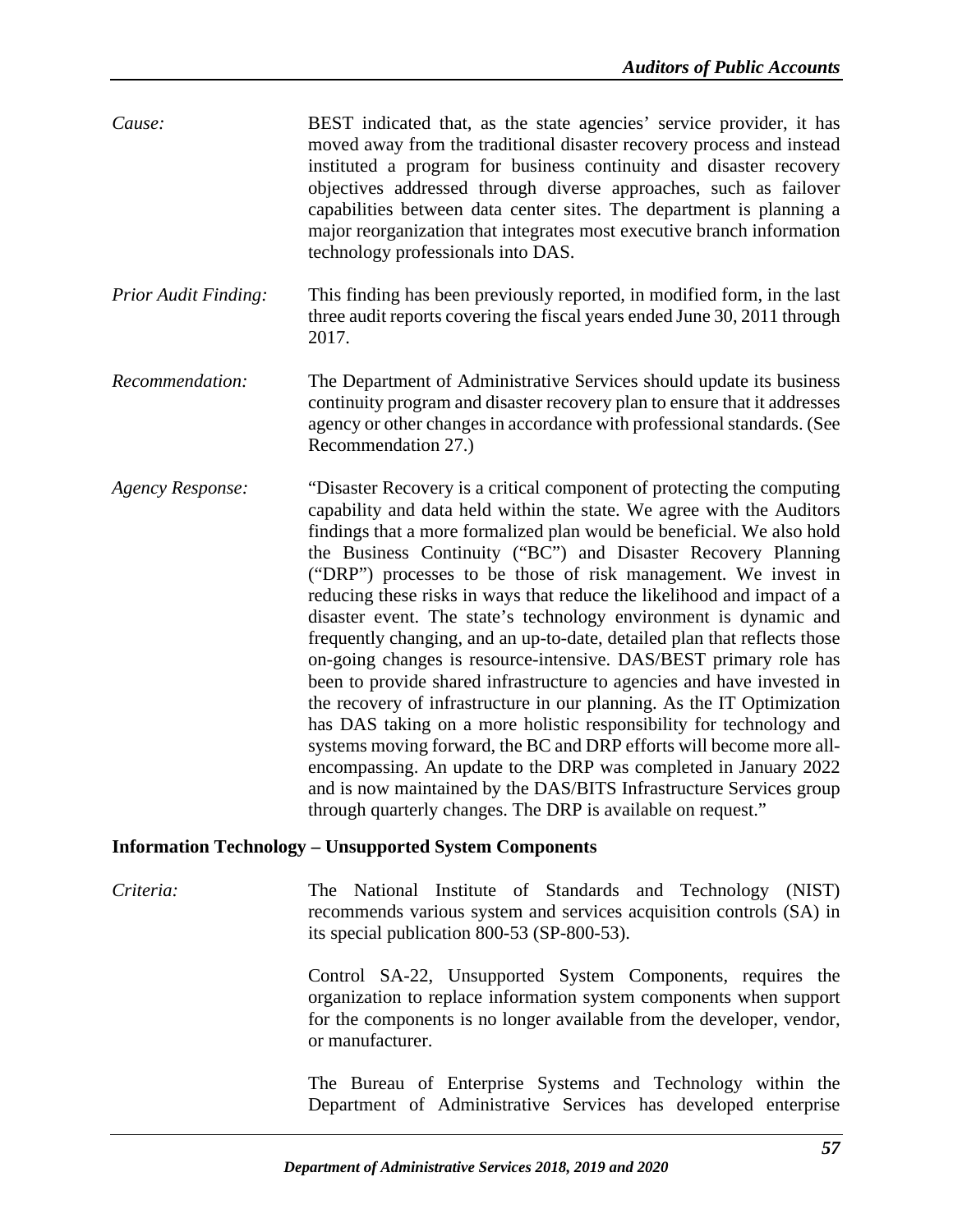*Cause:* BEST indicated that, as the state agencies' service provider, it has moved away from the traditional disaster recovery process and instead instituted a program for business continuity and disaster recovery objectives addressed through diverse approaches, such as failover capabilities between data center sites. The department is planning a major reorganization that integrates most executive branch information technology professionals into DAS.

*Prior Audit Finding:* This finding has been previously reported, in modified form, in the last three audit reports covering the fiscal years ended June 30, 2011 through 2017.

*Recommendation:* The Department of Administrative Services should update its business continuity program and disaster recovery plan to ensure that it addresses agency or other changes in accordance with professional standards. (See Recommendation 27.)

*Agency Response:* "Disaster Recovery is a critical component of protecting the computing capability and data held within the state. We agree with the Auditors findings that a more formalized plan would be beneficial. We also hold the Business Continuity ("BC") and Disaster Recovery Planning ("DRP") processes to be those of risk management. We invest in reducing these risks in ways that reduce the likelihood and impact of a disaster event. The state's technology environment is dynamic and frequently changing, and an up-to-date, detailed plan that reflects those on-going changes is resource-intensive. DAS/BEST primary role has been to provide shared infrastructure to agencies and have invested in the recovery of infrastructure in our planning. As the IT Optimization has DAS taking on a more holistic responsibility for technology and systems moving forward, the BC and DRP efforts will become more all-encompassing. An update to the DRP was completed in January 2022 and is now maintained by the DAS/BITS Infrastructure Services group through quarterly changes. The DRP is available on request."

**Information Technology – Unsupported System Components**

*Criteria:* The National Institute of Standards and Technology (NIST) recommends various system and services acquisition controls (SA) in its special publication 800-53 (SP-800-53).

Control SA-22, Unsupported System Components, requires the organization to replace information system components when support for the components is no longer available from the developer, vendor, or manufacturer.

The Bureau of Enterprise Systems and Technology within the Department of Administrative Services has developed enterprise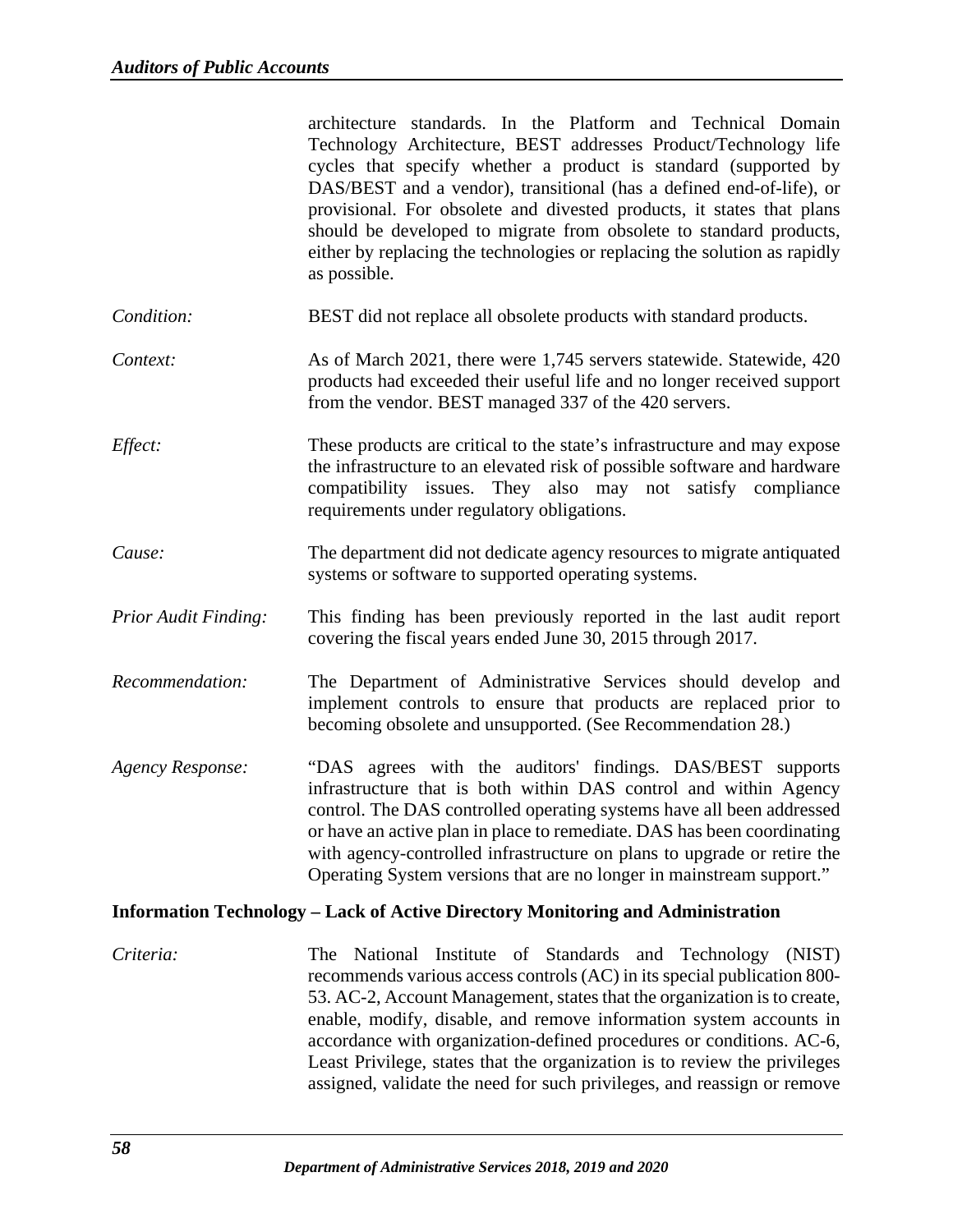architecture standards. In the Platform and Technical Domain Technology Architecture, BEST addresses Product/Technology life cycles that specify whether a product is standard (supported by DAS/BEST and a vendor), transitional (has a defined end-of-life), or provisional. For obsolete and divested products, it states that plans should be developed to migrate from obsolete to standard products, either by replacing the technologies or replacing the solution as rapidly as possible.

*Condition:* BEST did not replace all obsolete products with standard products.

*Context:* As of March 2021, there were 1,745 servers statewide. Statewide, 420 products had exceeded their useful life and no longer received support from the vendor. BEST managed 337 of the 420 servers.

*Effect:* These products are critical to the state's infrastructure and may expose the infrastructure to an elevated risk of possible software and hardware compatibility issues. They also may not satisfy compliance requirements under regulatory obligations.

*Cause:* The department did not dedicate agency resources to migrate antiquated systems or software to supported operating systems.

*Prior Audit Finding:* This finding has been previously reported in the last audit report covering the fiscal years ended June 30, 2015 through 2017.

*Recommendation:* The Department of Administrative Services should develop and implement controls to ensure that products are replaced prior to becoming obsolete and unsupported. (See Recommendation 28.)

*Agency Response:* "DAS agrees with the auditors' findings. DAS/BEST supports infrastructure that is both within DAS control and within Agency control. The DAS controlled operating systems have all been addressed or have an active plan in place to remediate. DAS has been coordinating with agency-controlled infrastructure on plans to upgrade or retire the Operating System versions that are no longer in mainstream support."

**Information Technology – Lack of Active Directory Monitoring and Administration**

*Criteria:* The National Institute of Standards and Technology (NIST) recommends various access controls (AC) in its special publication 800-53. AC-2, Account Management, states that the organization is to create, enable, modify, disable, and remove information system accounts in accordance with organization-defined procedures or conditions. AC-6, Least Privilege, states that the organization is to review the privileges assigned, validate the need for such privileges, and reassign or remove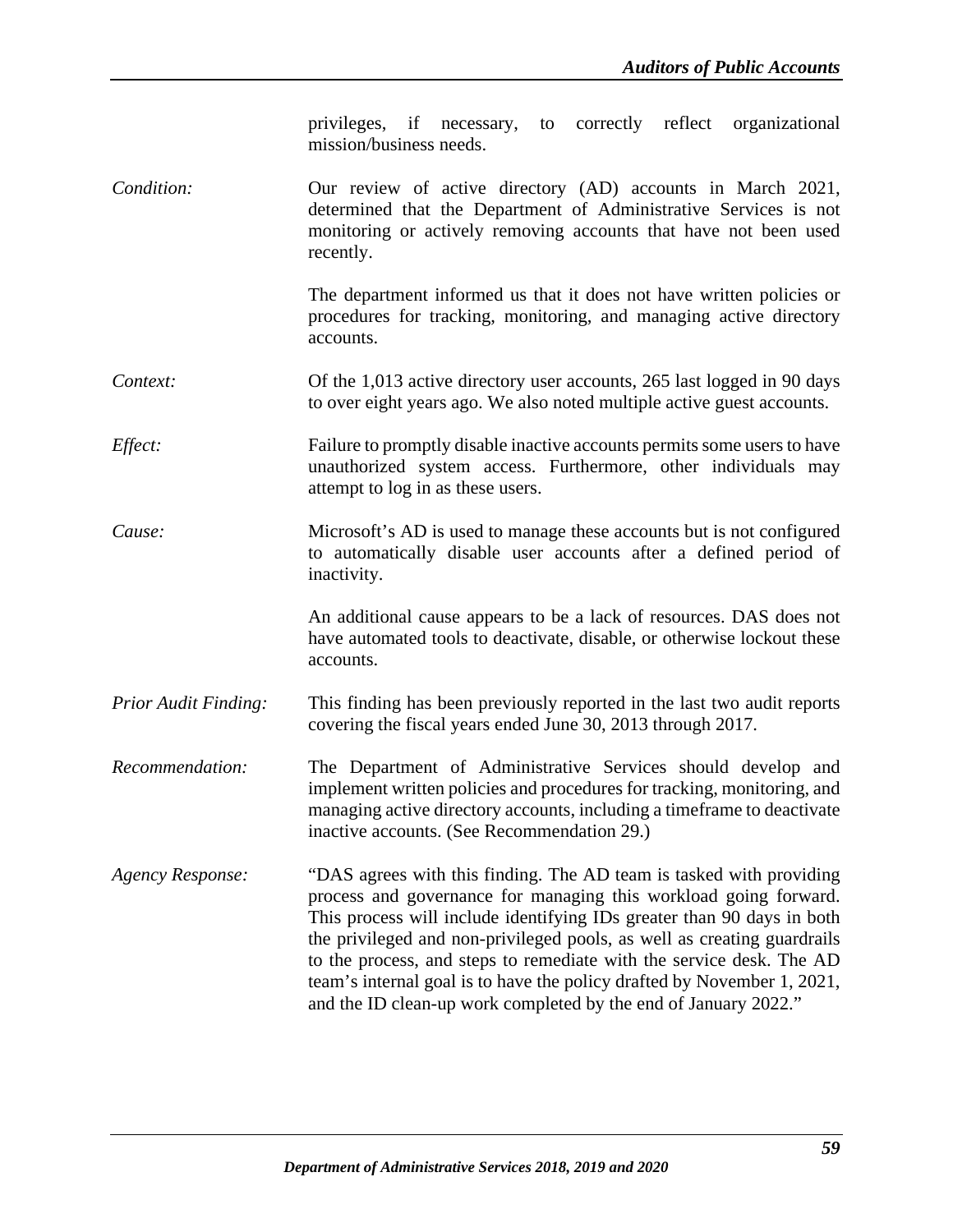privileges, if necessary, to correctly reflect organizational mission/business needs.

*Condition:* Our review of active directory (AD) accounts in March 2021, determined that the Department of Administrative Services is not monitoring or actively removing accounts that have not been used recently.

The department informed us that it does not have written policies or procedures for tracking, monitoring, and managing active directory accounts.

*Context:* Of the 1,013 active directory user accounts, 265 last logged in 90 days to over eight years ago. We also noted multiple active guest accounts.

*Effect:* Failure to promptly disable inactive accounts permits some users to have unauthorized system access. Furthermore, other individuals may attempt to log in as these users.

*Cause:* Microsoft's AD is used to manage these accounts but is not configured to automatically disable user accounts after a defined period of inactivity.

An additional cause appears to be a lack of resources. DAS does not have automated tools to deactivate, disable, or otherwise lockout these accounts.

*Prior Audit Finding:* This finding has been previously reported in the last two audit reports covering the fiscal years ended June 30, 2013 through 2017.

*Recommendation:* The Department of Administrative Services should develop and implement written policies and procedures for tracking, monitoring, and managing active directory accounts, including a timeframe to deactivate inactive accounts. (See Recommendation 29.)

*Agency Response:* "DAS agrees with this finding. The AD team is tasked with providing process and governance for managing this workload going forward. This process will include identifying IDs greater than 90 days in both the privileged and non-privileged pools, as well as creating guardrails to the process, and steps to remediate with the service desk. The AD team's internal goal is to have the policy drafted by November 1, 2021, and the ID clean-up work completed by the end of January 2022."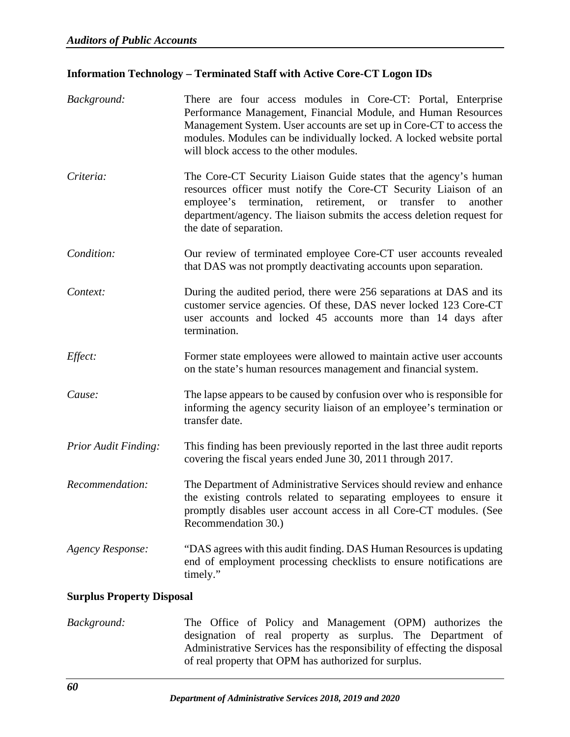**Information Technology – Terminated Staff with Active Core-CT Logon IDs**

*Background:* There are four access modules in Core-CT: Portal, Enterprise Performance Management, Financial Module, and Human Resources Management System. User accounts are set up in Core-CT to access the modules. Modules can be individually locked. A locked website portal will block access to the other modules.

*Criteria:* The Core-CT Security Liaison Guide states that the agency's human resources officer must notify the Core-CT Security Liaison of an employee's termination, retirement, or transfer to another department/agency. The liaison submits the access deletion request for the date of separation.

*Condition:* Our review of terminated employee Core-CT user accounts revealed that DAS was not promptly deactivating accounts upon separation.

*Context:* During the audited period, there were 256 separations at DAS and its customer service agencies. Of these, DAS never locked 123 Core-CT user accounts and locked 45 accounts more than 14 days after termination.

*Effect:* Former state employees were allowed to maintain active user accounts on the state's human resources management and financial system.

*Cause:* The lapse appears to be caused by confusion over who is responsible for informing the agency security liaison of an employee's termination or transfer date.

*Prior Audit Finding:* This finding has been previously reported in the last three audit reports covering the fiscal years ended June 30, 2011 through 2017.

*Recommendation:* The Department of Administrative Services should review and enhance the existing controls related to separating employees to ensure it promptly disables user account access in all Core-CT modules. (See Recommendation 30.)

*Agency Response:* "DAS agrees with this audit finding. DAS Human Resources is updating end of employment processing checklists to ensure notifications are timely."

**Surplus Property Disposal**

*Background:* The Office of Policy and Management (OPM) authorizes the designation of real property as surplus. The Department of Administrative Services has the responsibility of effecting the disposal of real property that OPM has authorized for surplus.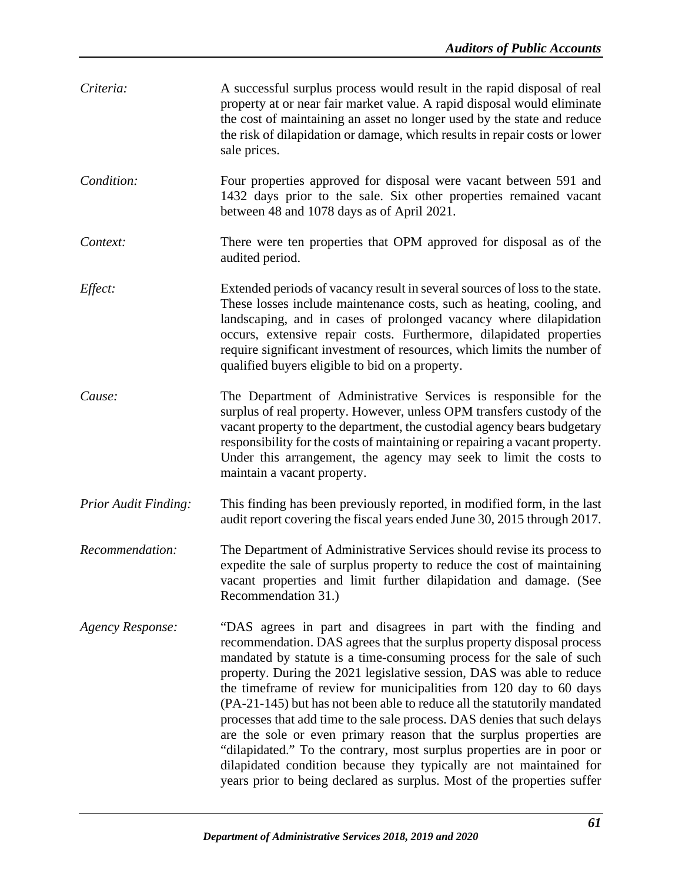*Criteria:* A successful surplus process would result in the rapid disposal of real property at or near fair market value. A rapid disposal would eliminate the cost of maintaining an asset no longer used by the state and reduce the risk of dilapidation or damage, which results in repair costs or lower sale prices.

*Condition:* Four properties approved for disposal were vacant between 591 and 1432 days prior to the sale. Six other properties remained vacant between 48 and 1078 days as of April 2021.

*Context:* There were ten properties that OPM approved for disposal as of the audited period.

*Effect:* Extended periods of vacancy result in several sources of loss to the state. These losses include maintenance costs, such as heating, cooling, and landscaping, and in cases of prolonged vacancy where dilapidation occurs, extensive repair costs. Furthermore, dilapidated properties require significant investment of resources, which limits the number of qualified buyers eligible to bid on a property.

*Cause:* The Department of Administrative Services is responsible for the surplus of real property. However, unless OPM transfers custody of the vacant property to the department, the custodial agency bears budgetary responsibility for the costs of maintaining or repairing a vacant property. Under this arrangement, the agency may seek to limit the costs to maintain a vacant property.

*Prior Audit Finding:* This finding has been previously reported, in modified form, in the last audit report covering the fiscal years ended June 30, 2015 through 2017.

*Recommendation:* The Department of Administrative Services should revise its process to expedite the sale of surplus property to reduce the cost of maintaining vacant properties and limit further dilapidation and damage. (See Recommendation 31.)

*Agency Response:* "DAS agrees in part and disagrees in part with the finding and recommendation. DAS agrees that the surplus property disposal process mandated by statute is a time-consuming process for the sale of such property. During the 2021 legislative session, DAS was able to reduce the timeframe of review for municipalities from 120 day to 60 days (PA-21-145) but has not been able to reduce all the statutorily mandated processes that add time to the sale process. DAS denies that such delays are the sole or even primary reason that the surplus properties are "dilapidated." To the contrary, most surplus properties are in poor or dilapidated condition because they typically are not maintained for years prior to being declared as surplus. Most of the properties suffer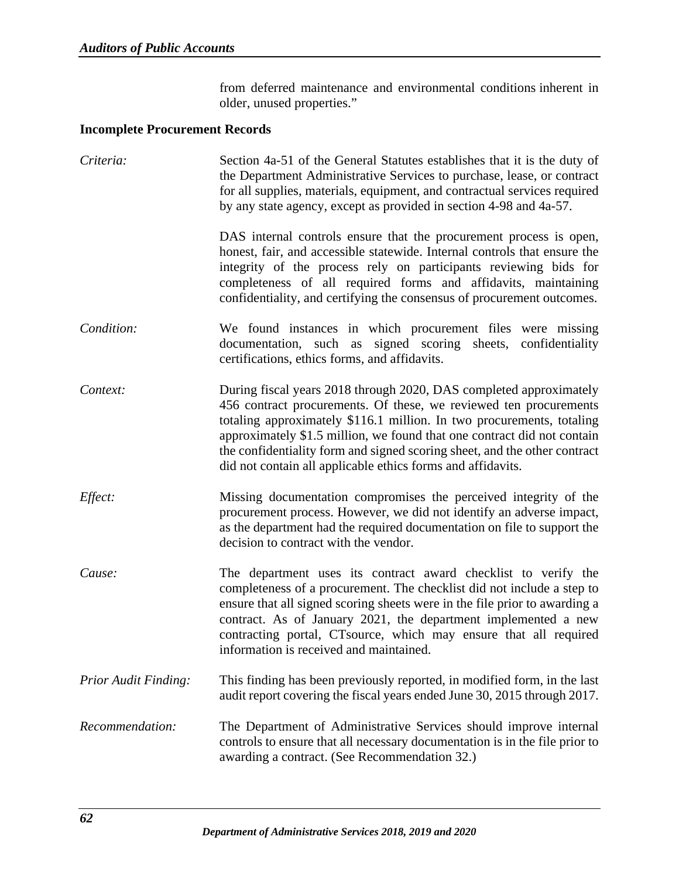from deferred maintenance and environmental conditions inherent in older, unused properties."

**Incomplete Procurement Records**

*Criteria:* Section 4a-51 of the General Statutes establishes that it is the duty of the Department Administrative Services to purchase, lease, or contract for all supplies, materials, equipment, and contractual services required by any state agency, except as provided in section 4-98 and 4a-57.

DAS internal controls ensure that the procurement process is open, honest, fair, and accessible statewide. Internal controls that ensure the integrity of the process rely on participants reviewing bids for completeness of all required forms and affidavits, maintaining confidentiality, and certifying the consensus of procurement outcomes.

*Condition:* We found instances in which procurement files were missing documentation, such as signed scoring sheets, confidentiality certifications, ethics forms, and affidavits.

*Context:* During fiscal years 2018 through 2020, DAS completed approximately 456 contract procurements. Of these, we reviewed ten procurements totaling approximately \$116.1 million. In two procurements, totaling approximately \$1.5 million, we found that one contract did not contain the confidentiality form and signed scoring sheet, and the other contract did not contain all applicable ethics forms and affidavits.

*Effect:* Missing documentation compromises the perceived integrity of the procurement process. However, we did not identify an adverse impact, as the department had the required documentation on file to support the decision to contract with the vendor.

*Cause:* The department uses its contract award checklist to verify the completeness of a procurement. The checklist did not include a step to ensure that all signed scoring sheets were in the file prior to awarding a contract. As of January 2021, the department implemented a new contracting portal, CTsource, which may ensure that all required information is received and maintained.

*Prior Audit Finding:* This finding has been previously reported, in modified form, in the last audit report covering the fiscal years ended June 30, 2015 through 2017.

*Recommendation:* The Department of Administrative Services should improve internal controls to ensure that all necessary documentation is in the file prior to awarding a contract. (See Recommendation 32.)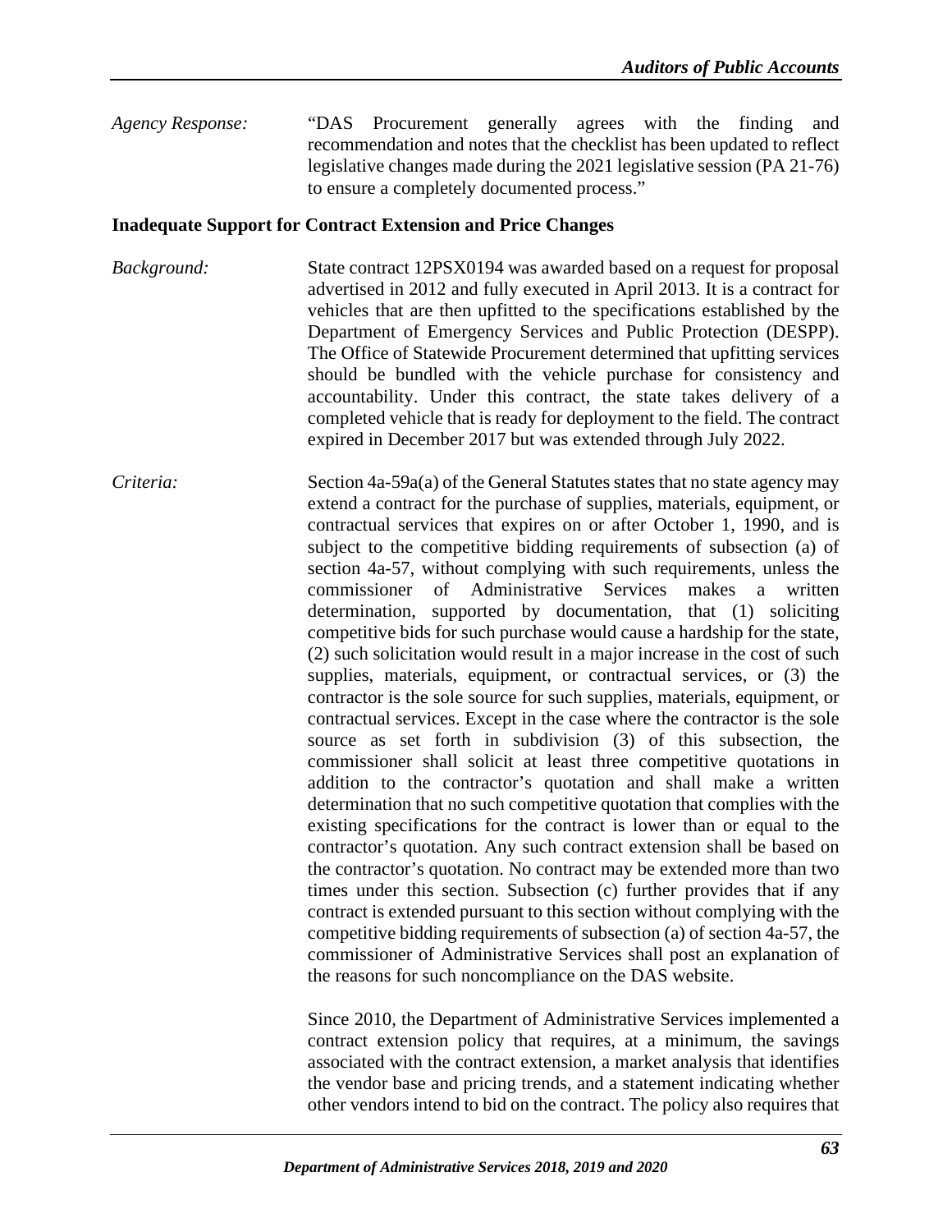*Agency Response:* "DAS Procurement generally agrees with the finding and recommendation and notes that the checklist has been updated to reflect legislative changes made during the 2021 legislative session (PA 21-76) to ensure a completely documented process."

**Inadequate Support for Contract Extension and Price Changes**

*Background:* State contract 12PSX0194 was awarded based on a request for proposal advertised in 2012 and fully executed in April 2013. It is a contract for vehicles that are then upfitted to the specifications established by the Department of Emergency Services and Public Protection (DESPP). The Office of Statewide Procurement determined that upfitting services should be bundled with the vehicle purchase for consistency and accountability. Under this contract, the state takes delivery of a completed vehicle that is ready for deployment to the field. The contract expired in December 2017 but was extended through July 2022.

*Criteria:* Section 4a-59a(a) of the General Statutes states that no state agency may extend a contract for the purchase of supplies, materials, equipment, or contractual services that expires on or after October 1, 1990, and is subject to the competitive bidding requirements of subsection (a) of section 4a-57, without complying with such requirements, unless the commissioner of Administrative Services makes a written determination, supported by documentation, that (1) soliciting competitive bids for such purchase would cause a hardship for the state, (2) such solicitation would result in a major increase in the cost of such supplies, materials, equipment, or contractual services, or (3) the contractor is the sole source for such supplies, materials, equipment, or contractual services. Except in the case where the contractor is the sole source as set forth in subdivision (3) of this subsection, the commissioner shall solicit at least three competitive quotations in addition to the contractor's quotation and shall make a written determination that no such competitive quotation that complies with the existing specifications for the contract is lower than or equal to the contractor's quotation. Any such contract extension shall be based on the contractor's quotation. No contract may be extended more than two times under this section. Subsection (c) further provides that if any contract is extended pursuant to this section without complying with the competitive bidding requirements of subsection (a) of section 4a-57, the commissioner of Administrative Services shall post an explanation of the reasons for such noncompliance on the DAS website.

Since 2010, the Department of Administrative Services implemented a contract extension policy that requires, at a minimum, the savings associated with the contract extension, a market analysis that identifies the vendor base and pricing trends, and a statement indicating whether other vendors intend to bid on the contract. The policy also requires that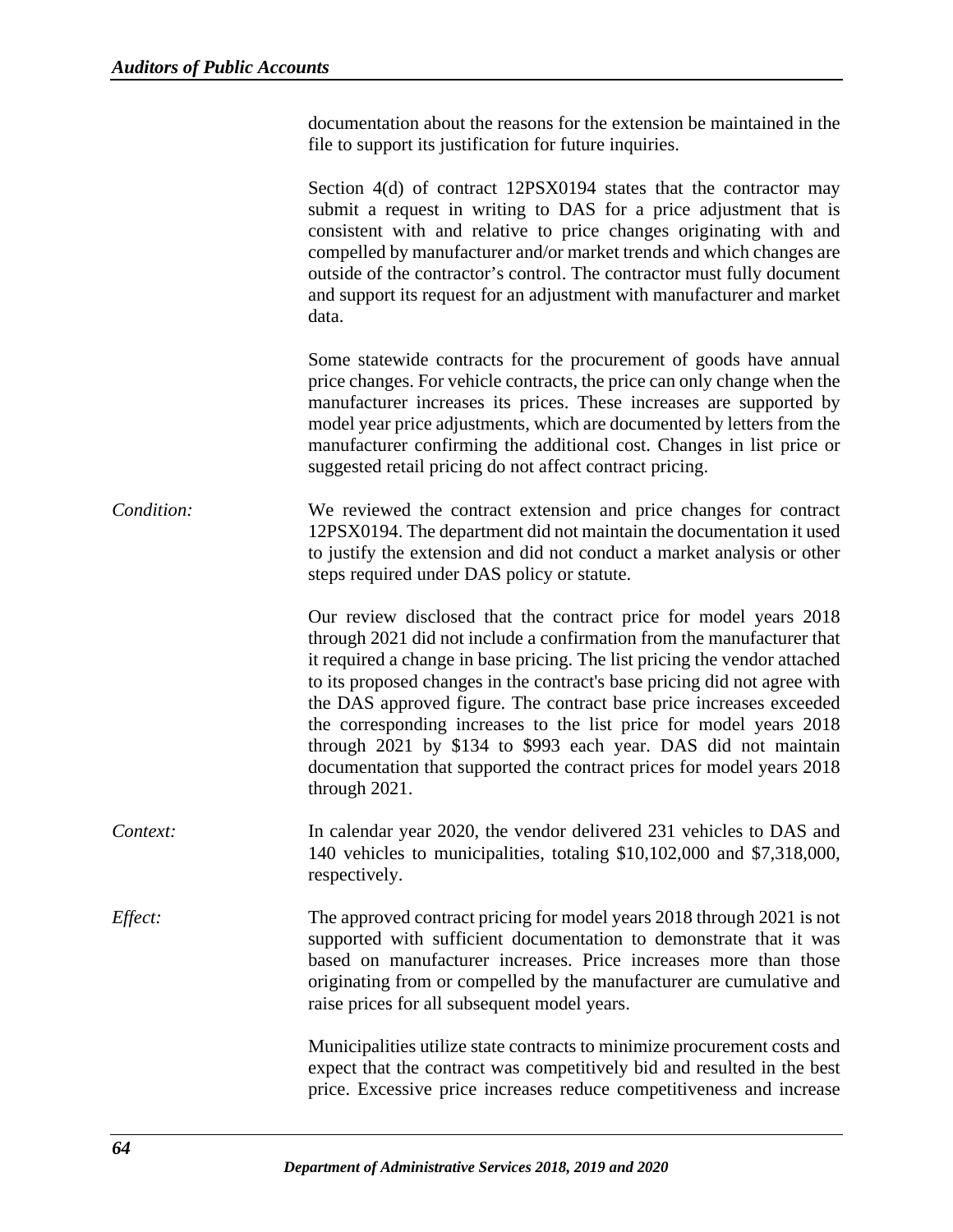documentation about the reasons for the extension be maintained in the file to support its justification for future inquiries.

Section 4(d) of contract 12PSX0194 states that the contractor may submit a request in writing to DAS for a price adjustment that is consistent with and relative to price changes originating with and compelled by manufacturer and/or market trends and which changes are outside of the contractor's control. The contractor must fully document and support its request for an adjustment with manufacturer and market data.

Some statewide contracts for the procurement of goods have annual price changes. For vehicle contracts, the price can only change when the manufacturer increases its prices. These increases are supported by model year price adjustments, which are documented by letters from the manufacturer confirming the additional cost. Changes in list price or suggested retail pricing do not affect contract pricing.

*Condition:* We reviewed the contract extension and price changes for contract 12PSX0194. The department did not maintain the documentation it used to justify the extension and did not conduct a market analysis or other steps required under DAS policy or statute.

Our review disclosed that the contract price for model years 2018 through 2021 did not include a confirmation from the manufacturer that it required a change in base pricing. The list pricing the vendor attached to its proposed changes in the contract's base pricing did not agree with the DAS approved figure. The contract base price increases exceeded the corresponding increases to the list price for model years 2018 through 2021 by $134 to $993 each year. DAS did not maintain documentation that supported the contract prices for model years 2018 through 2021.

*Context:* In calendar year 2020, the vendor delivered 231 vehicles to DAS and 140 vehicles to municipalities, totaling $10,102,000 and $7,318,000, respectively.

*Effect:* The approved contract pricing for model years 2018 through 2021 is not supported with sufficient documentation to demonstrate that it was based on manufacturer increases. Price increases more than those originating from or compelled by the manufacturer are cumulative and raise prices for all subsequent model years.

Municipalities utilize state contracts to minimize procurement costs and expect that the contract was competitively bid and resulted in the best price. Excessive price increases reduce competitiveness and increase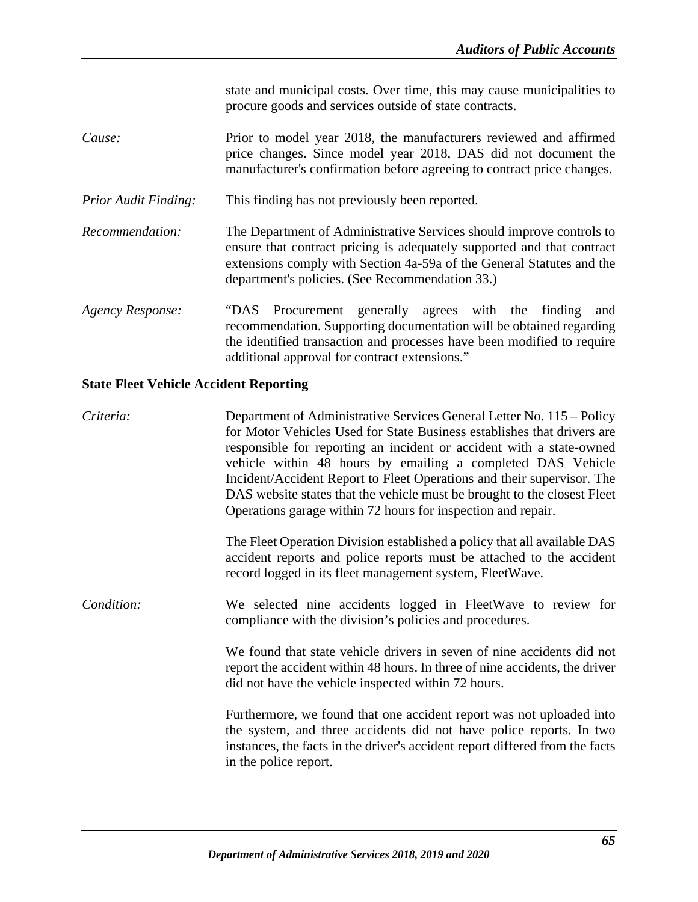state and municipal costs. Over time, this may cause municipalities to procure goods and services outside of state contracts.

*Cause:* Prior to model year 2018, the manufacturers reviewed and affirmed price changes. Since model year 2018, DAS did not document the manufacturer's confirmation before agreeing to contract price changes.

*Prior Audit Finding:* This finding has not previously been reported.

*Recommendation:* The Department of Administrative Services should improve controls to ensure that contract pricing is adequately supported and that contract extensions comply with Section 4a-59a of the General Statutes and the department's policies. (See Recommendation 33.)

*Agency Response:* "DAS Procurement generally agrees with the finding and recommendation. Supporting documentation will be obtained regarding the identified transaction and processes have been modified to require additional approval for contract extensions."

**State Fleet Vehicle Accident Reporting**

*Criteria:* Department of Administrative Services General Letter No. 115 – Policy for Motor Vehicles Used for State Business establishes that drivers are responsible for reporting an incident or accident with a state-owned vehicle within 48 hours by emailing a completed DAS Vehicle Incident/Accident Report to Fleet Operations and their supervisor. The DAS website states that the vehicle must be brought to the closest Fleet Operations garage within 72 hours for inspection and repair.

The Fleet Operation Division established a policy that all available DAS accident reports and police reports must be attached to the accident record logged in its fleet management system, FleetWave.

*Condition:* We selected nine accidents logged in FleetWave to review for compliance with the division's policies and procedures.

We found that state vehicle drivers in seven of nine accidents did not report the accident within 48 hours. In three of nine accidents, the driver did not have the vehicle inspected within 72 hours.

Furthermore, we found that one accident report was not uploaded into the system, and three accidents did not have police reports. In two instances, the facts in the driver's accident report differed from the facts in the police report.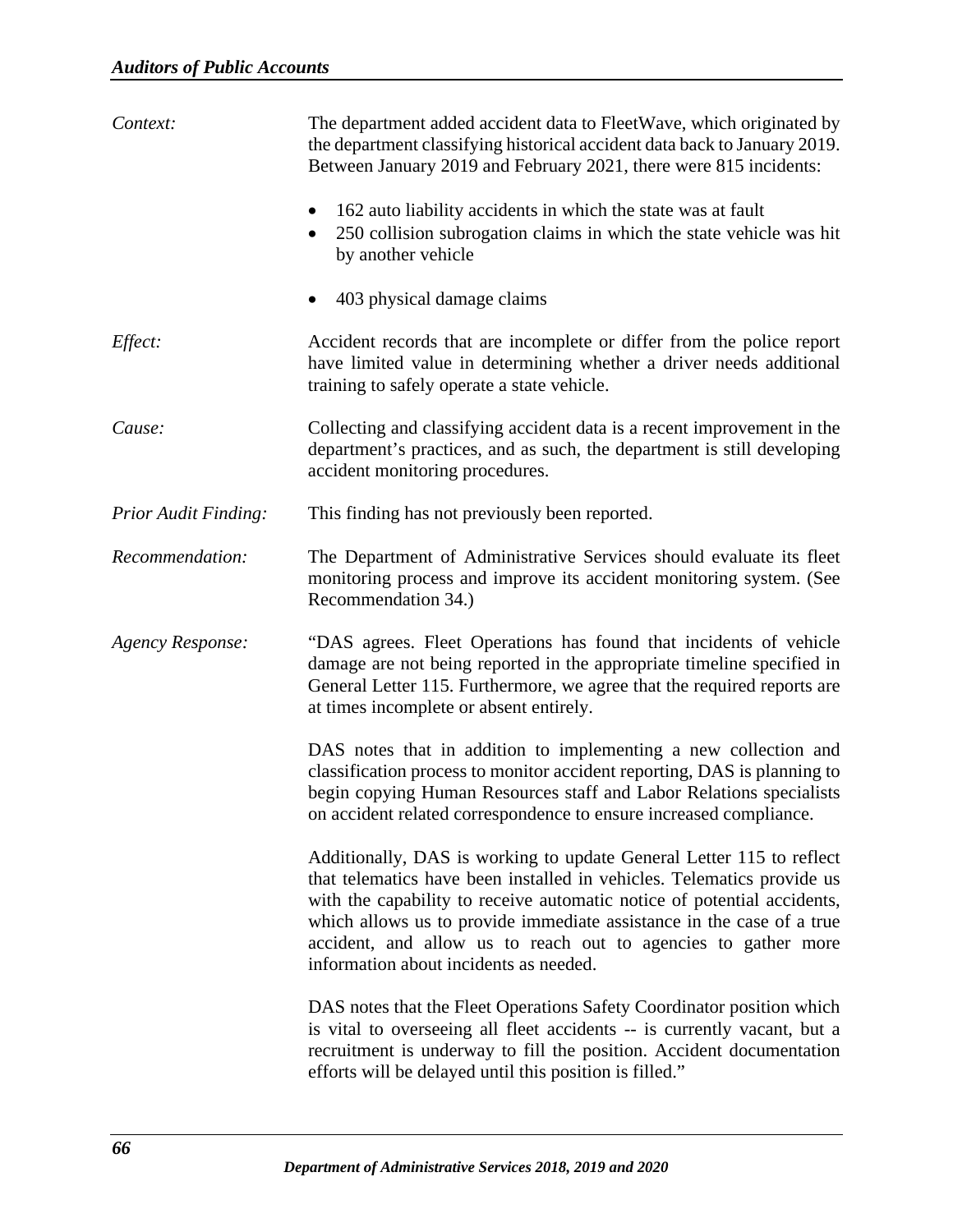*Context:* The department added accident data to FleetWave, which originated by the department classifying historical accident data back to January 2019. Between January 2019 and February 2021, there were 815 incidents:

- 162 auto liability accidents in which the state was at fault
- 250 collision subrogation claims in which the state vehicle was hit by another vehicle
- 403 physical damage claims

*Effect:* Accident records that are incomplete or differ from the police report have limited value in determining whether a driver needs additional training to safely operate a state vehicle.

*Cause:* Collecting and classifying accident data is a recent improvement in the department's practices, and as such, the department is still developing accident monitoring procedures.

*Prior Audit Finding:* This finding has not previously been reported.

*Recommendation:* The Department of Administrative Services should evaluate its fleet monitoring process and improve its accident monitoring system. (See Recommendation 34.)

*Agency Response:* "DAS agrees. Fleet Operations has found that incidents of vehicle damage are not being reported in the appropriate timeline specified in General Letter 115. Furthermore, we agree that the required reports are at times incomplete or absent entirely.

DAS notes that in addition to implementing a new collection and classification process to monitor accident reporting, DAS is planning to begin copying Human Resources staff and Labor Relations specialists on accident related correspondence to ensure increased compliance.

Additionally, DAS is working to update General Letter 115 to reflect that telematics have been installed in vehicles. Telematics provide us with the capability to receive automatic notice of potential accidents, which allows us to provide immediate assistance in the case of a true accident, and allow us to reach out to agencies to gather more information about incidents as needed.

DAS notes that the Fleet Operations Safety Coordinator position which is vital to overseeing all fleet accidents -- is currently vacant, but a recruitment is underway to fill the position. Accident documentation efforts will be delayed until this position is filled."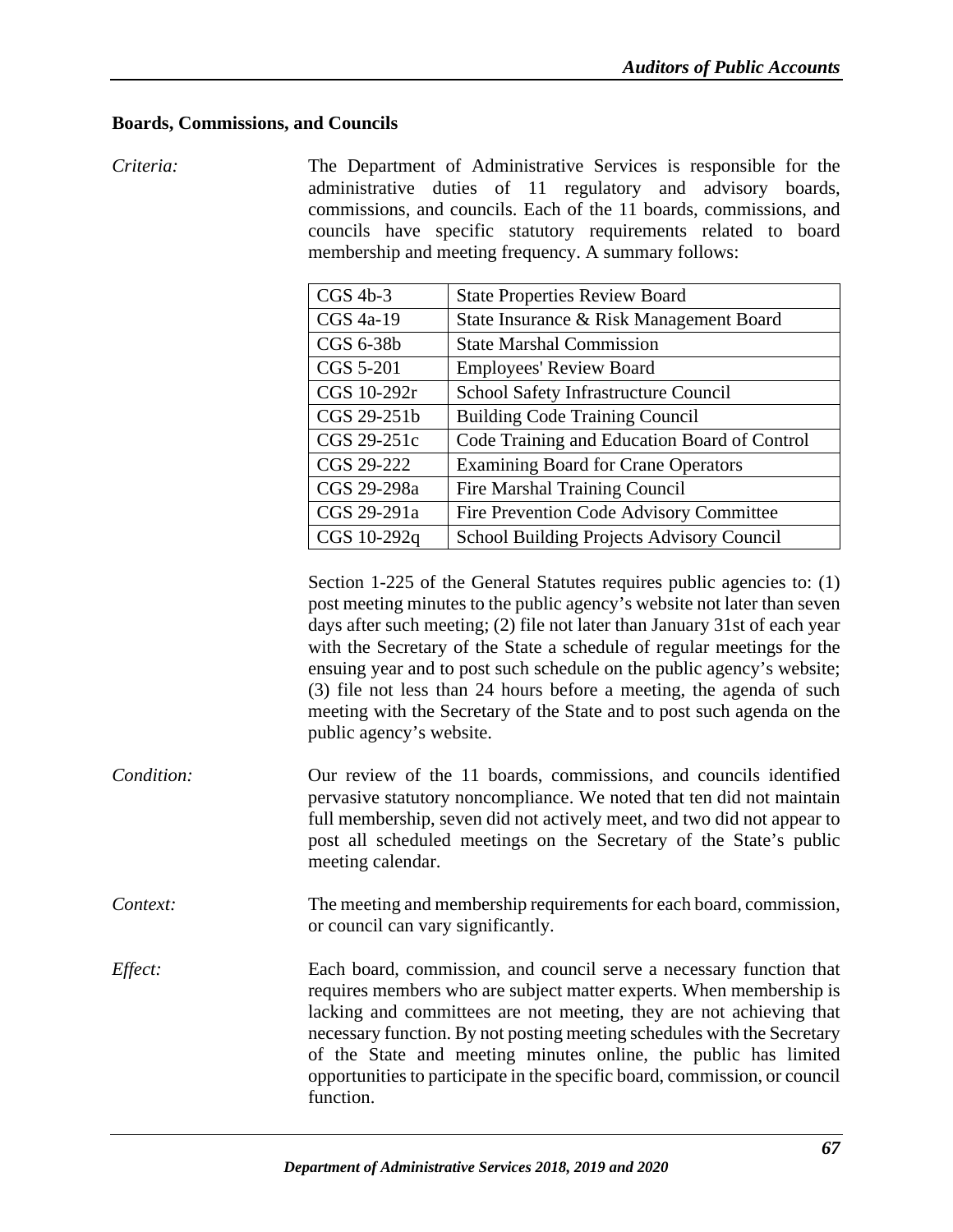## Boards, Commissions, and Councils

*Criteria:* The Department of Administrative Services is responsible for the administrative duties of 11 regulatory and advisory boards, commissions, and councils. Each of the 11 boards, commissions, and councils have specific statutory requirements related to board membership and meeting frequency. A summary follows:

| | |
|---|---|
| CGS 4b-3 | State Properties Review Board |
| CGS 4a-19 | State Insurance & Risk Management Board |
| CGS 6-38b | State Marshal Commission |
| CGS 5-201 | Employees' Review Board |
| CGS 10-292r | School Safety Infrastructure Council |
| CGS 29-251b | Building Code Training Council |
| CGS 29-251c | Code Training and Education Board of Control |
| CGS 29-222 | Examining Board for Crane Operators |
| CGS 29-298a | Fire Marshal Training Council |
| CGS 29-291a | Fire Prevention Code Advisory Committee |
| CGS 10-292q | School Building Projects Advisory Council |

Section 1-225 of the General Statutes requires public agencies to: (1) post meeting minutes to the public agency's website not later than seven days after such meeting; (2) file not later than January 31st of each year with the Secretary of the State a schedule of regular meetings for the ensuing year and to post such schedule on the public agency's website; (3) file not less than 24 hours before a meeting, the agenda of such meeting with the Secretary of the State and to post such agenda on the public agency's website.

*Condition:* Our review of the 11 boards, commissions, and councils identified pervasive statutory noncompliance. We noted that ten did not maintain full membership, seven did not actively meet, and two did not appear to post all scheduled meetings on the Secretary of the State's public meeting calendar.

*Context:* The meeting and membership requirements for each board, commission, or council can vary significantly.

*Effect:* Each board, commission, and council serve a necessary function that requires members who are subject matter experts. When membership is lacking and committees are not meeting, they are not achieving that necessary function. By not posting meeting schedules with the Secretary of the State and meeting minutes online, the public has limited opportunities to participate in the specific board, commission, or council function.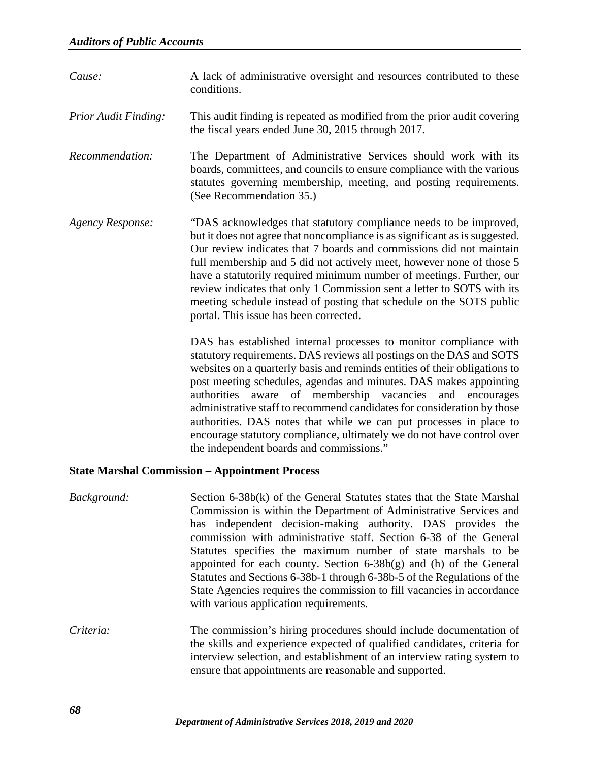*Cause:* A lack of administrative oversight and resources contributed to these conditions.

*Prior Audit Finding:* This audit finding is repeated as modified from the prior audit covering the fiscal years ended June 30, 2015 through 2017.

*Recommendation:* The Department of Administrative Services should work with its boards, committees, and councils to ensure compliance with the various statutes governing membership, meeting, and posting requirements. (See Recommendation 35.)

*Agency Response:* "DAS acknowledges that statutory compliance needs to be improved, but it does not agree that noncompliance is as significant as is suggested. Our review indicates that 7 boards and commissions did not maintain full membership and 5 did not actively meet, however none of those 5 have a statutorily required minimum number of meetings. Further, our review indicates that only 1 Commission sent a letter to SOTS with its meeting schedule instead of posting that schedule on the SOTS public portal. This issue has been corrected.

DAS has established internal processes to monitor compliance with statutory requirements. DAS reviews all postings on the DAS and SOTS websites on a quarterly basis and reminds entities of their obligations to post meeting schedules, agendas and minutes. DAS makes appointing authorities aware of membership vacancies and encourages administrative staff to recommend candidates for consideration by those authorities. DAS notes that while we can put processes in place to encourage statutory compliance, ultimately we do not have control over the independent boards and commissions."

**State Marshal Commission – Appointment Process**

*Background:* Section 6-38b(k) of the General Statutes states that the State Marshal Commission is within the Department of Administrative Services and has independent decision-making authority. DAS provides the commission with administrative staff. Section 6-38 of the General Statutes specifies the maximum number of state marshals to be appointed for each county. Section 6-38b(g) and (h) of the General Statutes and Sections 6-38b-1 through 6-38b-5 of the Regulations of the State Agencies requires the commission to fill vacancies in accordance with various application requirements.

*Criteria:* The commission's hiring procedures should include documentation of the skills and experience expected of qualified candidates, criteria for interview selection, and establishment of an interview rating system to ensure that appointments are reasonable and supported.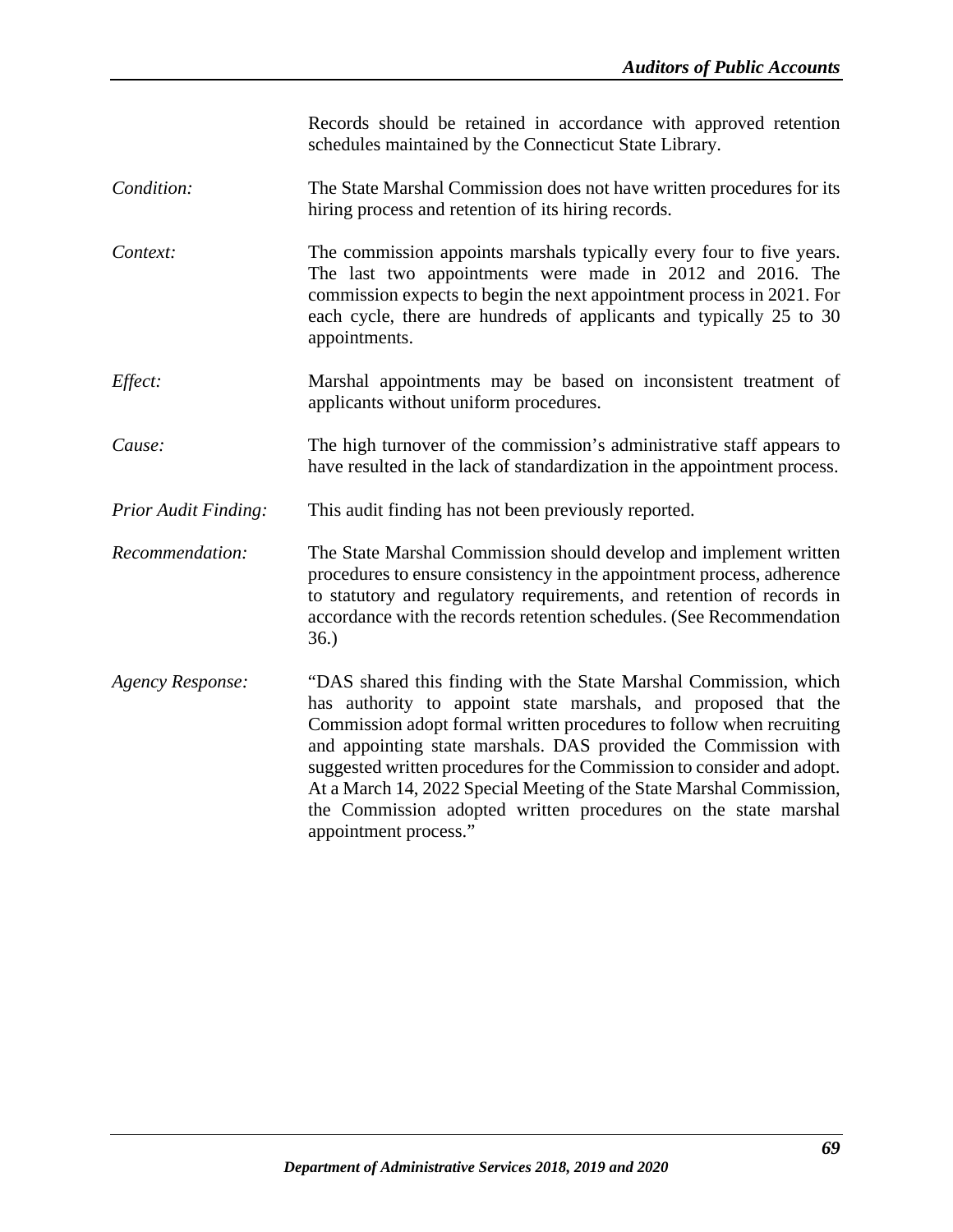Records should be retained in accordance with approved retention schedules maintained by the Connecticut State Library.

*Condition:* The State Marshal Commission does not have written procedures for its hiring process and retention of its hiring records.

*Context:* The commission appoints marshals typically every four to five years. The last two appointments were made in 2012 and 2016. The commission expects to begin the next appointment process in 2021. For each cycle, there are hundreds of applicants and typically 25 to 30 appointments.

*Effect:* Marshal appointments may be based on inconsistent treatment of applicants without uniform procedures.

*Cause:* The high turnover of the commission's administrative staff appears to have resulted in the lack of standardization in the appointment process.

*Prior Audit Finding:* This audit finding has not been previously reported.

*Recommendation:* The State Marshal Commission should develop and implement written procedures to ensure consistency in the appointment process, adherence to statutory and regulatory requirements, and retention of records in accordance with the records retention schedules. (See Recommendation 36.)

*Agency Response:* "DAS shared this finding with the State Marshal Commission, which has authority to appoint state marshals, and proposed that the Commission adopt formal written procedures to follow when recruiting and appointing state marshals. DAS provided the Commission with suggested written procedures for the Commission to consider and adopt. At a March 14, 2022 Special Meeting of the State Marshal Commission, the Commission adopted written procedures on the state marshal appointment process."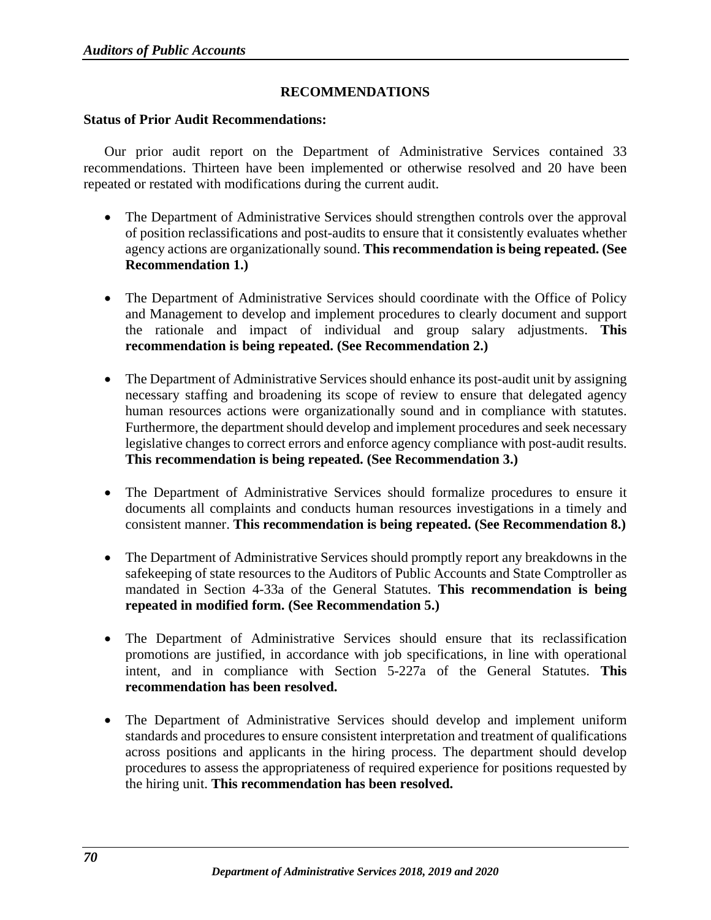## RECOMMENDATIONS

**Status of Prior Audit Recommendations:**

Our prior audit report on the Department of Administrative Services contained 33 recommendations. Thirteen have been implemented or otherwise resolved and 20 have been repeated or restated with modifications during the current audit.

- The Department of Administrative Services should strengthen controls over the approval of position reclassifications and post-audits to ensure that it consistently evaluates whether agency actions are organizationally sound. **This recommendation is being repeated. (See Recommendation 1.)**

- The Department of Administrative Services should coordinate with the Office of Policy and Management to develop and implement procedures to clearly document and support the rationale and impact of individual and group salary adjustments. **This recommendation is being repeated. (See Recommendation 2.)**

- The Department of Administrative Services should enhance its post-audit unit by assigning necessary staffing and broadening its scope of review to ensure that delegated agency human resources actions were organizationally sound and in compliance with statutes. Furthermore, the department should develop and implement procedures and seek necessary legislative changes to correct errors and enforce agency compliance with post-audit results. **This recommendation is being repeated. (See Recommendation 3.)**

- The Department of Administrative Services should formalize procedures to ensure it documents all complaints and conducts human resources investigations in a timely and consistent manner. **This recommendation is being repeated. (See Recommendation 8.)**

- The Department of Administrative Services should promptly report any breakdowns in the safekeeping of state resources to the Auditors of Public Accounts and State Comptroller as mandated in Section 4-33a of the General Statutes. **This recommendation is being repeated in modified form. (See Recommendation 5.)**

- The Department of Administrative Services should ensure that its reclassification promotions are justified, in accordance with job specifications, in line with operational intent, and in compliance with Section 5-227a of the General Statutes. **This recommendation has been resolved.**

- The Department of Administrative Services should develop and implement uniform standards and procedures to ensure consistent interpretation and treatment of qualifications across positions and applicants in the hiring process. The department should develop procedures to assess the appropriateness of required experience for positions requested by the hiring unit. **This recommendation has been resolved.**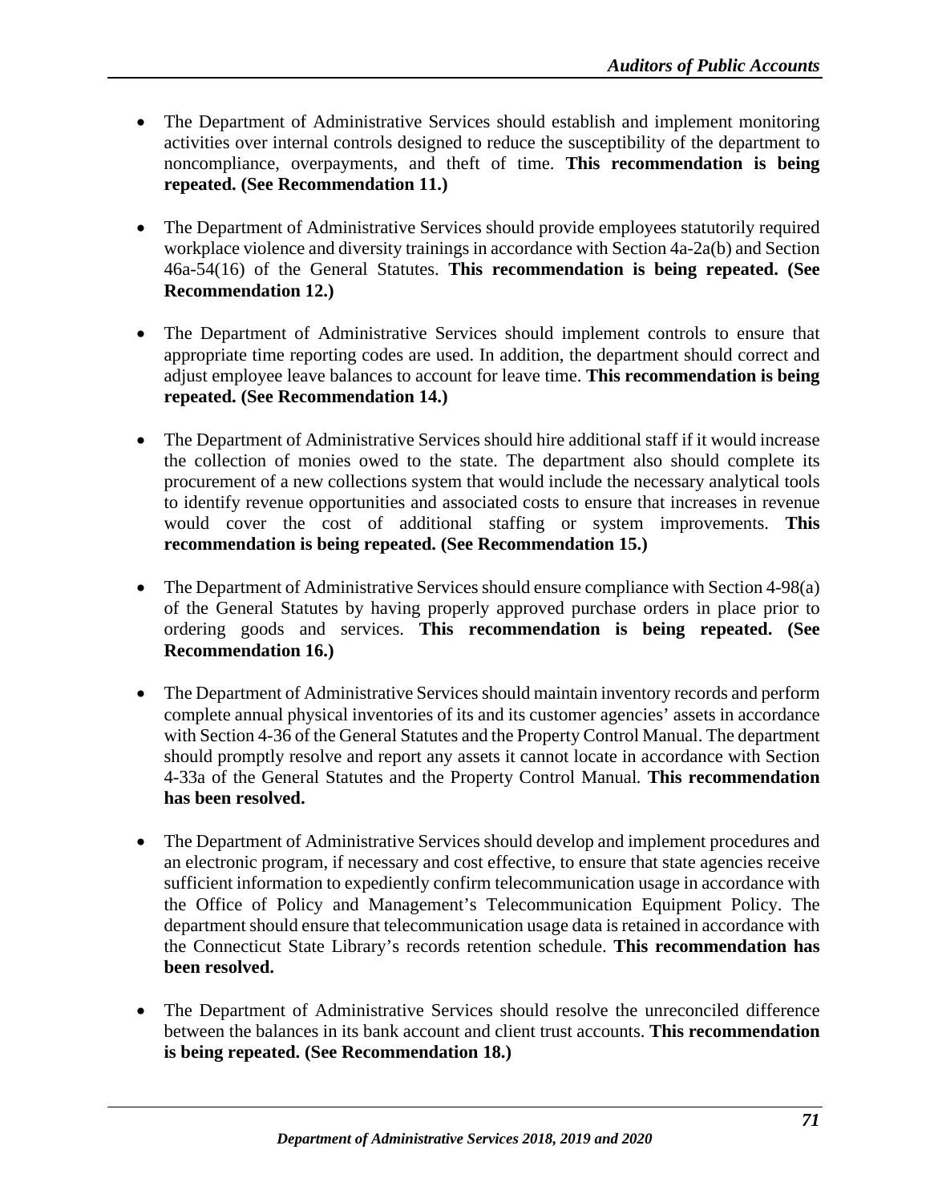- The Department of Administrative Services should establish and implement monitoring activities over internal controls designed to reduce the susceptibility of the department to noncompliance, overpayments, and theft of time. **This recommendation is being repeated. (See Recommendation 11.)**

- The Department of Administrative Services should provide employees statutorily required workplace violence and diversity trainings in accordance with Section 4a-2a(b) and Section 46a-54(16) of the General Statutes. **This recommendation is being repeated. (See Recommendation 12.)**

- The Department of Administrative Services should implement controls to ensure that appropriate time reporting codes are used. In addition, the department should correct and adjust employee leave balances to account for leave time. **This recommendation is being repeated. (See Recommendation 14.)**

- The Department of Administrative Services should hire additional staff if it would increase the collection of monies owed to the state. The department also should complete its procurement of a new collections system that would include the necessary analytical tools to identify revenue opportunities and associated costs to ensure that increases in revenue would cover the cost of additional staffing or system improvements. **This recommendation is being repeated. (See Recommendation 15.)**

- The Department of Administrative Services should ensure compliance with Section 4-98(a) of the General Statutes by having properly approved purchase orders in place prior to ordering goods and services. **This recommendation is being repeated. (See Recommendation 16.)**

- The Department of Administrative Services should maintain inventory records and perform complete annual physical inventories of its and its customer agencies' assets in accordance with Section 4-36 of the General Statutes and the Property Control Manual. The department should promptly resolve and report any assets it cannot locate in accordance with Section 4-33a of the General Statutes and the Property Control Manual. **This recommendation has been resolved.**

- The Department of Administrative Services should develop and implement procedures and an electronic program, if necessary and cost effective, to ensure that state agencies receive sufficient information to expediently confirm telecommunication usage in accordance with the Office of Policy and Management's Telecommunication Equipment Policy. The department should ensure that telecommunication usage data is retained in accordance with the Connecticut State Library's records retention schedule. **This recommendation has been resolved.**

- The Department of Administrative Services should resolve the unreconciled difference between the balances in its bank account and client trust accounts. **This recommendation is being repeated. (See Recommendation 18.)**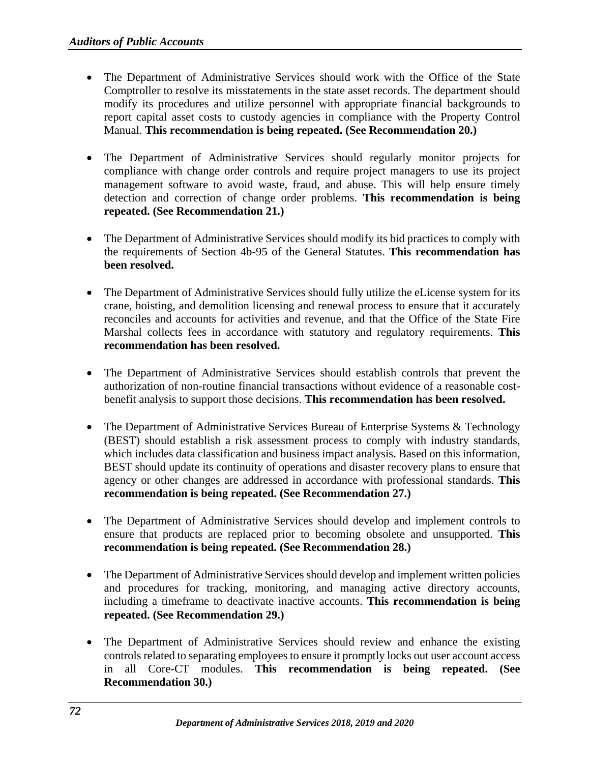- The Department of Administrative Services should work with the Office of the State Comptroller to resolve its misstatements in the state asset records. The department should modify its procedures and utilize personnel with appropriate financial backgrounds to report capital asset costs to custody agencies in compliance with the Property Control Manual. **This recommendation is being repeated. (See Recommendation 20.)**

- The Department of Administrative Services should regularly monitor projects for compliance with change order controls and require project managers to use its project management software to avoid waste, fraud, and abuse. This will help ensure timely detection and correction of change order problems. **This recommendation is being repeated. (See Recommendation 21.)**

- The Department of Administrative Services should modify its bid practices to comply with the requirements of Section 4b-95 of the General Statutes. **This recommendation has been resolved.**

- The Department of Administrative Services should fully utilize the eLicense system for its crane, hoisting, and demolition licensing and renewal process to ensure that it accurately reconciles and accounts for activities and revenue, and that the Office of the State Fire Marshal collects fees in accordance with statutory and regulatory requirements. **This recommendation has been resolved.**

- The Department of Administrative Services should establish controls that prevent the authorization of non-routine financial transactions without evidence of a reasonable cost-benefit analysis to support those decisions. **This recommendation has been resolved.**

- The Department of Administrative Services Bureau of Enterprise Systems & Technology (BEST) should establish a risk assessment process to comply with industry standards, which includes data classification and business impact analysis. Based on this information, BEST should update its continuity of operations and disaster recovery plans to ensure that agency or other changes are addressed in accordance with professional standards. **This recommendation is being repeated. (See Recommendation 27.)**

- The Department of Administrative Services should develop and implement controls to ensure that products are replaced prior to becoming obsolete and unsupported. **This recommendation is being repeated. (See Recommendation 28.)**

- The Department of Administrative Services should develop and implement written policies and procedures for tracking, monitoring, and managing active directory accounts, including a timeframe to deactivate inactive accounts. **This recommendation is being repeated. (See Recommendation 29.)**

- The Department of Administrative Services should review and enhance the existing controls related to separating employees to ensure it promptly locks out user account access in all Core-CT modules. **This recommendation is being repeated. (See Recommendation 30.)**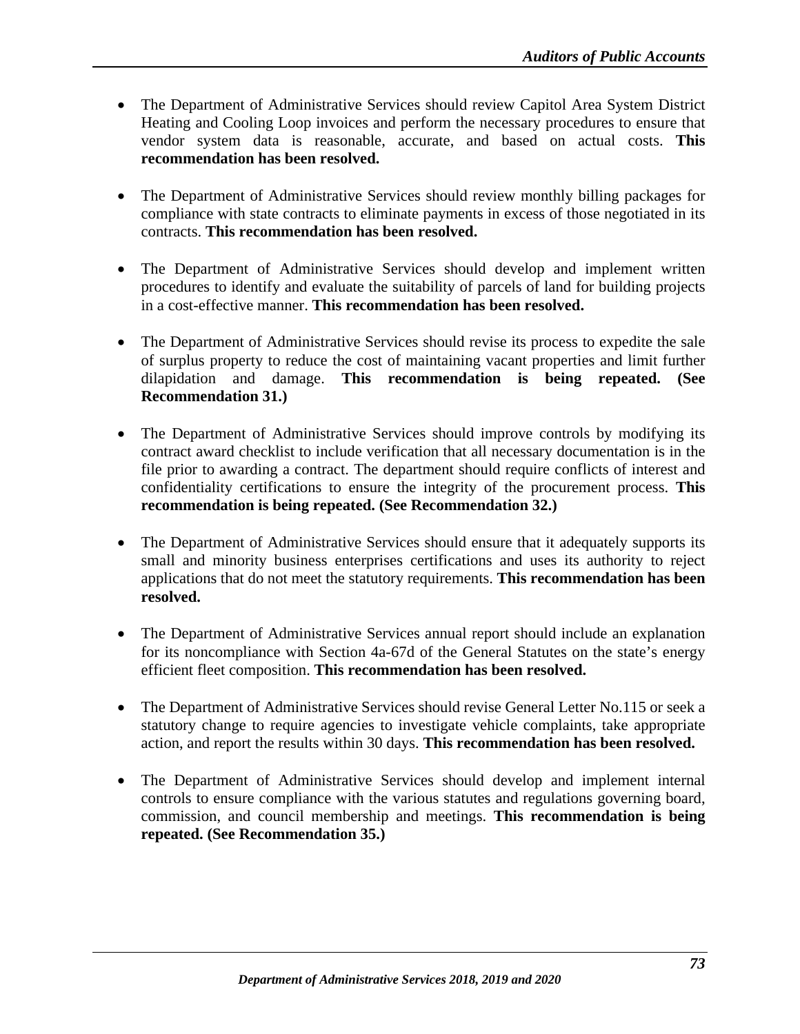- The Department of Administrative Services should review Capitol Area System District Heating and Cooling Loop invoices and perform the necessary procedures to ensure that vendor system data is reasonable, accurate, and based on actual costs. **This recommendation has been resolved.**

- The Department of Administrative Services should review monthly billing packages for compliance with state contracts to eliminate payments in excess of those negotiated in its contracts. **This recommendation has been resolved.**

- The Department of Administrative Services should develop and implement written procedures to identify and evaluate the suitability of parcels of land for building projects in a cost-effective manner. **This recommendation has been resolved.**

- The Department of Administrative Services should revise its process to expedite the sale of surplus property to reduce the cost of maintaining vacant properties and limit further dilapidation and damage. **This recommendation is being repeated. (See Recommendation 31.)**

- The Department of Administrative Services should improve controls by modifying its contract award checklist to include verification that all necessary documentation is in the file prior to awarding a contract. The department should require conflicts of interest and confidentiality certifications to ensure the integrity of the procurement process. **This recommendation is being repeated. (See Recommendation 32.)**

- The Department of Administrative Services should ensure that it adequately supports its small and minority business enterprises certifications and uses its authority to reject applications that do not meet the statutory requirements. **This recommendation has been resolved.**

- The Department of Administrative Services annual report should include an explanation for its noncompliance with Section 4a-67d of the General Statutes on the state's energy efficient fleet composition. **This recommendation has been resolved.**

- The Department of Administrative Services should revise General Letter No.115 or seek a statutory change to require agencies to investigate vehicle complaints, take appropriate action, and report the results within 30 days. **This recommendation has been resolved.**

- The Department of Administrative Services should develop and implement internal controls to ensure compliance with the various statutes and regulations governing board, commission, and council membership and meetings. **This recommendation is being repeated. (See Recommendation 35.)**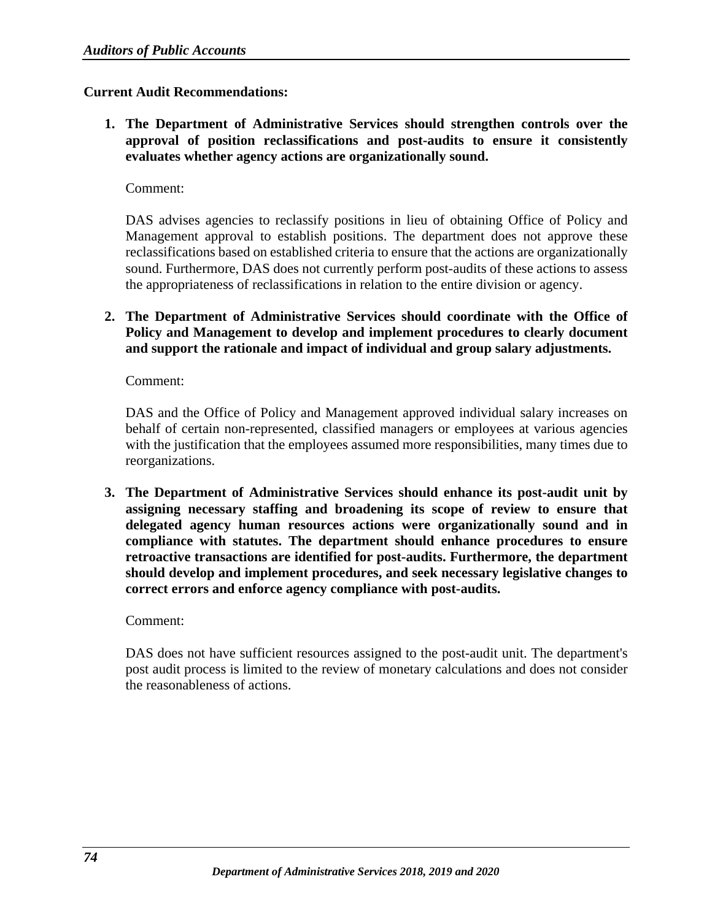**Current Audit Recommendations:**

1. **The Department of Administrative Services should strengthen controls over the approval of position reclassifications and post-audits to ensure it consistently evaluates whether agency actions are organizationally sound.**

   Comment:

   DAS advises agencies to reclassify positions in lieu of obtaining Office of Policy and Management approval to establish positions. The department does not approve these reclassifications based on established criteria to ensure that the actions are organizationally sound. Furthermore, DAS does not currently perform post-audits of these actions to assess the appropriateness of reclassifications in relation to the entire division or agency.

2. **The Department of Administrative Services should coordinate with the Office of Policy and Management to develop and implement procedures to clearly document and support the rationale and impact of individual and group salary adjustments.**

   Comment:

   DAS and the Office of Policy and Management approved individual salary increases on behalf of certain non-represented, classified managers or employees at various agencies with the justification that the employees assumed more responsibilities, many times due to reorganizations.

3. **The Department of Administrative Services should enhance its post-audit unit by assigning necessary staffing and broadening its scope of review to ensure that delegated agency human resources actions were organizationally sound and in compliance with statutes. The department should enhance procedures to ensure retroactive transactions are identified for post-audits. Furthermore, the department should develop and implement procedures, and seek necessary legislative changes to correct errors and enforce agency compliance with post-audits.**

   Comment:

   DAS does not have sufficient resources assigned to the post-audit unit. The department's post audit process is limited to the review of monetary calculations and does not consider the reasonableness of actions.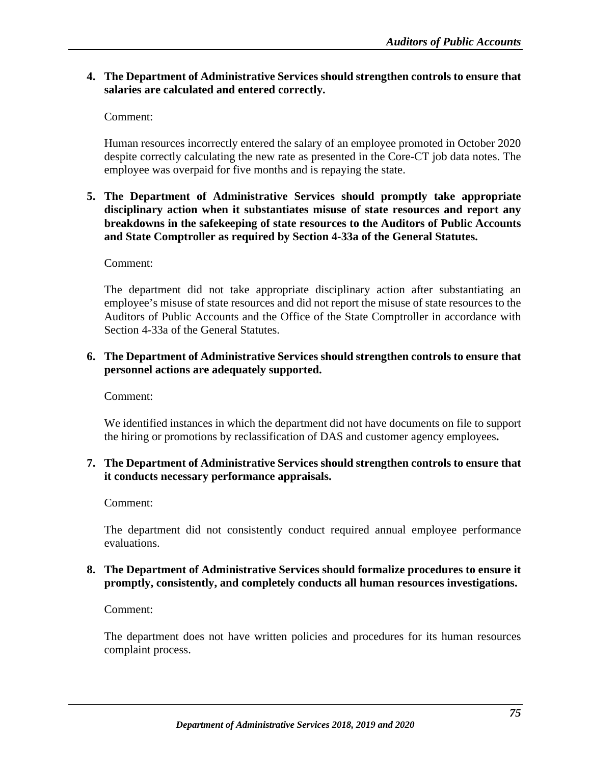**4. The Department of Administrative Services should strengthen controls to ensure that salaries are calculated and entered correctly.**

Comment:

Human resources incorrectly entered the salary of an employee promoted in October 2020 despite correctly calculating the new rate as presented in the Core-CT job data notes. The employee was overpaid for five months and is repaying the state.

**5. The Department of Administrative Services should promptly take appropriate disciplinary action when it substantiates misuse of state resources and report any breakdowns in the safekeeping of state resources to the Auditors of Public Accounts and State Comptroller as required by Section 4-33a of the General Statutes.**

Comment:

The department did not take appropriate disciplinary action after substantiating an employee's misuse of state resources and did not report the misuse of state resources to the Auditors of Public Accounts and the Office of the State Comptroller in accordance with Section 4-33a of the General Statutes.

**6. The Department of Administrative Services should strengthen controls to ensure that personnel actions are adequately supported.**

Comment:

We identified instances in which the department did not have documents on file to support the hiring or promotions by reclassification of DAS and customer agency employees**.**

**7. The Department of Administrative Services should strengthen controls to ensure that it conducts necessary performance appraisals.**

Comment:

The department did not consistently conduct required annual employee performance evaluations.

**8. The Department of Administrative Services should formalize procedures to ensure it promptly, consistently, and completely conducts all human resources investigations.**

Comment:

The department does not have written policies and procedures for its human resources complaint process.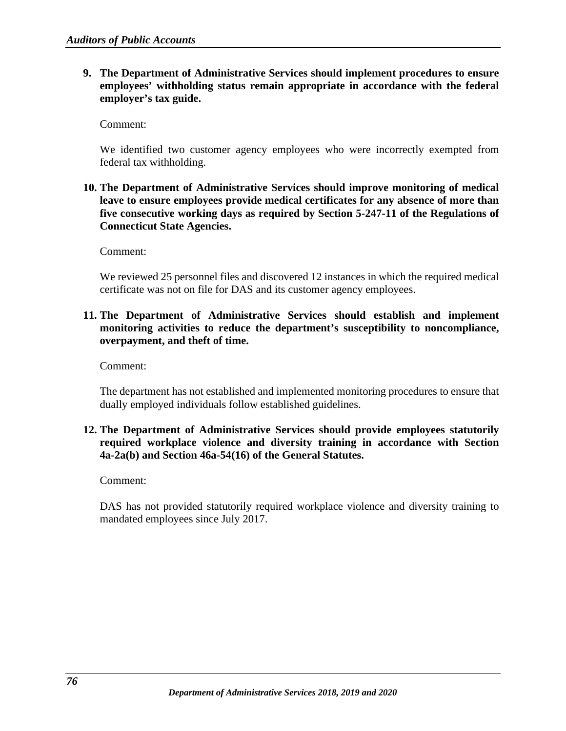9. **The Department of Administrative Services should implement procedures to ensure employees' withholding status remain appropriate in accordance with the federal employer's tax guide.**

   Comment:

   We identified two customer agency employees who were incorrectly exempted from federal tax withholding.

10. **The Department of Administrative Services should improve monitoring of medical leave to ensure employees provide medical certificates for any absence of more than five consecutive working days as required by Section 5-247-11 of the Regulations of Connecticut State Agencies.**

    Comment:

    We reviewed 25 personnel files and discovered 12 instances in which the required medical certificate was not on file for DAS and its customer agency employees.

11. **The Department of Administrative Services should establish and implement monitoring activities to reduce the department's susceptibility to noncompliance, overpayment, and theft of time.**

    Comment:

    The department has not established and implemented monitoring procedures to ensure that dually employed individuals follow established guidelines.

12. **The Department of Administrative Services should provide employees statutorily required workplace violence and diversity training in accordance with Section 4a-2a(b) and Section 46a-54(16) of the General Statutes.**

    Comment:

    DAS has not provided statutorily required workplace violence and diversity training to mandated employees since July 2017.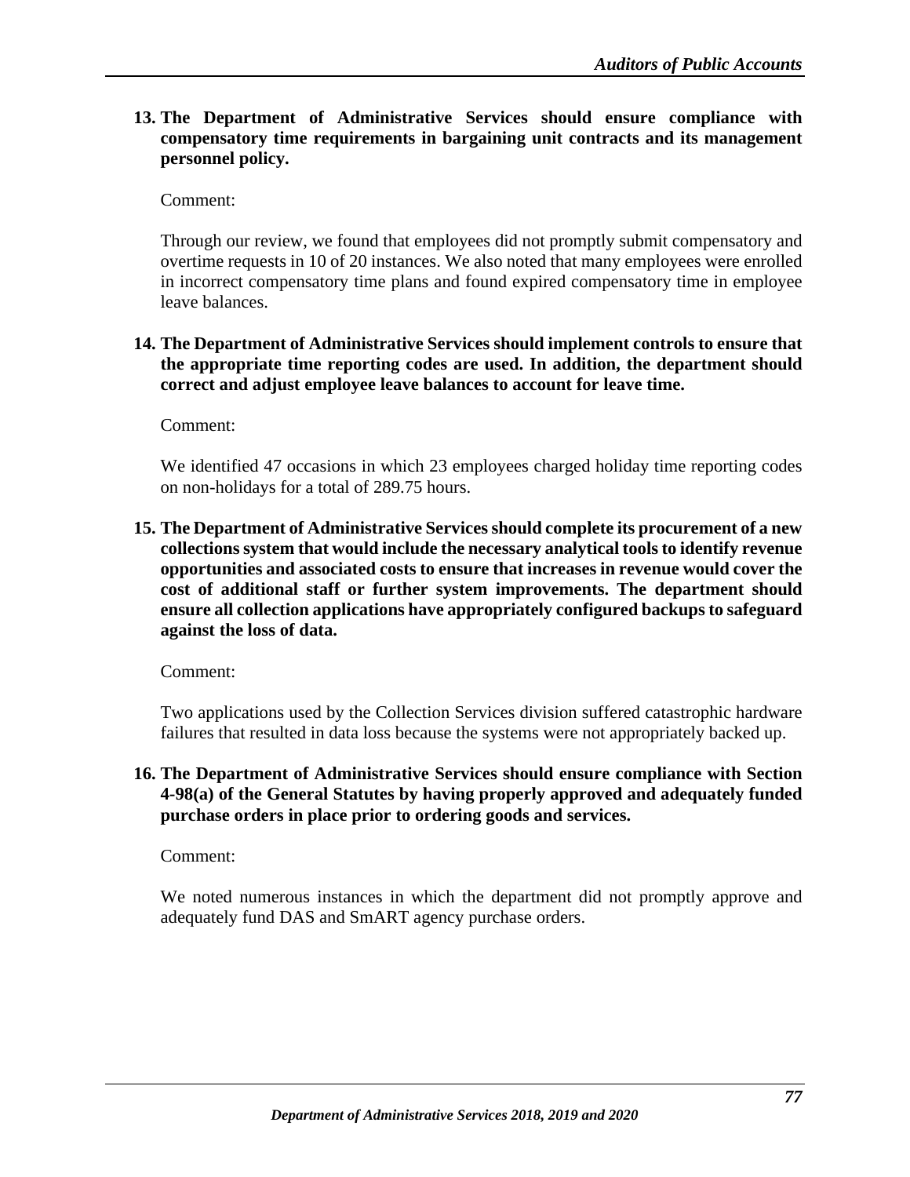**13. The Department of Administrative Services should ensure compliance with compensatory time requirements in bargaining unit contracts and its management personnel policy.**

Comment:

Through our review, we found that employees did not promptly submit compensatory and overtime requests in 10 of 20 instances. We also noted that many employees were enrolled in incorrect compensatory time plans and found expired compensatory time in employee leave balances.

**14. The Department of Administrative Services should implement controls to ensure that the appropriate time reporting codes are used. In addition, the department should correct and adjust employee leave balances to account for leave time.**

Comment:

We identified 47 occasions in which 23 employees charged holiday time reporting codes on non-holidays for a total of 289.75 hours.

**15. The Department of Administrative Services should complete its procurement of a new collections system that would include the necessary analytical tools to identify revenue opportunities and associated costs to ensure that increases in revenue would cover the cost of additional staff or further system improvements. The department should ensure all collection applications have appropriately configured backups to safeguard against the loss of data.**

Comment:

Two applications used by the Collection Services division suffered catastrophic hardware failures that resulted in data loss because the systems were not appropriately backed up.

**16. The Department of Administrative Services should ensure compliance with Section 4-98(a) of the General Statutes by having properly approved and adequately funded purchase orders in place prior to ordering goods and services.**

Comment:

We noted numerous instances in which the department did not promptly approve and adequately fund DAS and SmART agency purchase orders.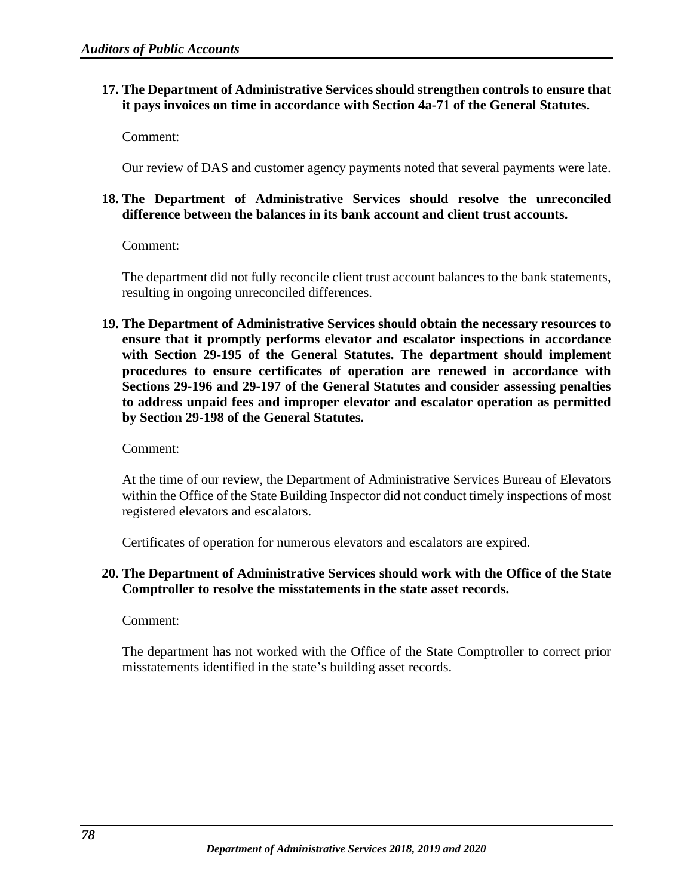17. **The Department of Administrative Services should strengthen controls to ensure that it pays invoices on time in accordance with Section 4a-71 of the General Statutes.**

    Comment:

    Our review of DAS and customer agency payments noted that several payments were late.

18. **The Department of Administrative Services should resolve the unreconciled difference between the balances in its bank account and client trust accounts.**

    Comment:

    The department did not fully reconcile client trust account balances to the bank statements, resulting in ongoing unreconciled differences.

19. **The Department of Administrative Services should obtain the necessary resources to ensure that it promptly performs elevator and escalator inspections in accordance with Section 29-195 of the General Statutes. The department should implement procedures to ensure certificates of operation are renewed in accordance with Sections 29-196 and 29-197 of the General Statutes and consider assessing penalties to address unpaid fees and improper elevator and escalator operation as permitted by Section 29-198 of the General Statutes.**

    Comment:

    At the time of our review, the Department of Administrative Services Bureau of Elevators within the Office of the State Building Inspector did not conduct timely inspections of most registered elevators and escalators.

    Certificates of operation for numerous elevators and escalators are expired.

20. **The Department of Administrative Services should work with the Office of the State Comptroller to resolve the misstatements in the state asset records.**

    Comment:

    The department has not worked with the Office of the State Comptroller to correct prior misstatements identified in the state's building asset records.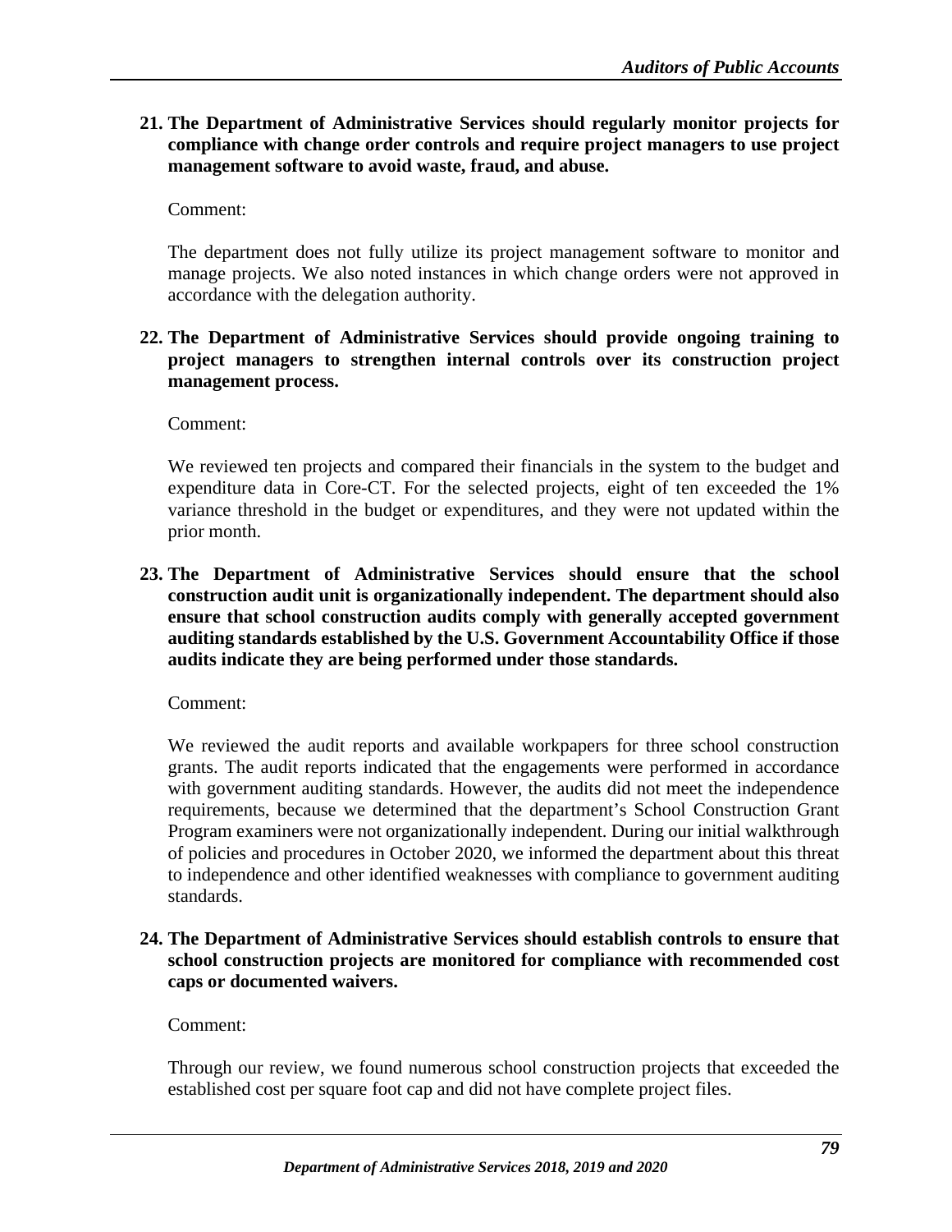21. **The Department of Administrative Services should regularly monitor projects for compliance with change order controls and require project managers to use project management software to avoid waste, fraud, and abuse.**

    Comment:

    The department does not fully utilize its project management software to monitor and manage projects. We also noted instances in which change orders were not approved in accordance with the delegation authority.

22. **The Department of Administrative Services should provide ongoing training to project managers to strengthen internal controls over its construction project management process.**

    Comment:

    We reviewed ten projects and compared their financials in the system to the budget and expenditure data in Core-CT. For the selected projects, eight of ten exceeded the 1% variance threshold in the budget or expenditures, and they were not updated within the prior month.

23. **The Department of Administrative Services should ensure that the school construction audit unit is organizationally independent. The department should also ensure that school construction audits comply with generally accepted government auditing standards established by the U.S. Government Accountability Office if those audits indicate they are being performed under those standards.**

    Comment:

    We reviewed the audit reports and available workpapers for three school construction grants. The audit reports indicated that the engagements were performed in accordance with government auditing standards. However, the audits did not meet the independence requirements, because we determined that the department's School Construction Grant Program examiners were not organizationally independent. During our initial walkthrough of policies and procedures in October 2020, we informed the department about this threat to independence and other identified weaknesses with compliance to government auditing standards.

24. **The Department of Administrative Services should establish controls to ensure that school construction projects are monitored for compliance with recommended cost caps or documented waivers.**

    Comment:

    Through our review, we found numerous school construction projects that exceeded the established cost per square foot cap and did not have complete project files.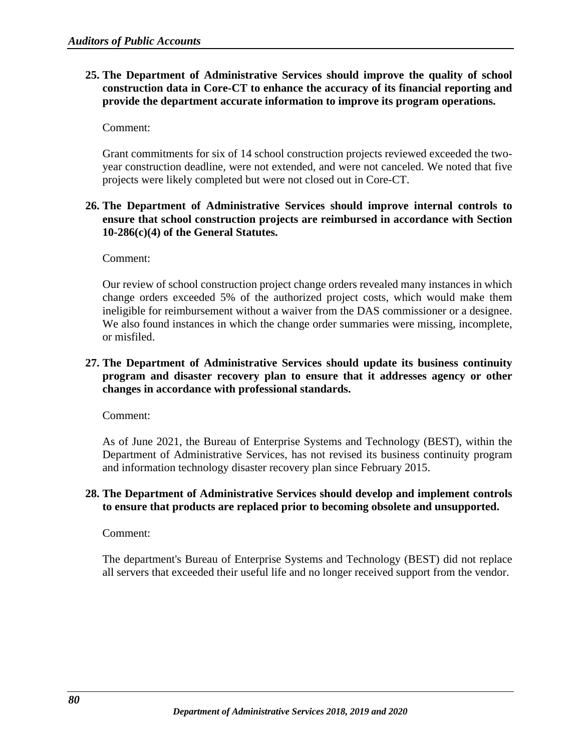**25. The Department of Administrative Services should improve the quality of school construction data in Core-CT to enhance the accuracy of its financial reporting and provide the department accurate information to improve its program operations.**

Comment:

Grant commitments for six of 14 school construction projects reviewed exceeded the two-year construction deadline, were not extended, and were not canceled. We noted that five projects were likely completed but were not closed out in Core-CT.

**26. The Department of Administrative Services should improve internal controls to ensure that school construction projects are reimbursed in accordance with Section 10-286(c)(4) of the General Statutes.**

Comment:

Our review of school construction project change orders revealed many instances in which change orders exceeded 5% of the authorized project costs, which would make them ineligible for reimbursement without a waiver from the DAS commissioner or a designee. We also found instances in which the change order summaries were missing, incomplete, or misfiled.

**27. The Department of Administrative Services should update its business continuity program and disaster recovery plan to ensure that it addresses agency or other changes in accordance with professional standards.**

Comment:

As of June 2021, the Bureau of Enterprise Systems and Technology (BEST), within the Department of Administrative Services, has not revised its business continuity program and information technology disaster recovery plan since February 2015.

**28. The Department of Administrative Services should develop and implement controls to ensure that products are replaced prior to becoming obsolete and unsupported.**

Comment:

The department's Bureau of Enterprise Systems and Technology (BEST) did not replace all servers that exceeded their useful life and no longer received support from the vendor.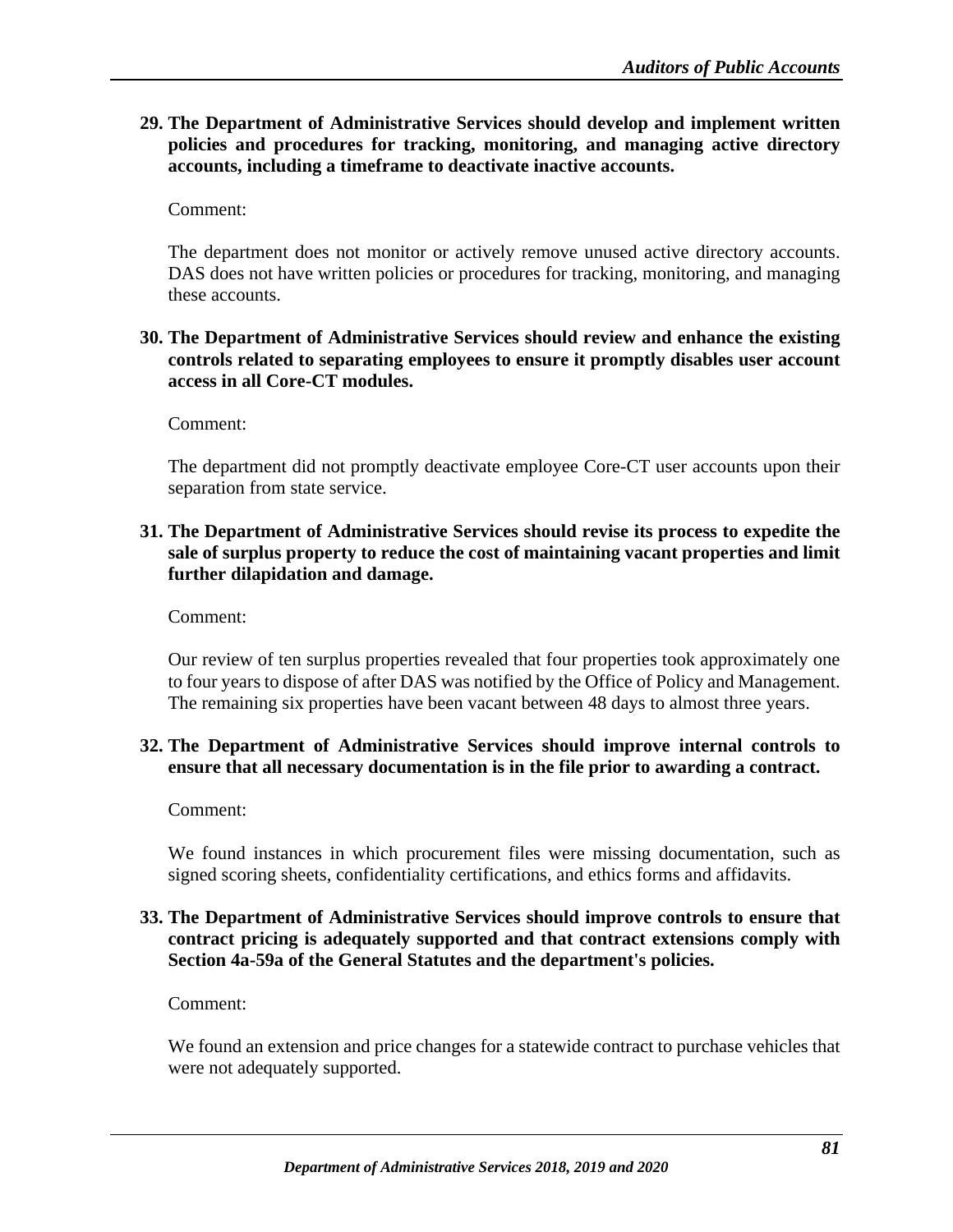**29. The Department of Administrative Services should develop and implement written policies and procedures for tracking, monitoring, and managing active directory accounts, including a timeframe to deactivate inactive accounts.**

Comment:

The department does not monitor or actively remove unused active directory accounts. DAS does not have written policies or procedures for tracking, monitoring, and managing these accounts.

**30. The Department of Administrative Services should review and enhance the existing controls related to separating employees to ensure it promptly disables user account access in all Core-CT modules.**

Comment:

The department did not promptly deactivate employee Core-CT user accounts upon their separation from state service.

**31. The Department of Administrative Services should revise its process to expedite the sale of surplus property to reduce the cost of maintaining vacant properties and limit further dilapidation and damage.**

Comment:

Our review of ten surplus properties revealed that four properties took approximately one to four years to dispose of after DAS was notified by the Office of Policy and Management. The remaining six properties have been vacant between 48 days to almost three years.

**32. The Department of Administrative Services should improve internal controls to ensure that all necessary documentation is in the file prior to awarding a contract.**

Comment:

We found instances in which procurement files were missing documentation, such as signed scoring sheets, confidentiality certifications, and ethics forms and affidavits.

**33. The Department of Administrative Services should improve controls to ensure that contract pricing is adequately supported and that contract extensions comply with Section 4a-59a of the General Statutes and the department's policies.**

Comment:

We found an extension and price changes for a statewide contract to purchase vehicles that were not adequately supported.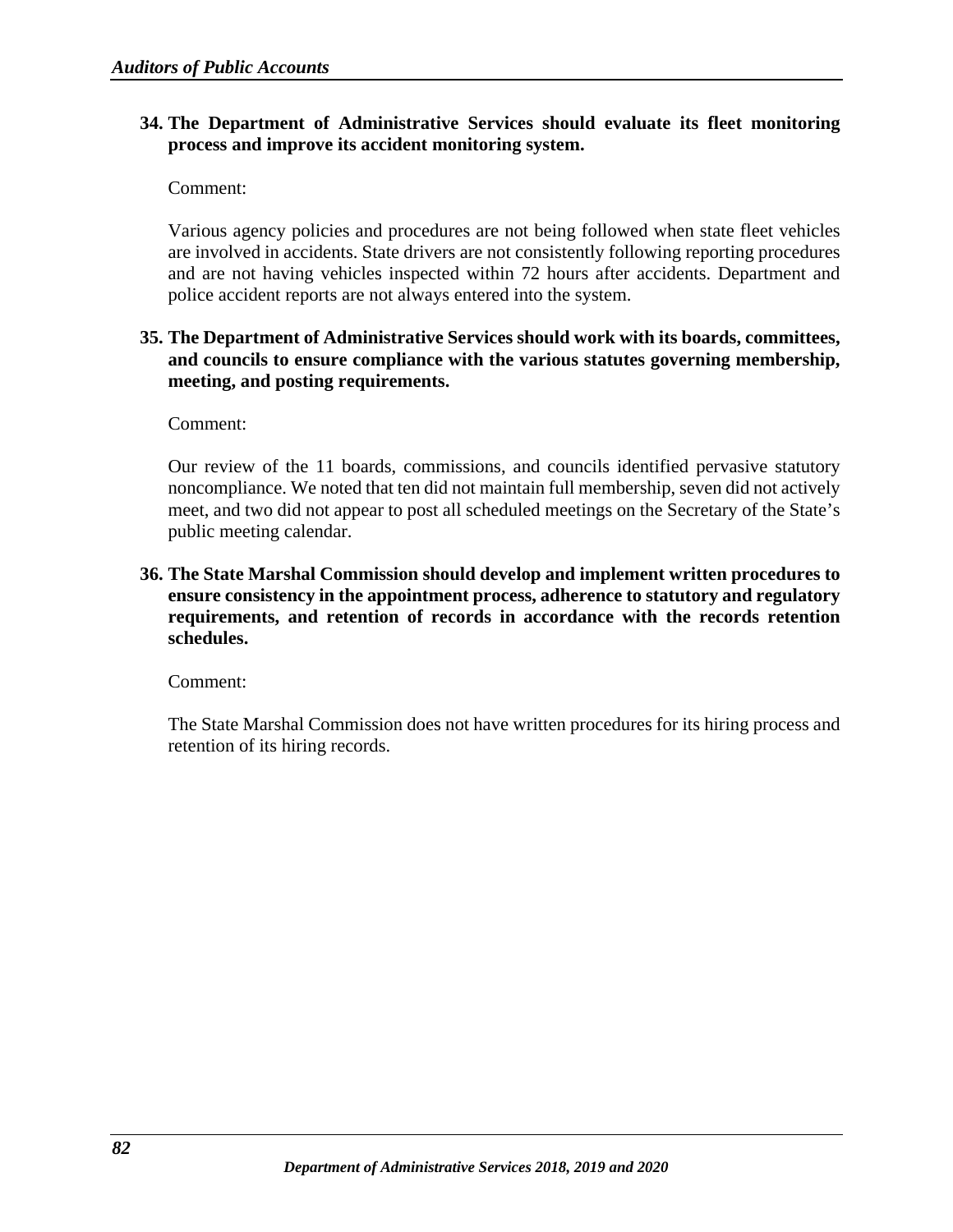**34. The Department of Administrative Services should evaluate its fleet monitoring process and improve its accident monitoring system.**

Comment:

Various agency policies and procedures are not being followed when state fleet vehicles are involved in accidents. State drivers are not consistently following reporting procedures and are not having vehicles inspected within 72 hours after accidents. Department and police accident reports are not always entered into the system.

**35. The Department of Administrative Services should work with its boards, committees, and councils to ensure compliance with the various statutes governing membership, meeting, and posting requirements.**

Comment:

Our review of the 11 boards, commissions, and councils identified pervasive statutory noncompliance. We noted that ten did not maintain full membership, seven did not actively meet, and two did not appear to post all scheduled meetings on the Secretary of the State's public meeting calendar.

**36. The State Marshal Commission should develop and implement written procedures to ensure consistency in the appointment process, adherence to statutory and regulatory requirements, and retention of records in accordance with the records retention schedules.**

Comment:

The State Marshal Commission does not have written procedures for its hiring process and retention of its hiring records.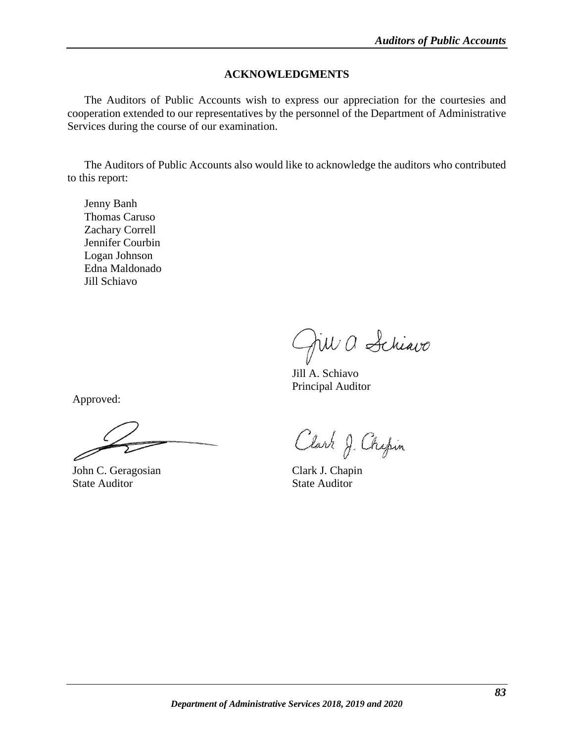## ACKNOWLEDGMENTS

The Auditors of Public Accounts wish to express our appreciation for the courtesies and cooperation extended to our representatives by the personnel of the Department of Administrative Services during the course of our examination.

The Auditors of Public Accounts also would like to acknowledge the auditors who contributed to this report:

Jenny Banh
Thomas Caruso
Zachary Correll
Jennifer Courbin
Logan Johnson
Edna Maldonado
Jill Schiavo

Jill A. Schiavo
Principal Auditor

Approved:

John C. Geragosian
State Auditor

Clark J. Chapin
State Auditor